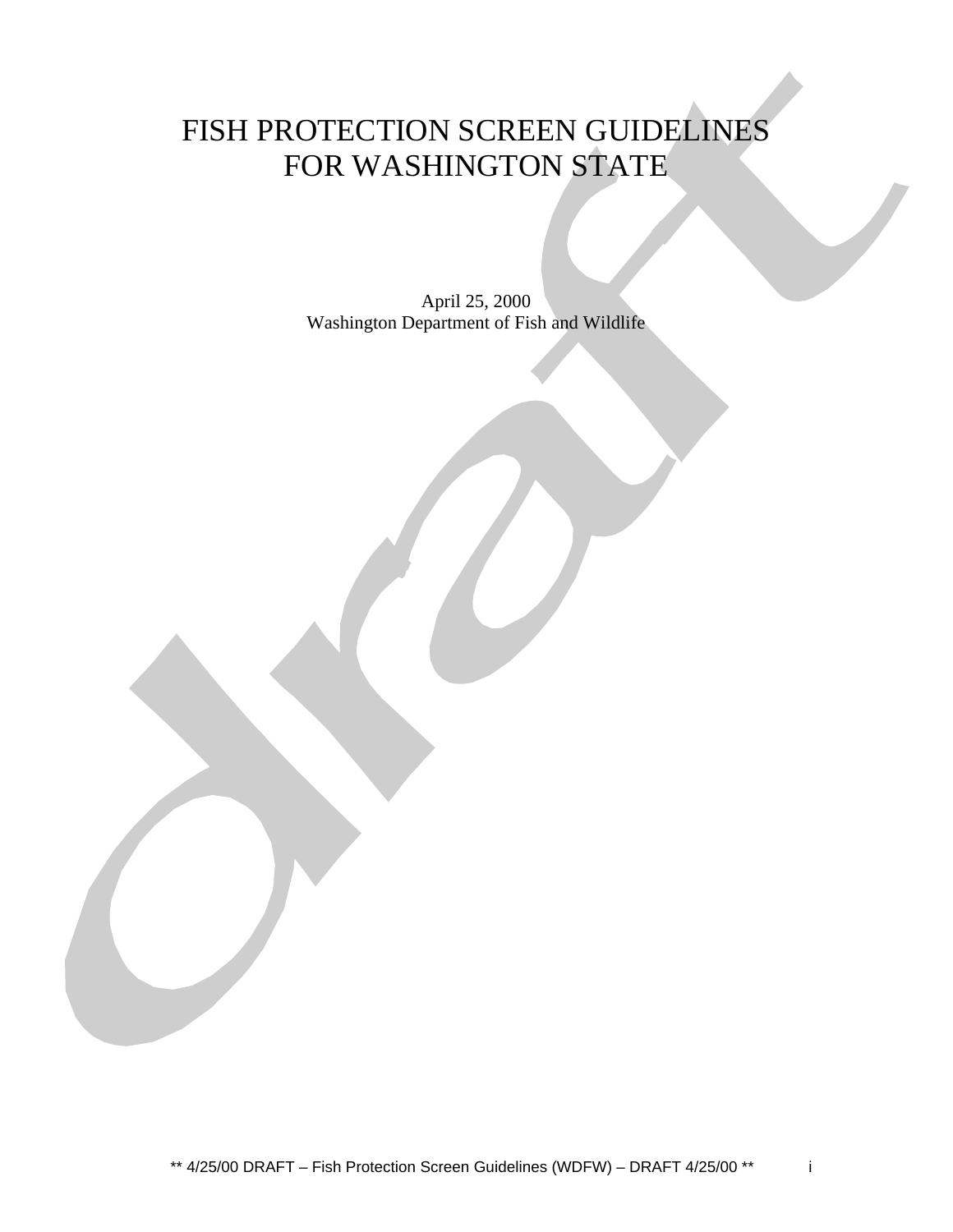# FISH PROTECTION SCREEN GUIDELINES FOR WASHINGTON STATE

April 25, 2000
Washington Department of Fish and Wildlife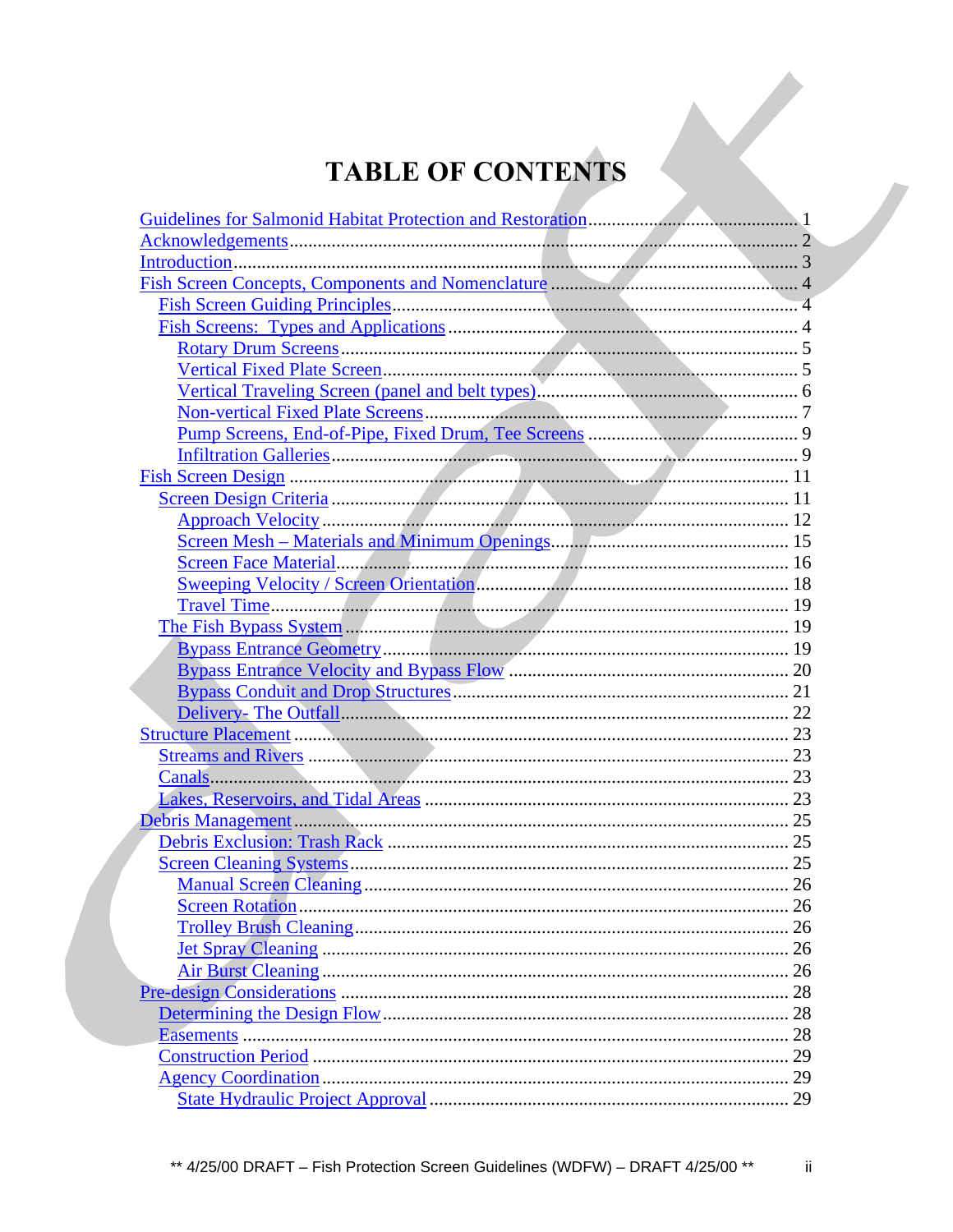# TABLE OF CONTENTS

Guidelines for Salmonid Habitat Protection and Restoration ........................................ 1
Acknowledgements ........................................................................................................ 2
Introduction .................................................................................................................... 3
Fish Screen Concepts, Components and Nomenclature ................................................ 4
- Fish Screen Guiding Principles .................................................................................. 4
- Fish Screens: Types and Applications ....................................................................... 4
  - Rotary Drum Screens ............................................................................................ 5
  - Vertical Fixed Plate Screen .................................................................................... 5
  - Vertical Traveling Screen (panel and belt types) ................................................... 6
  - Non-vertical Fixed Plate Screens ........................................................................... 7
  - Pump Screens, End-of-Pipe, Fixed Drum, Tee Screens ........................................ 9
  - Infiltration Galleries ............................................................................................... 9

Fish Screen Design ........................................................................................................ 11
- Screen Design Criteria .............................................................................................. 11
  - Approach Velocity ................................................................................................ 12
  - Screen Mesh – Materials and Minimum Openings ............................................... 15
  - Screen Face Material ............................................................................................. 16
  - Sweeping Velocity / Screen Orientation ............................................................... 18
  - Travel Time ........................................................................................................... 19
- The Fish Bypass System ........................................................................................... 19
  - Bypass Entrance Geometry ................................................................................... 19
  - Bypass Entrance Velocity and Bypass Flow ......................................................... 20
  - Bypass Conduit and Drop Structures .................................................................... 21
  - Delivery- The Outfall ............................................................................................ 22

Structure Placement ....................................................................................................... 23
- Streams and Rivers ................................................................................................... 23
- Canals ....................................................................................................................... 23
- Lakes, Reservoirs, and Tidal Areas .......................................................................... 23

Debris Management ...................................................................................................... 25
- Debris Exclusion: Trash Rack .................................................................................. 25
- Screen Cleaning Systems .......................................................................................... 25
  - Manual Screen Cleaning ....................................................................................... 26
  - Screen Rotation ..................................................................................................... 26
  - Trolley Brush Cleaning ......................................................................................... 26
  - Jet Spray Cleaning ................................................................................................ 26
  - Air Burst Cleaning ................................................................................................ 26

Pre-design Considerations ............................................................................................. 28
- Determining the Design Flow ................................................................................... 28
- Easements ................................................................................................................. 28
- Construction Period .................................................................................................. 29
- Agency Coordination ................................................................................................ 29
  - State Hydraulic Project Approval .......................................................................... 29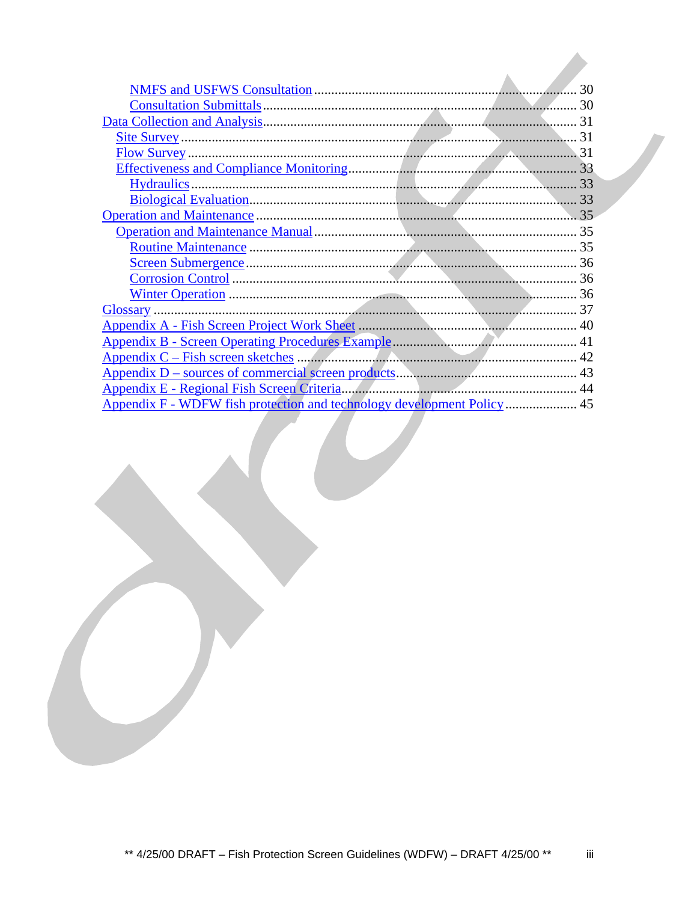- NMFS and USFWS Consultation ........................................................................... 30
- Consultation Submittals ........................................................................................ 30

Data Collection and Analysis ........................................................................................ 31

- Site Survey ............................................................................................................. 31
- Flow Survey ............................................................................................................ 31
- Effectiveness and Compliance Monitoring .............................................................. 33
  - Hydraulics ......................................................................................................... 33
  - Biological Evaluation ......................................................................................... 33

Operation and Maintenance ........................................................................................... 35

- Operation and Maintenance Manual ......................................................................... 35
  - Routine Maintenance ......................................................................................... 35
  - Screen Submergence ......................................................................................... 36
  - Corrosion Control .............................................................................................. 36
  - Winter Operation ............................................................................................... 36

Glossary ........................................................................................................................ 37

Appendix A - Fish Screen Project Work Sheet ............................................................... 40

Appendix B - Screen Operating Procedures Example ..................................................... 41

Appendix C – Fish screen sketches ................................................................................ 42

Appendix D – sources of commercial screen products .................................................... 43

Appendix E - Regional Fish Screen Criteria .................................................................... 44

Appendix F - WDFW fish protection and technology development Policy ....................... 45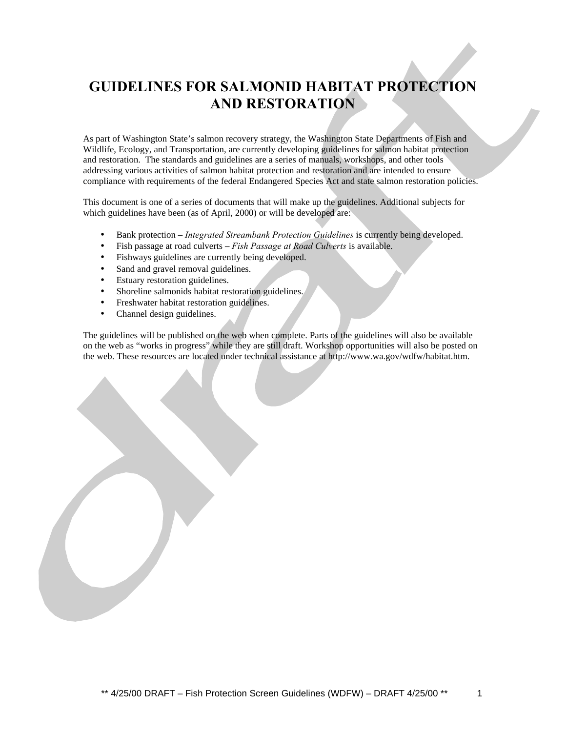# GUIDELINES FOR SALMONID HABITAT PROTECTION AND RESTORATION

As part of Washington State's salmon recovery strategy, the Washington State Departments of Fish and Wildlife, Ecology, and Transportation, are currently developing guidelines for salmon habitat protection and restoration. The standards and guidelines are a series of manuals, workshops, and other tools addressing various activities of salmon habitat protection and restoration and are intended to ensure compliance with requirements of the federal Endangered Species Act and state salmon restoration policies.

This document is one of a series of documents that will make up the guidelines. Additional subjects for which guidelines have been (as of April, 2000) or will be developed are:

- Bank protection – *Integrated Streambank Protection Guidelines* is currently being developed.
- Fish passage at road culverts – *Fish Passage at Road Culverts* is available.
- Fishways guidelines are currently being developed.
- Sand and gravel removal guidelines.
- Estuary restoration guidelines.
- Shoreline salmonids habitat restoration guidelines.
- Freshwater habitat restoration guidelines.
- Channel design guidelines.

The guidelines will be published on the web when complete. Parts of the guidelines will also be available on the web as "works in progress" while they are still draft. Workshop opportunities will also be posted on the web. These resources are located under technical assistance at http://www.wa.gov/wdfw/habitat.htm.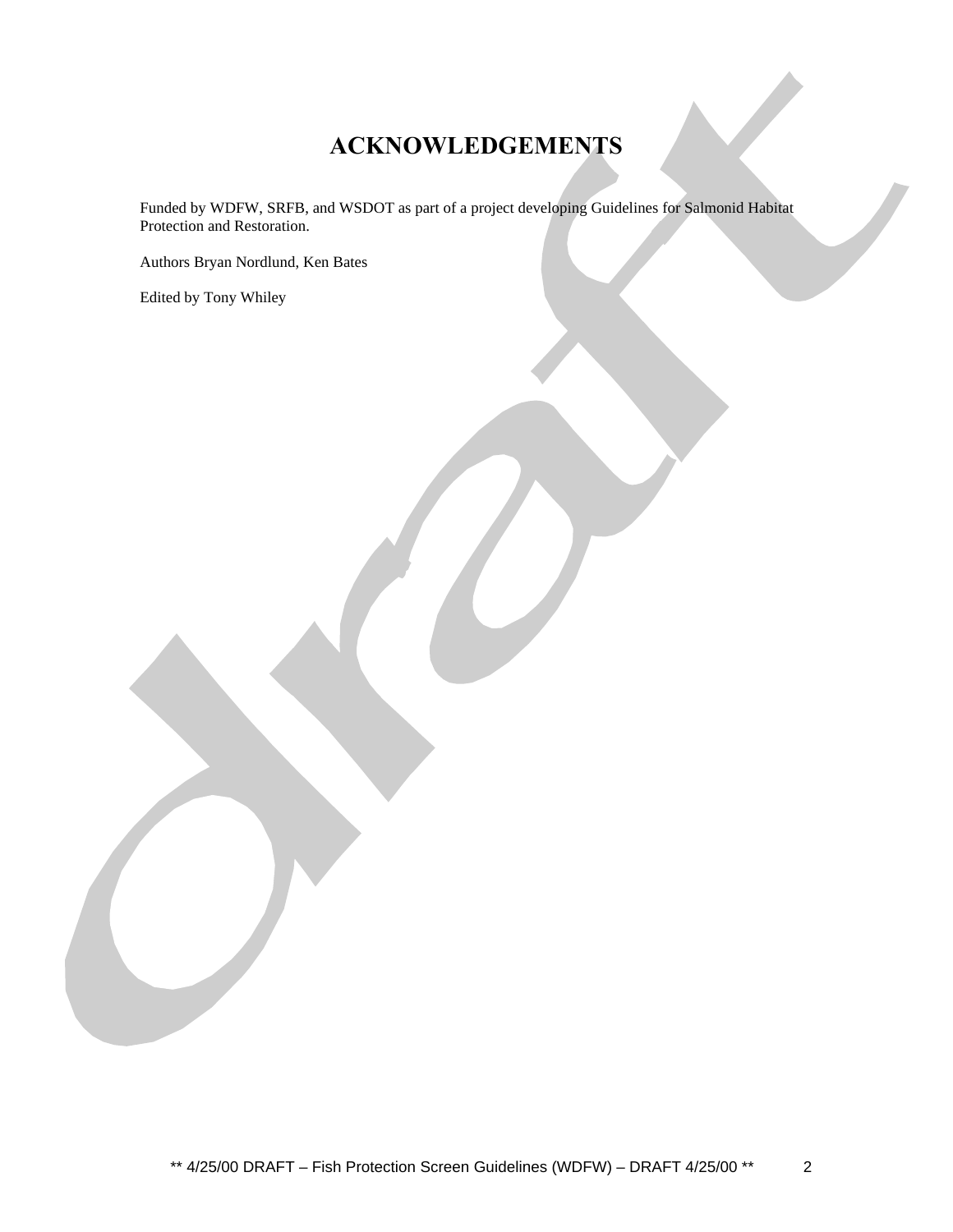# ACKNOWLEDGEMENTS

Funded by WDFW, SRFB, and WSDOT as part of a project developing Guidelines for Salmonid Habitat Protection and Restoration.

Authors Bryan Nordlund, Ken Bates

Edited by Tony Whiley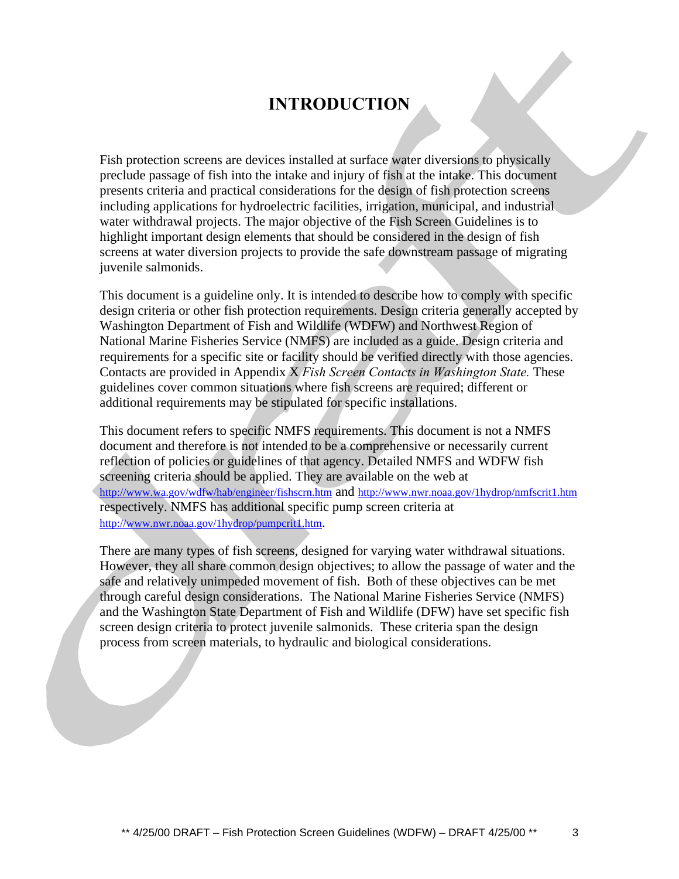# INTRODUCTION

Fish protection screens are devices installed at surface water diversions to physically preclude passage of fish into the intake and injury of fish at the intake. This document presents criteria and practical considerations for the design of fish protection screens including applications for hydroelectric facilities, irrigation, municipal, and industrial water withdrawal projects. The major objective of the Fish Screen Guidelines is to highlight important design elements that should be considered in the design of fish screens at water diversion projects to provide the safe downstream passage of migrating juvenile salmonids.

This document is a guideline only. It is intended to describe how to comply with specific design criteria or other fish protection requirements. Design criteria generally accepted by Washington Department of Fish and Wildlife (WDFW) and Northwest Region of National Marine Fisheries Service (NMFS) are included as a guide. Design criteria and requirements for a specific site or facility should be verified directly with those agencies. Contacts are provided in Appendix X *Fish Screen Contacts in Washington State.* These guidelines cover common situations where fish screens are required; different or additional requirements may be stipulated for specific installations.

This document refers to specific NMFS requirements. This document is not a NMFS document and therefore is not intended to be a comprehensive or necessarily current reflection of policies or guidelines of that agency. Detailed NMFS and WDFW fish screening criteria should be applied. They are available on the web at http://www.wa.gov/wdfw/hab/engineer/fishscrn.htm and http://www.nwr.noaa.gov/1hydrop/nmfscrit1.htm respectively. NMFS has additional specific pump screen criteria at http://www.nwr.noaa.gov/1hydrop/pumpcrit1.htm.

There are many types of fish screens, designed for varying water withdrawal situations. However, they all share common design objectives; to allow the passage of water and the safe and relatively unimpeded movement of fish. Both of these objectives can be met through careful design considerations. The National Marine Fisheries Service (NMFS) and the Washington State Department of Fish and Wildlife (DFW) have set specific fish screen design criteria to protect juvenile salmonids. These criteria span the design process from screen materials, to hydraulic and biological considerations.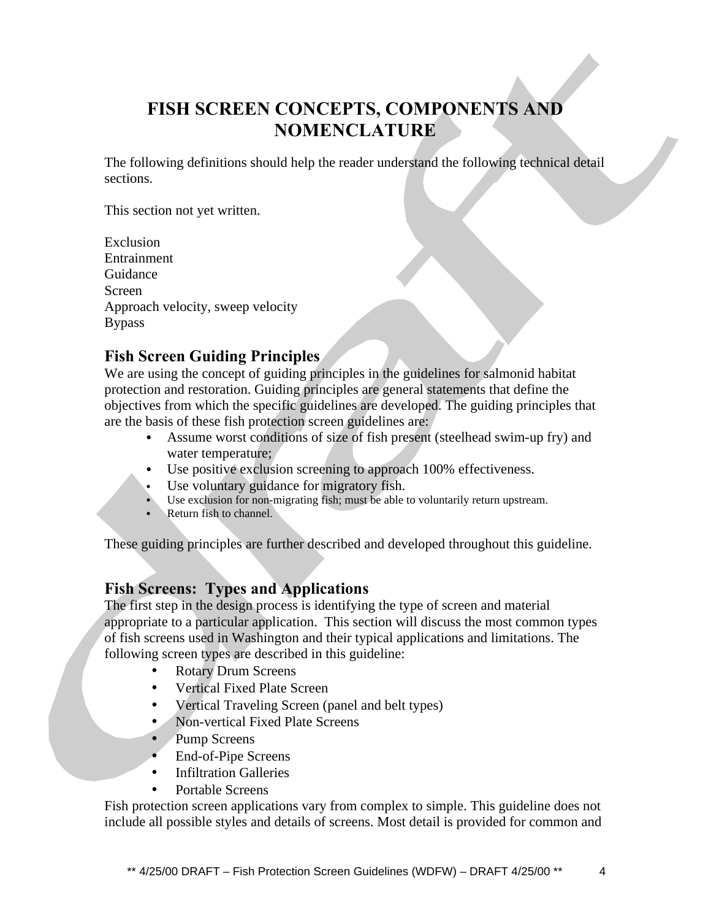# FISH SCREEN CONCEPTS, COMPONENTS AND NOMENCLATURE

The following definitions should help the reader understand the following technical detail sections.

This section not yet written.

Exclusion
Entrainment
Guidance
Screen
Approach velocity, sweep velocity
Bypass

## Fish Screen Guiding Principles

We are using the concept of guiding principles in the guidelines for salmonid habitat protection and restoration. Guiding principles are general statements that define the objectives from which the specific guidelines are developed. The guiding principles that are the basis of these fish protection screen guidelines are:

- Assume worst conditions of size of fish present (steelhead swim-up fry) and water temperature;
- Use positive exclusion screening to approach 100% effectiveness.
- Use voluntary guidance for migratory fish.
- Use exclusion for non-migrating fish; must be able to voluntarily return upstream.
- Return fish to channel.

These guiding principles are further described and developed throughout this guideline.

## Fish Screens: Types and Applications

The first step in the design process is identifying the type of screen and material appropriate to a particular application. This section will discuss the most common types of fish screens used in Washington and their typical applications and limitations. The following screen types are described in this guideline:

- Rotary Drum Screens
- Vertical Fixed Plate Screen
- Vertical Traveling Screen (panel and belt types)
- Non-vertical Fixed Plate Screens
- Pump Screens
- End-of-Pipe Screens
- Infiltration Galleries
- Portable Screens

Fish protection screen applications vary from complex to simple. This guideline does not include all possible styles and details of screens. Most detail is provided for common and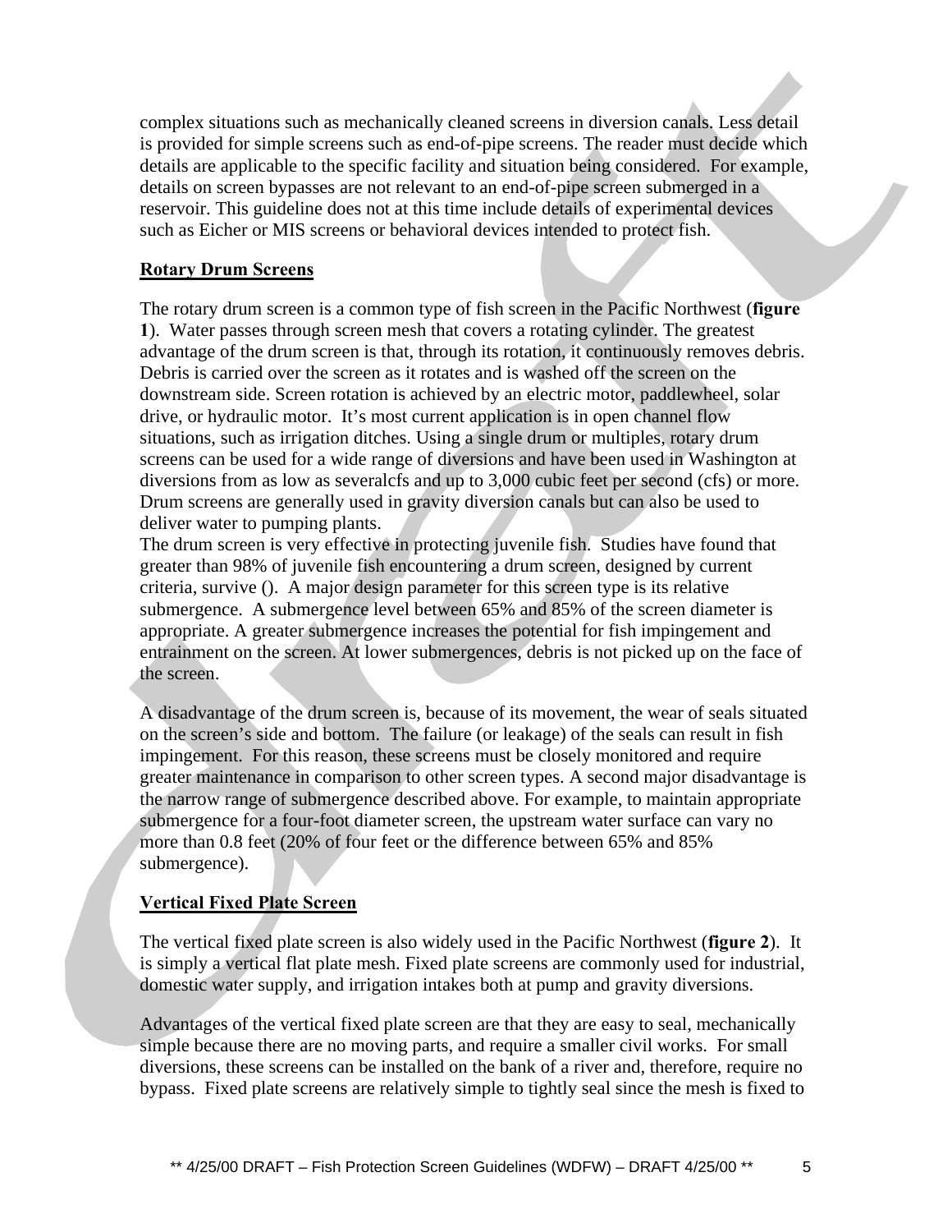complex situations such as mechanically cleaned screens in diversion canals. Less detail is provided for simple screens such as end-of-pipe screens. The reader must decide which details are applicable to the specific facility and situation being considered. For example, details on screen bypasses are not relevant to an end-of-pipe screen submerged in a reservoir. This guideline does not at this time include details of experimental devices such as Eicher or MIS screens or behavioral devices intended to protect fish.

## Rotary Drum Screens

The rotary drum screen is a common type of fish screen in the Pacific Northwest (**figure 1**). Water passes through screen mesh that covers a rotating cylinder. The greatest advantage of the drum screen is that, through its rotation, it continuously removes debris. Debris is carried over the screen as it rotates and is washed off the screen on the downstream side. Screen rotation is achieved by an electric motor, paddlewheel, solar drive, or hydraulic motor. It's most current application is in open channel flow situations, such as irrigation ditches. Using a single drum or multiples, rotary drum screens can be used for a wide range of diversions and have been used in Washington at diversions from as low as severalcfs and up to 3,000 cubic feet per second (cfs) or more. Drum screens are generally used in gravity diversion canals but can also be used to deliver water to pumping plants.

The drum screen is very effective in protecting juvenile fish. Studies have found that greater than 98% of juvenile fish encountering a drum screen, designed by current criteria, survive (). A major design parameter for this screen type is its relative submergence. A submergence level between 65% and 85% of the screen diameter is appropriate. A greater submergence increases the potential for fish impingement and entrainment on the screen. At lower submergences, debris is not picked up on the face of the screen.

A disadvantage of the drum screen is, because of its movement, the wear of seals situated on the screen's side and bottom. The failure (or leakage) of the seals can result in fish impingement. For this reason, these screens must be closely monitored and require greater maintenance in comparison to other screen types. A second major disadvantage is the narrow range of submergence described above. For example, to maintain appropriate submergence for a four-foot diameter screen, the upstream water surface can vary no more than 0.8 feet (20% of four feet or the difference between 65% and 85% submergence).

## Vertical Fixed Plate Screen

The vertical fixed plate screen is also widely used in the Pacific Northwest (**figure 2**). It is simply a vertical flat plate mesh. Fixed plate screens are commonly used for industrial, domestic water supply, and irrigation intakes both at pump and gravity diversions.

Advantages of the vertical fixed plate screen are that they are easy to seal, mechanically simple because there are no moving parts, and require a smaller civil works. For small diversions, these screens can be installed on the bank of a river and, therefore, require no bypass. Fixed plate screens are relatively simple to tightly seal since the mesh is fixed to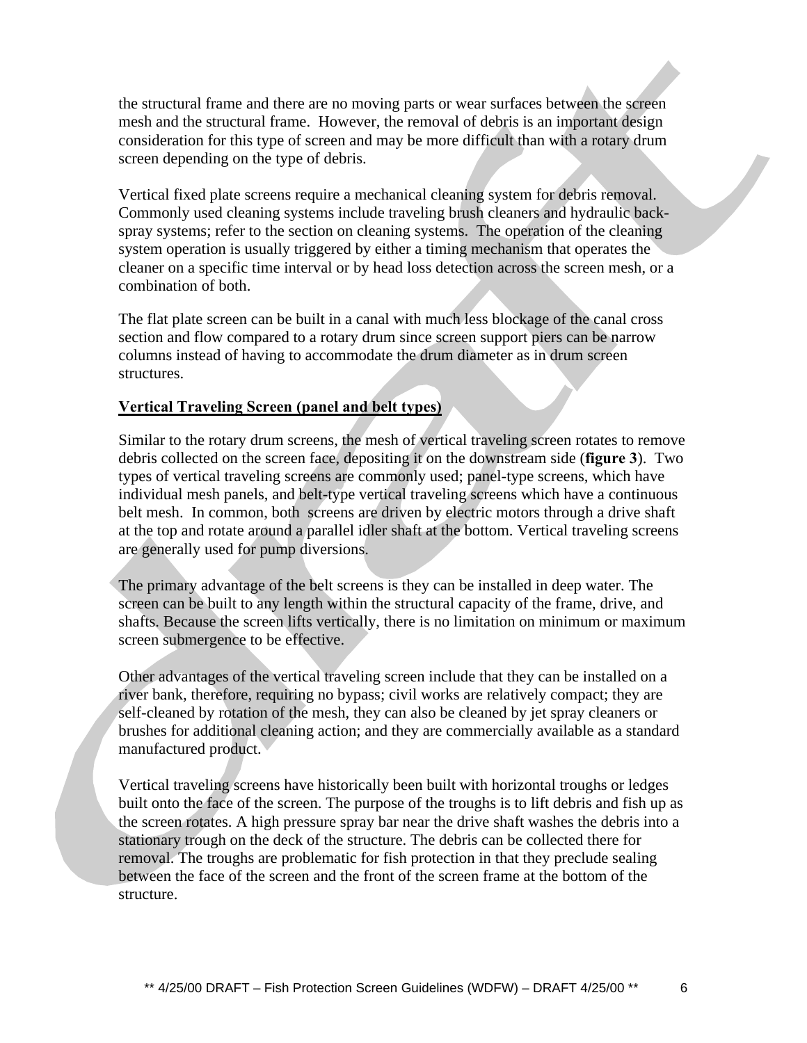the structural frame and there are no moving parts or wear surfaces between the screen mesh and the structural frame. However, the removal of debris is an important design consideration for this type of screen and may be more difficult than with a rotary drum screen depending on the type of debris.

Vertical fixed plate screens require a mechanical cleaning system for debris removal. Commonly used cleaning systems include traveling brush cleaners and hydraulic back-spray systems; refer to the section on cleaning systems. The operation of the cleaning system operation is usually triggered by either a timing mechanism that operates the cleaner on a specific time interval or by head loss detection across the screen mesh, or a combination of both.

The flat plate screen can be built in a canal with much less blockage of the canal cross section and flow compared to a rotary drum since screen support piers can be narrow columns instead of having to accommodate the drum diameter as in drum screen structures.

**Vertical Traveling Screen (panel and belt types)**

Similar to the rotary drum screens, the mesh of vertical traveling screen rotates to remove debris collected on the screen face, depositing it on the downstream side (**figure 3**). Two types of vertical traveling screens are commonly used; panel-type screens, which have individual mesh panels, and belt-type vertical traveling screens which have a continuous belt mesh. In common, both screens are driven by electric motors through a drive shaft at the top and rotate around a parallel idler shaft at the bottom. Vertical traveling screens are generally used for pump diversions.

The primary advantage of the belt screens is they can be installed in deep water. The screen can be built to any length within the structural capacity of the frame, drive, and shafts. Because the screen lifts vertically, there is no limitation on minimum or maximum screen submergence to be effective.

Other advantages of the vertical traveling screen include that they can be installed on a river bank, therefore, requiring no bypass; civil works are relatively compact; they are self-cleaned by rotation of the mesh, they can also be cleaned by jet spray cleaners or brushes for additional cleaning action; and they are commercially available as a standard manufactured product.

Vertical traveling screens have historically been built with horizontal troughs or ledges built onto the face of the screen. The purpose of the troughs is to lift debris and fish up as the screen rotates. A high pressure spray bar near the drive shaft washes the debris into a stationary trough on the deck of the structure. The debris can be collected there for removal. The troughs are problematic for fish protection in that they preclude sealing between the face of the screen and the front of the screen frame at the bottom of the structure.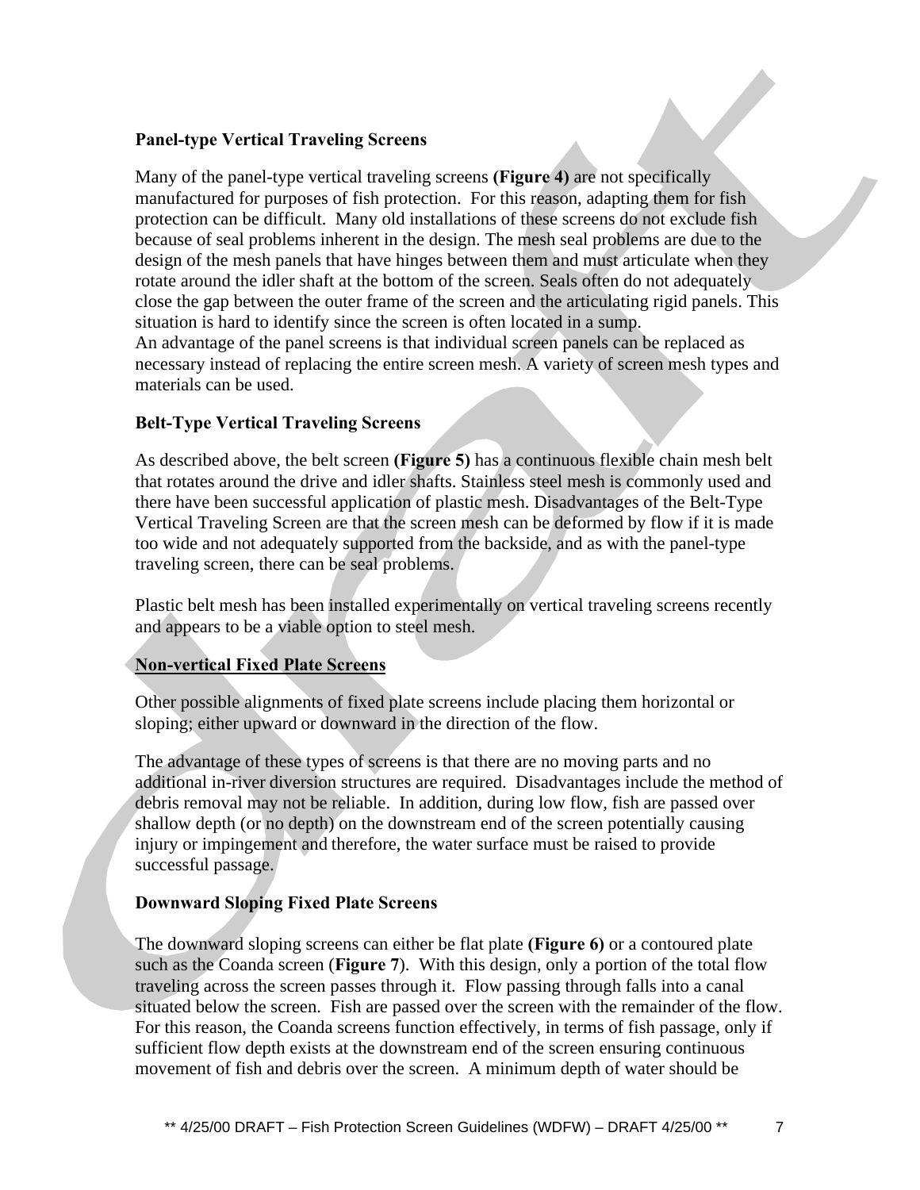### Panel-type Vertical Traveling Screens

Many of the panel-type vertical traveling screens **(Figure 4)** are not specifically manufactured for purposes of fish protection. For this reason, adapting them for fish protection can be difficult. Many old installations of these screens do not exclude fish because of seal problems inherent in the design. The mesh seal problems are due to the design of the mesh panels that have hinges between them and must articulate when they rotate around the idler shaft at the bottom of the screen. Seals often do not adequately close the gap between the outer frame of the screen and the articulating rigid panels. This situation is hard to identify since the screen is often located in a sump.
An advantage of the panel screens is that individual screen panels can be replaced as necessary instead of replacing the entire screen mesh. A variety of screen mesh types and materials can be used.

### Belt-Type Vertical Traveling Screens

As described above, the belt screen **(Figure 5)** has a continuous flexible chain mesh belt that rotates around the drive and idler shafts. Stainless steel mesh is commonly used and there have been successful application of plastic mesh. Disadvantages of the Belt-Type Vertical Traveling Screen are that the screen mesh can be deformed by flow if it is made too wide and not adequately supported from the backside, and as with the panel-type traveling screen, there can be seal problems.

Plastic belt mesh has been installed experimentally on vertical traveling screens recently and appears to be a viable option to steel mesh.

## Non-vertical Fixed Plate Screens

Other possible alignments of fixed plate screens include placing them horizontal or sloping; either upward or downward in the direction of the flow.

The advantage of these types of screens is that there are no moving parts and no additional in-river diversion structures are required. Disadvantages include the method of debris removal may not be reliable. In addition, during low flow, fish are passed over shallow depth (or no depth) on the downstream end of the screen potentially causing injury or impingement and therefore, the water surface must be raised to provide successful passage.

### Downward Sloping Fixed Plate Screens

The downward sloping screens can either be flat plate **(Figure 6)** or a contoured plate such as the Coanda screen (**Figure 7**). With this design, only a portion of the total flow traveling across the screen passes through it. Flow passing through falls into a canal situated below the screen. Fish are passed over the screen with the remainder of the flow. For this reason, the Coanda screens function effectively, in terms of fish passage, only if sufficient flow depth exists at the downstream end of the screen ensuring continuous movement of fish and debris over the screen. A minimum depth of water should be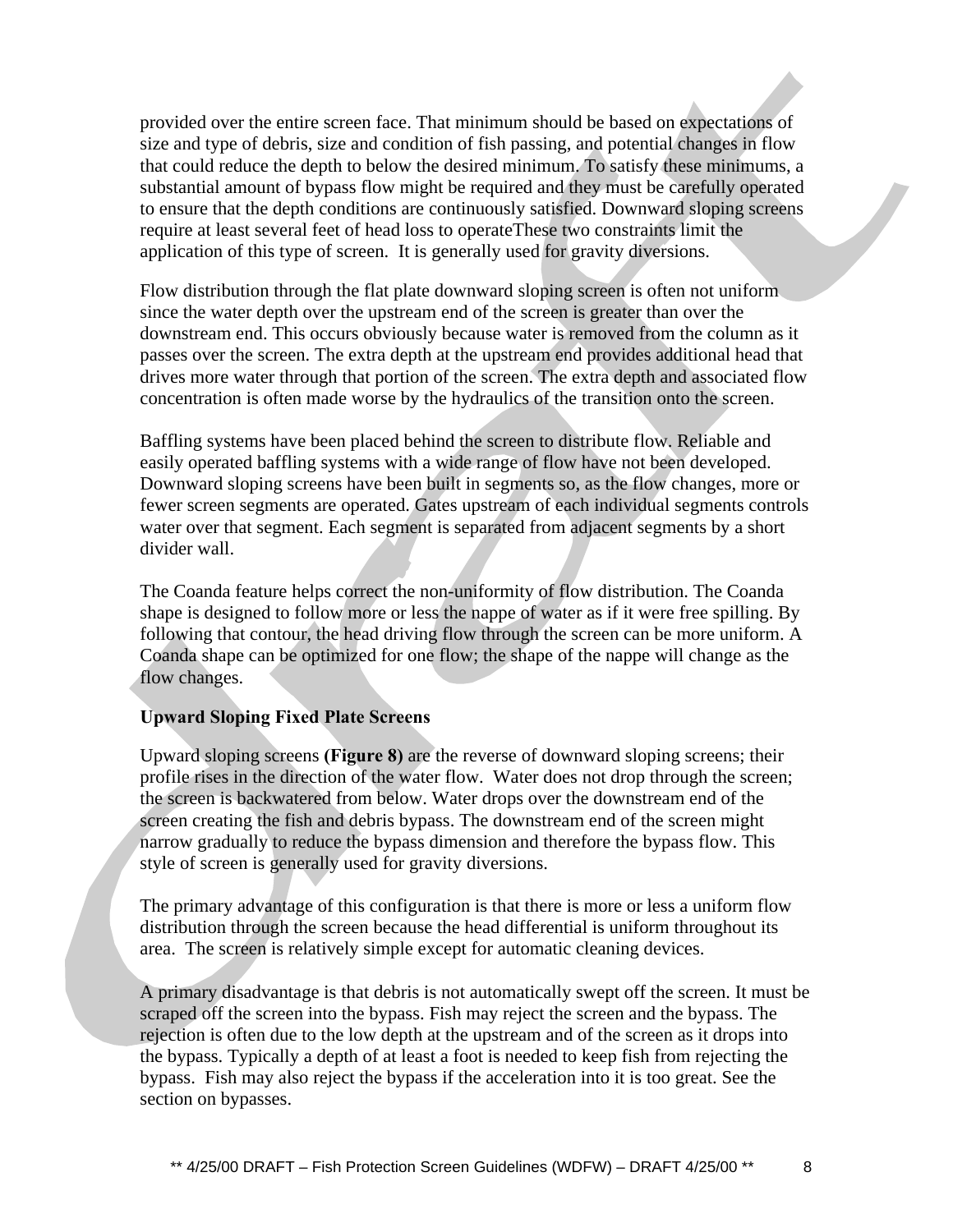provided over the entire screen face. That minimum should be based on expectations of size and type of debris, size and condition of fish passing, and potential changes in flow that could reduce the depth to below the desired minimum. To satisfy these minimums, a substantial amount of bypass flow might be required and they must be carefully operated to ensure that the depth conditions are continuously satisfied. Downward sloping screens require at least several feet of head loss to operateThese two constraints limit the application of this type of screen.  It is generally used for gravity diversions.

Flow distribution through the flat plate downward sloping screen is often not uniform since the water depth over the upstream end of the screen is greater than over the downstream end. This occurs obviously because water is removed from the column as it passes over the screen. The extra depth at the upstream end provides additional head that drives more water through that portion of the screen. The extra depth and associated flow concentration is often made worse by the hydraulics of the transition onto the screen.

Baffling systems have been placed behind the screen to distribute flow. Reliable and easily operated baffling systems with a wide range of flow have not been developed. Downward sloping screens have been built in segments so, as the flow changes, more or fewer screen segments are operated. Gates upstream of each individual segments controls water over that segment. Each segment is separated from adjacent segments by a short divider wall.

The Coanda feature helps correct the non-uniformity of flow distribution. The Coanda shape is designed to follow more or less the nappe of water as if it were free spilling. By following that contour, the head driving flow through the screen can be more uniform. A Coanda shape can be optimized for one flow; the shape of the nappe will change as the flow changes.

**Upward Sloping Fixed Plate Screens**

Upward sloping screens **(Figure 8)** are the reverse of downward sloping screens; their profile rises in the direction of the water flow.  Water does not drop through the screen; the screen is backwatered from below. Water drops over the downstream end of the screen creating the fish and debris bypass. The downstream end of the screen might narrow gradually to reduce the bypass dimension and therefore the bypass flow. This style of screen is generally used for gravity diversions.

The primary advantage of this configuration is that there is more or less a uniform flow distribution through the screen because the head differential is uniform throughout its area.  The screen is relatively simple except for automatic cleaning devices.

A primary disadvantage is that debris is not automatically swept off the screen. It must be scraped off the screen into the bypass. Fish may reject the screen and the bypass. The rejection is often due to the low depth at the upstream and of the screen as it drops into the bypass. Typically a depth of at least a foot is needed to keep fish from rejecting the bypass.  Fish may also reject the bypass if the acceleration into it is too great. See the section on bypasses.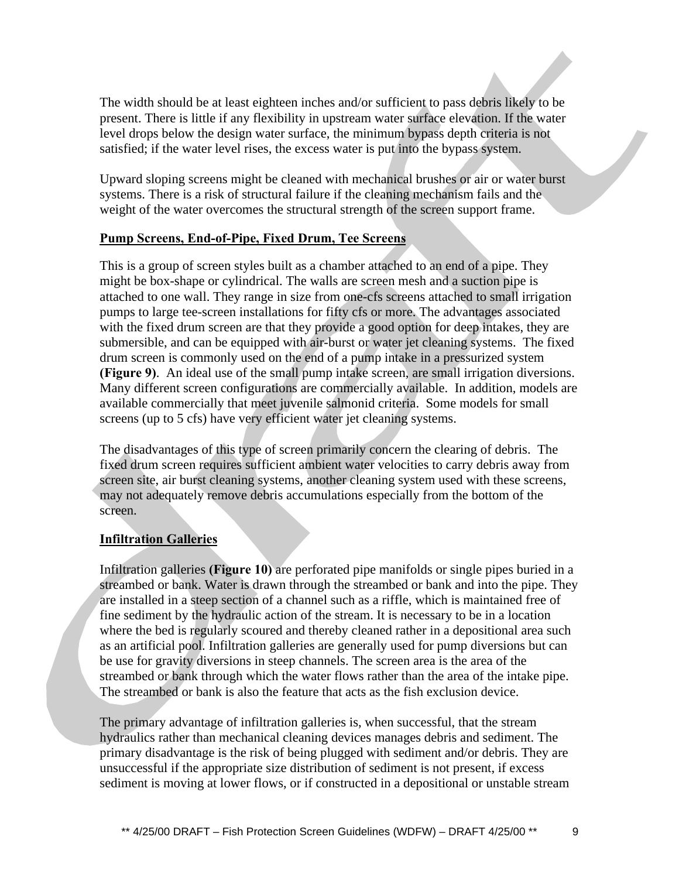The width should be at least eighteen inches and/or sufficient to pass debris likely to be present. There is little if any flexibility in upstream water surface elevation. If the water level drops below the design water surface, the minimum bypass depth criteria is not satisfied; if the water level rises, the excess water is put into the bypass system.

Upward sloping screens might be cleaned with mechanical brushes or air or water burst systems. There is a risk of structural failure if the cleaning mechanism fails and the weight of the water overcomes the structural strength of the screen support frame.

### Pump Screens, End-of-Pipe, Fixed Drum, Tee Screens

This is a group of screen styles built as a chamber attached to an end of a pipe. They might be box-shape or cylindrical. The walls are screen mesh and a suction pipe is attached to one wall. They range in size from one-cfs screens attached to small irrigation pumps to large tee-screen installations for fifty cfs or more. The advantages associated with the fixed drum screen are that they provide a good option for deep intakes, they are submersible, and can be equipped with air-burst or water jet cleaning systems. The fixed drum screen is commonly used on the end of a pump intake in a pressurized system **(Figure 9)**. An ideal use of the small pump intake screen, are small irrigation diversions. Many different screen configurations are commercially available. In addition, models are available commercially that meet juvenile salmonid criteria. Some models for small screens (up to 5 cfs) have very efficient water jet cleaning systems.

The disadvantages of this type of screen primarily concern the clearing of debris. The fixed drum screen requires sufficient ambient water velocities to carry debris away from screen site, air burst cleaning systems, another cleaning system used with these screens, may not adequately remove debris accumulations especially from the bottom of the screen.

### Infiltration Galleries

Infiltration galleries **(Figure 10)** are perforated pipe manifolds or single pipes buried in a streambed or bank. Water is drawn through the streambed or bank and into the pipe. They are installed in a steep section of a channel such as a riffle, which is maintained free of fine sediment by the hydraulic action of the stream. It is necessary to be in a location where the bed is regularly scoured and thereby cleaned rather in a depositional area such as an artificial pool. Infiltration galleries are generally used for pump diversions but can be use for gravity diversions in steep channels. The screen area is the area of the streambed or bank through which the water flows rather than the area of the intake pipe. The streambed or bank is also the feature that acts as the fish exclusion device.

The primary advantage of infiltration galleries is, when successful, that the stream hydraulics rather than mechanical cleaning devices manages debris and sediment. The primary disadvantage is the risk of being plugged with sediment and/or debris. They are unsuccessful if the appropriate size distribution of sediment is not present, if excess sediment is moving at lower flows, or if constructed in a depositional or unstable stream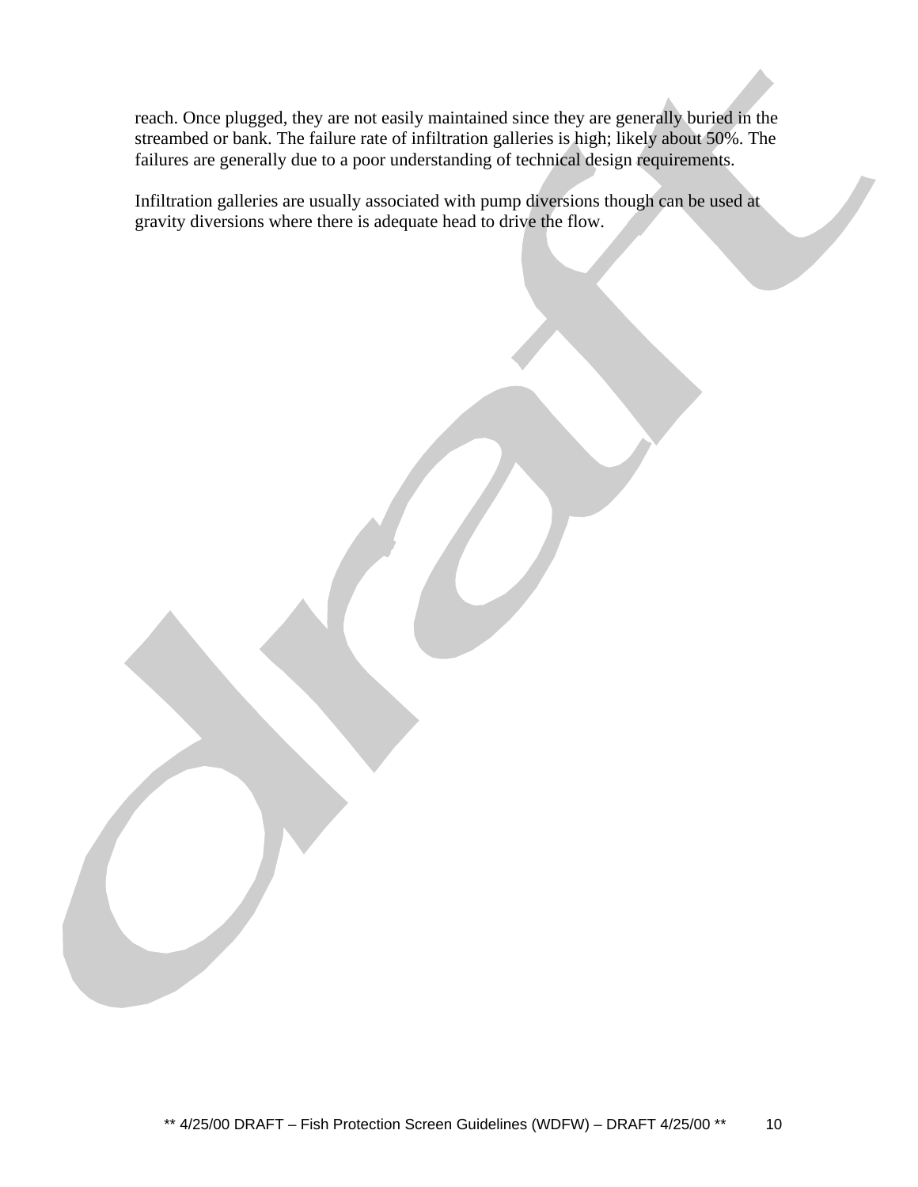reach. Once plugged, they are not easily maintained since they are generally buried in the streambed or bank. The failure rate of infiltration galleries is high; likely about 50%. The failures are generally due to a poor understanding of technical design requirements.

Infiltration galleries are usually associated with pump diversions though can be used at gravity diversions where there is adequate head to drive the flow.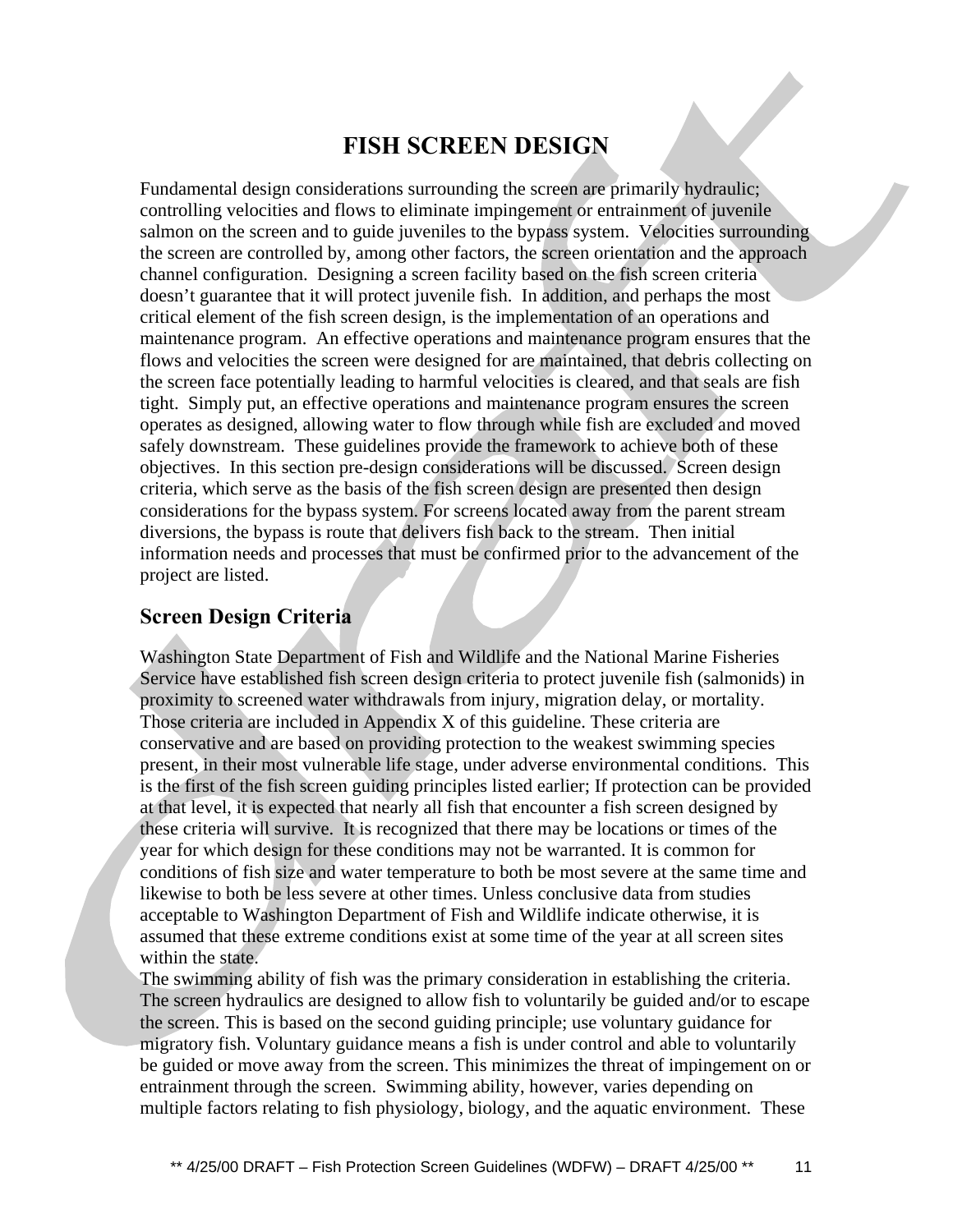# FISH SCREEN DESIGN

Fundamental design considerations surrounding the screen are primarily hydraulic; controlling velocities and flows to eliminate impingement or entrainment of juvenile salmon on the screen and to guide juveniles to the bypass system. Velocities surrounding the screen are controlled by, among other factors, the screen orientation and the approach channel configuration. Designing a screen facility based on the fish screen criteria doesn't guarantee that it will protect juvenile fish. In addition, and perhaps the most critical element of the fish screen design, is the implementation of an operations and maintenance program. An effective operations and maintenance program ensures that the flows and velocities the screen were designed for are maintained, that debris collecting on the screen face potentially leading to harmful velocities is cleared, and that seals are fish tight. Simply put, an effective operations and maintenance program ensures the screen operates as designed, allowing water to flow through while fish are excluded and moved safely downstream. These guidelines provide the framework to achieve both of these objectives. In this section pre-design considerations will be discussed. Screen design criteria, which serve as the basis of the fish screen design are presented then design considerations for the bypass system. For screens located away from the parent stream diversions, the bypass is route that delivers fish back to the stream. Then initial information needs and processes that must be confirmed prior to the advancement of the project are listed.

## Screen Design Criteria

Washington State Department of Fish and Wildlife and the National Marine Fisheries Service have established fish screen design criteria to protect juvenile fish (salmonids) in proximity to screened water withdrawals from injury, migration delay, or mortality. Those criteria are included in Appendix X of this guideline. These criteria are conservative and are based on providing protection to the weakest swimming species present, in their most vulnerable life stage, under adverse environmental conditions. This is the first of the fish screen guiding principles listed earlier; If protection can be provided at that level, it is expected that nearly all fish that encounter a fish screen designed by these criteria will survive. It is recognized that there may be locations or times of the year for which design for these conditions may not be warranted. It is common for conditions of fish size and water temperature to both be most severe at the same time and likewise to both be less severe at other times. Unless conclusive data from studies acceptable to Washington Department of Fish and Wildlife indicate otherwise, it is assumed that these extreme conditions exist at some time of the year at all screen sites within the state.

The swimming ability of fish was the primary consideration in establishing the criteria. The screen hydraulics are designed to allow fish to voluntarily be guided and/or to escape the screen. This is based on the second guiding principle; use voluntary guidance for migratory fish. Voluntary guidance means a fish is under control and able to voluntarily be guided or move away from the screen. This minimizes the threat of impingement on or entrainment through the screen. Swimming ability, however, varies depending on multiple factors relating to fish physiology, biology, and the aquatic environment. These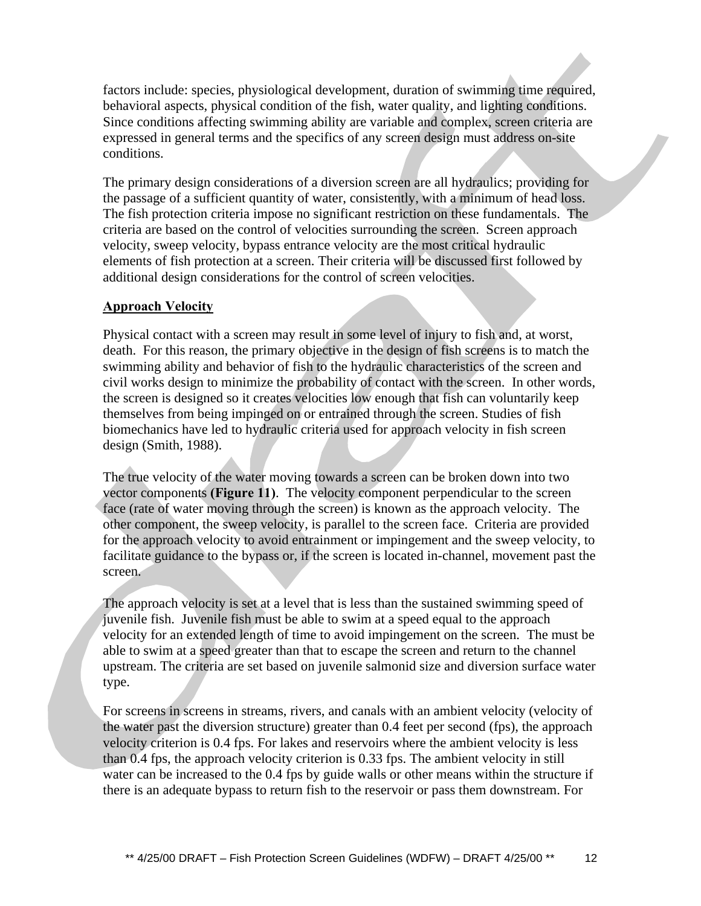factors include: species, physiological development, duration of swimming time required, behavioral aspects, physical condition of the fish, water quality, and lighting conditions. Since conditions affecting swimming ability are variable and complex, screen criteria are expressed in general terms and the specifics of any screen design must address on-site conditions.

The primary design considerations of a diversion screen are all hydraulics; providing for the passage of a sufficient quantity of water, consistently, with a minimum of head loss. The fish protection criteria impose no significant restriction on these fundamentals. The criteria are based on the control of velocities surrounding the screen. Screen approach velocity, sweep velocity, bypass entrance velocity are the most critical hydraulic elements of fish protection at a screen. Their criteria will be discussed first followed by additional design considerations for the control of screen velocities.

## Approach Velocity

Physical contact with a screen may result in some level of injury to fish and, at worst, death. For this reason, the primary objective in the design of fish screens is to match the swimming ability and behavior of fish to the hydraulic characteristics of the screen and civil works design to minimize the probability of contact with the screen. In other words, the screen is designed so it creates velocities low enough that fish can voluntarily keep themselves from being impinged on or entrained through the screen. Studies of fish biomechanics have led to hydraulic criteria used for approach velocity in fish screen design (Smith, 1988).

The true velocity of the water moving towards a screen can be broken down into two vector components **(Figure 11)**. The velocity component perpendicular to the screen face (rate of water moving through the screen) is known as the approach velocity. The other component, the sweep velocity, is parallel to the screen face. Criteria are provided for the approach velocity to avoid entrainment or impingement and the sweep velocity, to facilitate guidance to the bypass or, if the screen is located in-channel, movement past the screen.

The approach velocity is set at a level that is less than the sustained swimming speed of juvenile fish. Juvenile fish must be able to swim at a speed equal to the approach velocity for an extended length of time to avoid impingement on the screen. The must be able to swim at a speed greater than that to escape the screen and return to the channel upstream. The criteria are set based on juvenile salmonid size and diversion surface water type.

For screens in screens in streams, rivers, and canals with an ambient velocity (velocity of the water past the diversion structure) greater than 0.4 feet per second (fps), the approach velocity criterion is 0.4 fps. For lakes and reservoirs where the ambient velocity is less than 0.4 fps, the approach velocity criterion is 0.33 fps. The ambient velocity in still water can be increased to the 0.4 fps by guide walls or other means within the structure if there is an adequate bypass to return fish to the reservoir or pass them downstream. For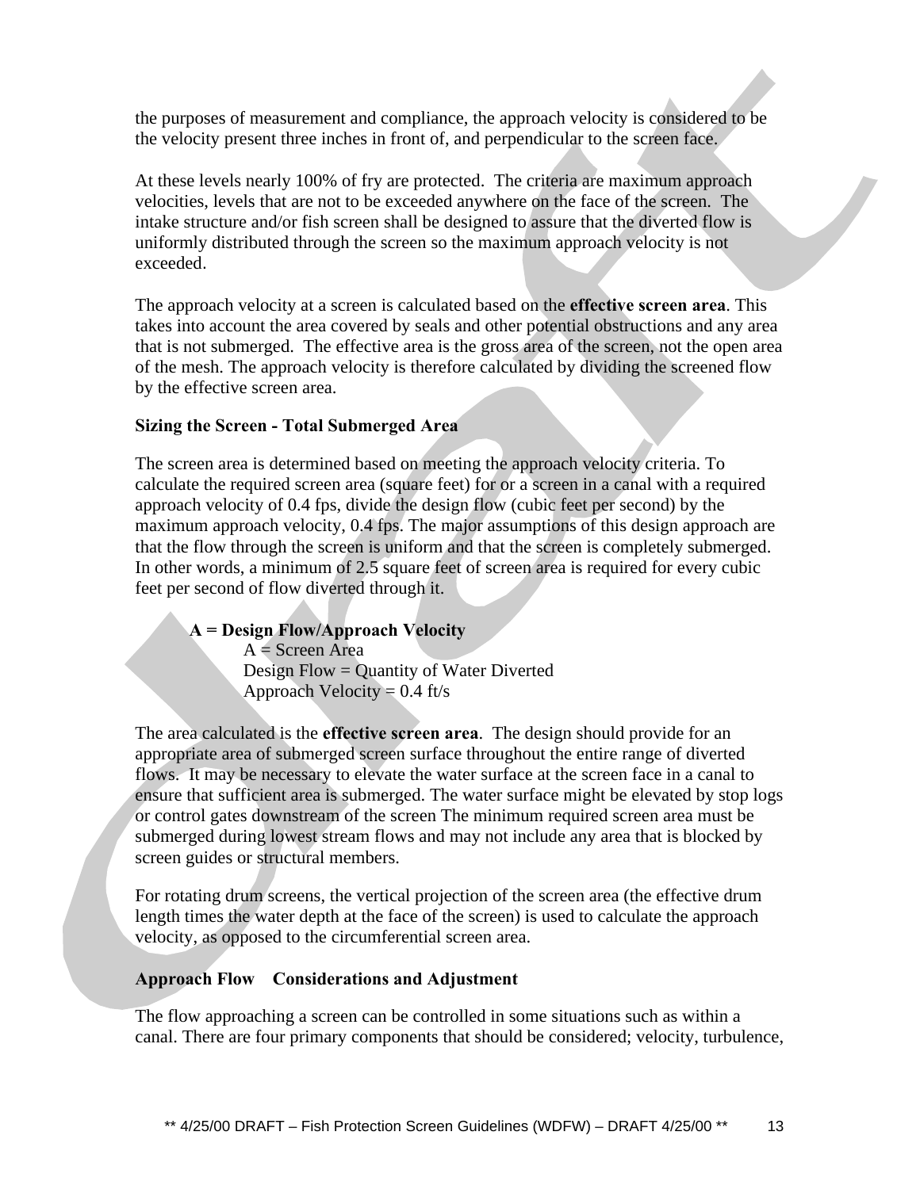the purposes of measurement and compliance, the approach velocity is considered to be the velocity present three inches in front of, and perpendicular to the screen face.

At these levels nearly 100% of fry are protected. The criteria are maximum approach velocities, levels that are not to be exceeded anywhere on the face of the screen. The intake structure and/or fish screen shall be designed to assure that the diverted flow is uniformly distributed through the screen so the maximum approach velocity is not exceeded.

The approach velocity at a screen is calculated based on the **effective screen area**. This takes into account the area covered by seals and other potential obstructions and any area that is not submerged. The effective area is the gross area of the screen, not the open area of the mesh. The approach velocity is therefore calculated by dividing the screened flow by the effective screen area.

**Sizing the Screen - Total Submerged Area**

The screen area is determined based on meeting the approach velocity criteria. To calculate the required screen area (square feet) for or a screen in a canal with a required approach velocity of 0.4 fps, divide the design flow (cubic feet per second) by the maximum approach velocity, 0.4 fps. The major assumptions of this design approach are that the flow through the screen is uniform and that the screen is completely submerged. In other words, a minimum of 2.5 square feet of screen area is required for every cubic feet per second of flow diverted through it.

**A = Design Flow/Approach Velocity**

A = Screen Area
Design Flow = Quantity of Water Diverted
Approach Velocity = 0.4 ft/s

The area calculated is the **effective screen area**. The design should provide for an appropriate area of submerged screen surface throughout the entire range of diverted flows. It may be necessary to elevate the water surface at the screen face in a canal to ensure that sufficient area is submerged. The water surface might be elevated by stop logs or control gates downstream of the screen The minimum required screen area must be submerged during lowest stream flows and may not include any area that is blocked by screen guides or structural members.

For rotating drum screens, the vertical projection of the screen area (the effective drum length times the water depth at the face of the screen) is used to calculate the approach velocity, as opposed to the circumferential screen area.

**Approach Flow Considerations and Adjustment**

The flow approaching a screen can be controlled in some situations such as within a canal. There are four primary components that should be considered; velocity, turbulence,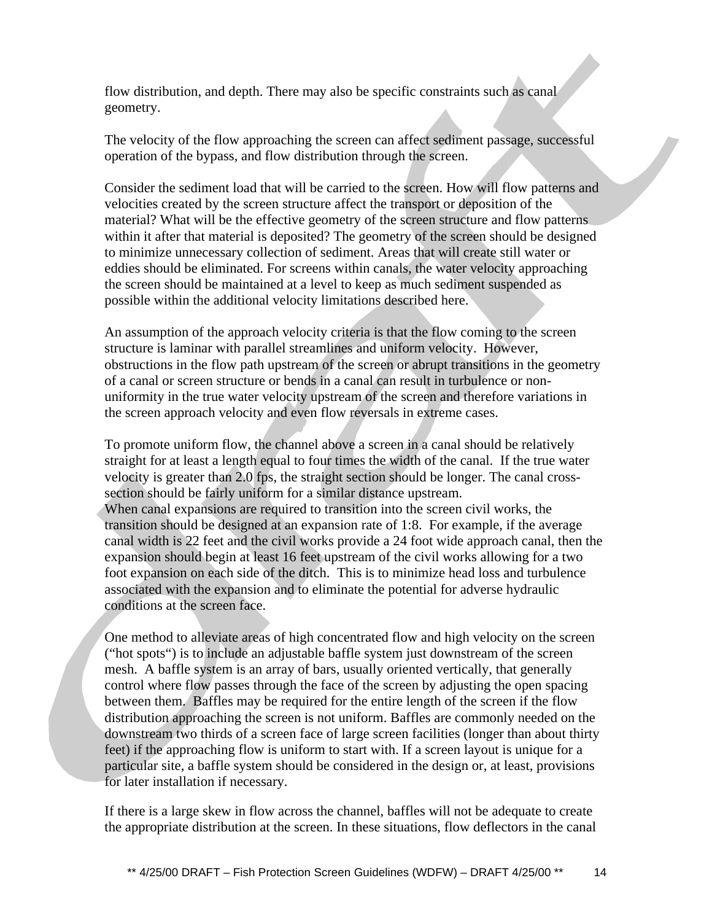flow distribution, and depth. There may also be specific constraints such as canal geometry.

The velocity of the flow approaching the screen can affect sediment passage, successful operation of the bypass, and flow distribution through the screen.

Consider the sediment load that will be carried to the screen. How will flow patterns and velocities created by the screen structure affect the transport or deposition of the material? What will be the effective geometry of the screen structure and flow patterns within it after that material is deposited? The geometry of the screen should be designed to minimize unnecessary collection of sediment. Areas that will create still water or eddies should be eliminated. For screens within canals, the water velocity approaching the screen should be maintained at a level to keep as much sediment suspended as possible within the additional velocity limitations described here.

An assumption of the approach velocity criteria is that the flow coming to the screen structure is laminar with parallel streamlines and uniform velocity. However, obstructions in the flow path upstream of the screen or abrupt transitions in the geometry of a canal or screen structure or bends in a canal can result in turbulence or non-uniformity in the true water velocity upstream of the screen and therefore variations in the screen approach velocity and even flow reversals in extreme cases.

To promote uniform flow, the channel above a screen in a canal should be relatively straight for at least a length equal to four times the width of the canal. If the true water velocity is greater than 2.0 fps, the straight section should be longer. The canal cross-section should be fairly uniform for a similar distance upstream.
When canal expansions are required to transition into the screen civil works, the transition should be designed at an expansion rate of 1:8. For example, if the average canal width is 22 feet and the civil works provide a 24 foot wide approach canal, then the expansion should begin at least 16 feet upstream of the civil works allowing for a two foot expansion on each side of the ditch. This is to minimize head loss and turbulence associated with the expansion and to eliminate the potential for adverse hydraulic conditions at the screen face.

One method to alleviate areas of high concentrated flow and high velocity on the screen ("hot spots") is to include an adjustable baffle system just downstream of the screen mesh. A baffle system is an array of bars, usually oriented vertically, that generally control where flow passes through the face of the screen by adjusting the open spacing between them. Baffles may be required for the entire length of the screen if the flow distribution approaching the screen is not uniform. Baffles are commonly needed on the downstream two thirds of a screen face of large screen facilities (longer than about thirty feet) if the approaching flow is uniform to start with. If a screen layout is unique for a particular site, a baffle system should be considered in the design or, at least, provisions for later installation if necessary.

If there is a large skew in flow across the channel, baffles will not be adequate to create the appropriate distribution at the screen. In these situations, flow deflectors in the canal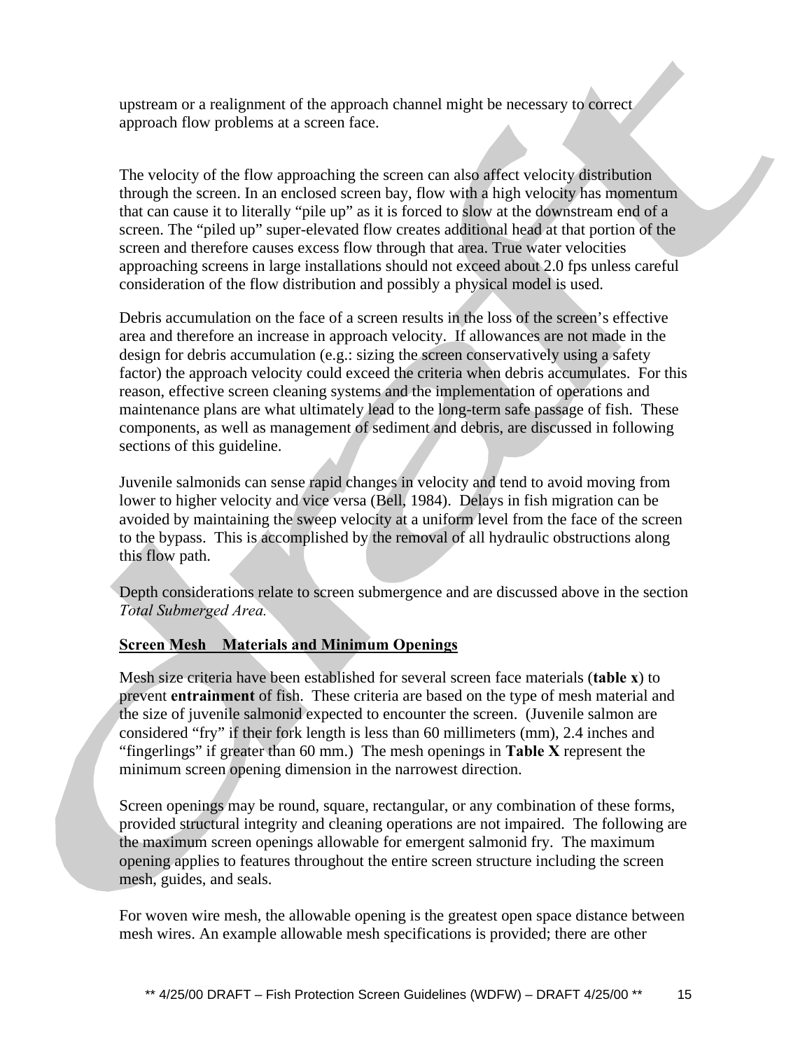upstream or a realignment of the approach channel might be necessary to correct approach flow problems at a screen face.

The velocity of the flow approaching the screen can also affect velocity distribution through the screen. In an enclosed screen bay, flow with a high velocity has momentum that can cause it to literally "pile up" as it is forced to slow at the downstream end of a screen. The "piled up" super-elevated flow creates additional head at that portion of the screen and therefore causes excess flow through that area. True water velocities approaching screens in large installations should not exceed about 2.0 fps unless careful consideration of the flow distribution and possibly a physical model is used.

Debris accumulation on the face of a screen results in the loss of the screen's effective area and therefore an increase in approach velocity. If allowances are not made in the design for debris accumulation (e.g.: sizing the screen conservatively using a safety factor) the approach velocity could exceed the criteria when debris accumulates. For this reason, effective screen cleaning systems and the implementation of operations and maintenance plans are what ultimately lead to the long-term safe passage of fish. These components, as well as management of sediment and debris, are discussed in following sections of this guideline.

Juvenile salmonids can sense rapid changes in velocity and tend to avoid moving from lower to higher velocity and vice versa (Bell, 1984). Delays in fish migration can be avoided by maintaining the sweep velocity at a uniform level from the face of the screen to the bypass. This is accomplished by the removal of all hydraulic obstructions along this flow path.

Depth considerations relate to screen submergence and are discussed above in the section *Total Submerged Area.*

**Screen Mesh Materials and Minimum Openings**

Mesh size criteria have been established for several screen face materials (**table x**) to prevent **entrainment** of fish. These criteria are based on the type of mesh material and the size of juvenile salmonid expected to encounter the screen. (Juvenile salmon are considered "fry" if their fork length is less than 60 millimeters (mm), 2.4 inches and "fingerlings" if greater than 60 mm.) The mesh openings in **Table X** represent the minimum screen opening dimension in the narrowest direction.

Screen openings may be round, square, rectangular, or any combination of these forms, provided structural integrity and cleaning operations are not impaired. The following are the maximum screen openings allowable for emergent salmonid fry. The maximum opening applies to features throughout the entire screen structure including the screen mesh, guides, and seals.

For woven wire mesh, the allowable opening is the greatest open space distance between mesh wires. An example allowable mesh specifications is provided; there are other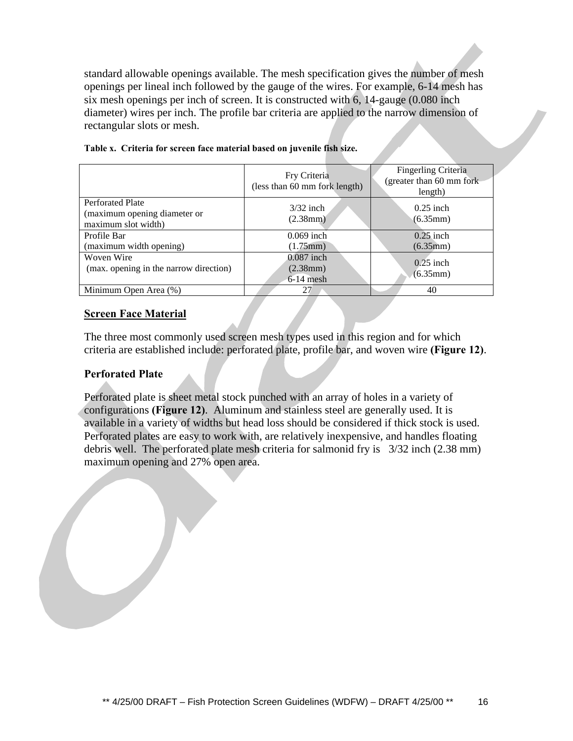standard allowable openings available. The mesh specification gives the number of mesh openings per lineal inch followed by the gauge of the wires. For example, 6-14 mesh has six mesh openings per inch of screen. It is constructed with 6, 14-gauge (0.080 inch diameter) wires per inch. The profile bar criteria are applied to the narrow dimension of rectangular slots or mesh.

**Table x. Criteria for screen face material based on juvenile fish size.**

| | Fry Criteria (less than 60 mm fork length) | Fingerling Criteria (greater than 60 mm fork length) |
|---|---|---|
| Perforated Plate (maximum opening diameter or maximum slot width) | 3/32 inch (2.38mm) | 0.25 inch (6.35mm) |
| Profile Bar (maximum width opening) | 0.069 inch (1.75mm) | 0.25 inch (6.35mm) |
| Woven Wire (max. opening in the narrow direction) | 0.087 inch (2.38mm) 6-14 mesh | 0.25 inch (6.35mm) |
| Minimum Open Area (%) | 27 | 40 |

## Screen Face Material

The three most commonly used screen mesh types used in this region and for which criteria are established include: perforated plate, profile bar, and woven wire **(Figure 12)**.

### Perforated Plate

Perforated plate is sheet metal stock punched with an array of holes in a variety of configurations **(Figure 12)**. Aluminum and stainless steel are generally used. It is available in a variety of widths but head loss should be considered if thick stock is used. Perforated plates are easy to work with, are relatively inexpensive, and handles floating debris well. The perforated plate mesh criteria for salmonid fry is 3/32 inch (2.38 mm) maximum opening and 27% open area.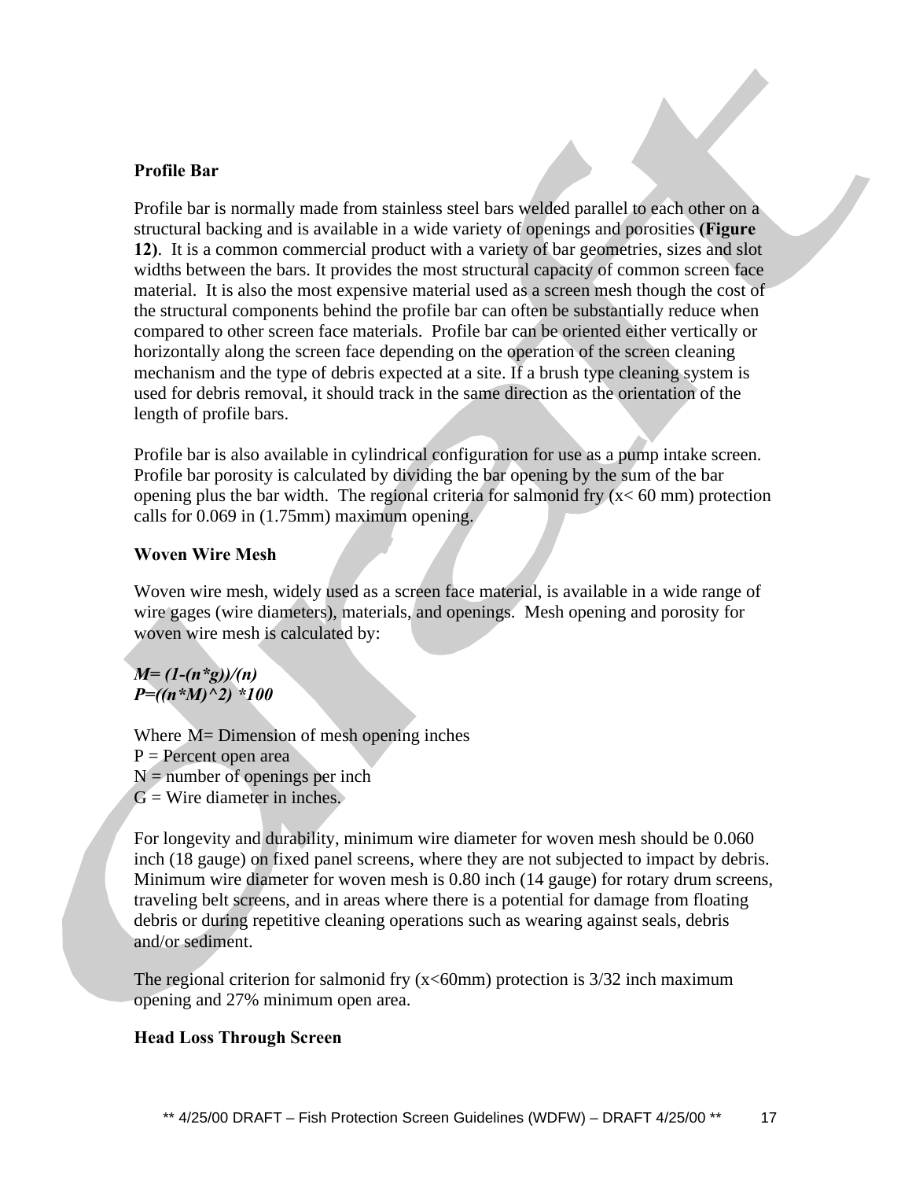**Profile Bar**

Profile bar is normally made from stainless steel bars welded parallel to each other on a structural backing and is available in a wide variety of openings and porosities **(Figure 12)**. It is a common commercial product with a variety of bar geometries, sizes and slot widths between the bars. It provides the most structural capacity of common screen face material. It is also the most expensive material used as a screen mesh though the cost of the structural components behind the profile bar can often be substantially reduce when compared to other screen face materials. Profile bar can be oriented either vertically or horizontally along the screen face depending on the operation of the screen cleaning mechanism and the type of debris expected at a site. If a brush type cleaning system is used for debris removal, it should track in the same direction as the orientation of the length of profile bars.

Profile bar is also available in cylindrical configuration for use as a pump intake screen. Profile bar porosity is calculated by dividing the bar opening by the sum of the bar opening plus the bar width. The regional criteria for salmonid fry (x< 60 mm) protection calls for 0.069 in (1.75mm) maximum opening.

**Woven Wire Mesh**

Woven wire mesh, widely used as a screen face material, is available in a wide range of wire gages (wire diameters), materials, and openings. Mesh opening and porosity for woven wire mesh is calculated by:

***M= (1-(n*g))/(n)***
***P=((n*M)^2) *100***

Where M= Dimension of mesh opening inches
P = Percent open area
N = number of openings per inch
G = Wire diameter in inches.

For longevity and durability, minimum wire diameter for woven mesh should be 0.060 inch (18 gauge) on fixed panel screens, where they are not subjected to impact by debris. Minimum wire diameter for woven mesh is 0.80 inch (14 gauge) for rotary drum screens, traveling belt screens, and in areas where there is a potential for damage from floating debris or during repetitive cleaning operations such as wearing against seals, debris and/or sediment.

The regional criterion for salmonid fry (x<60mm) protection is 3/32 inch maximum opening and 27% minimum open area.

**Head Loss Through Screen**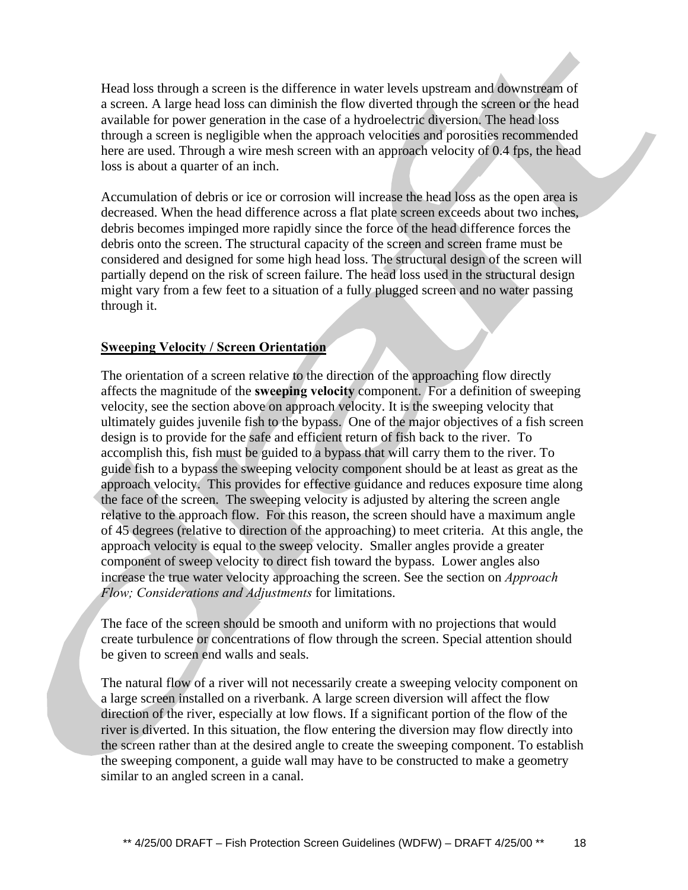Head loss through a screen is the difference in water levels upstream and downstream of a screen. A large head loss can diminish the flow diverted through the screen or the head available for power generation in the case of a hydroelectric diversion. The head loss through a screen is negligible when the approach velocities and porosities recommended here are used. Through a wire mesh screen with an approach velocity of 0.4 fps, the head loss is about a quarter of an inch.

Accumulation of debris or ice or corrosion will increase the head loss as the open area is decreased. When the head difference across a flat plate screen exceeds about two inches, debris becomes impinged more rapidly since the force of the head difference forces the debris onto the screen. The structural capacity of the screen and screen frame must be considered and designed for some high head loss. The structural design of the screen will partially depend on the risk of screen failure. The head loss used in the structural design might vary from a few feet to a situation of a fully plugged screen and no water passing through it.

## Sweeping Velocity / Screen Orientation

The orientation of a screen relative to the direction of the approaching flow directly affects the magnitude of the **sweeping velocity** component. For a definition of sweeping velocity, see the section above on approach velocity. It is the sweeping velocity that ultimately guides juvenile fish to the bypass. One of the major objectives of a fish screen design is to provide for the safe and efficient return of fish back to the river. To accomplish this, fish must be guided to a bypass that will carry them to the river. To guide fish to a bypass the sweeping velocity component should be at least as great as the approach velocity. This provides for effective guidance and reduces exposure time along the face of the screen. The sweeping velocity is adjusted by altering the screen angle relative to the approach flow. For this reason, the screen should have a maximum angle of 45 degrees (relative to direction of the approaching) to meet criteria. At this angle, the approach velocity is equal to the sweep velocity. Smaller angles provide a greater component of sweep velocity to direct fish toward the bypass. Lower angles also increase the true water velocity approaching the screen. See the section on *Approach Flow; Considerations and Adjustments* for limitations.

The face of the screen should be smooth and uniform with no projections that would create turbulence or concentrations of flow through the screen. Special attention should be given to screen end walls and seals.

The natural flow of a river will not necessarily create a sweeping velocity component on a large screen installed on a riverbank. A large screen diversion will affect the flow direction of the river, especially at low flows. If a significant portion of the flow of the river is diverted. In this situation, the flow entering the diversion may flow directly into the screen rather than at the desired angle to create the sweeping component. To establish the sweeping component, a guide wall may have to be constructed to make a geometry similar to an angled screen in a canal.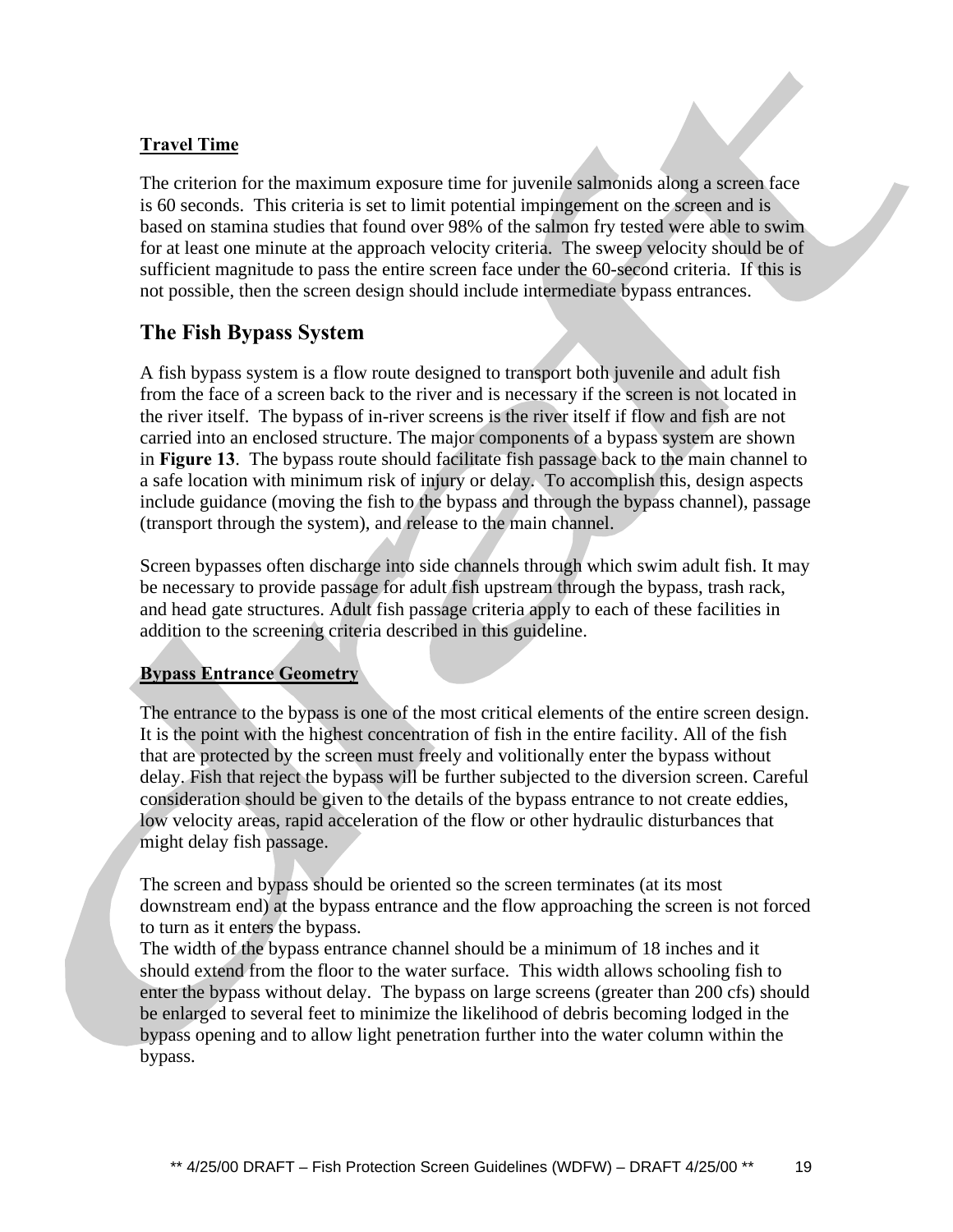**Travel Time**

The criterion for the maximum exposure time for juvenile salmonids along a screen face is 60 seconds. This criteria is set to limit potential impingement on the screen and is based on stamina studies that found over 98% of the salmon fry tested were able to swim for at least one minute at the approach velocity criteria. The sweep velocity should be of sufficient magnitude to pass the entire screen face under the 60-second criteria. If this is not possible, then the screen design should include intermediate bypass entrances.

## The Fish Bypass System

A fish bypass system is a flow route designed to transport both juvenile and adult fish from the face of a screen back to the river and is necessary if the screen is not located in the river itself. The bypass of in-river screens is the river itself if flow and fish are not carried into an enclosed structure. The major components of a bypass system are shown in **Figure 13**. The bypass route should facilitate fish passage back to the main channel to a safe location with minimum risk of injury or delay. To accomplish this, design aspects include guidance (moving the fish to the bypass and through the bypass channel), passage (transport through the system), and release to the main channel.

Screen bypasses often discharge into side channels through which swim adult fish. It may be necessary to provide passage for adult fish upstream through the bypass, trash rack, and head gate structures. Adult fish passage criteria apply to each of these facilities in addition to the screening criteria described in this guideline.

**Bypass Entrance Geometry**

The entrance to the bypass is one of the most critical elements of the entire screen design. It is the point with the highest concentration of fish in the entire facility. All of the fish that are protected by the screen must freely and volitionally enter the bypass without delay. Fish that reject the bypass will be further subjected to the diversion screen. Careful consideration should be given to the details of the bypass entrance to not create eddies, low velocity areas, rapid acceleration of the flow or other hydraulic disturbances that might delay fish passage.

The screen and bypass should be oriented so the screen terminates (at its most downstream end) at the bypass entrance and the flow approaching the screen is not forced to turn as it enters the bypass.
The width of the bypass entrance channel should be a minimum of 18 inches and it should extend from the floor to the water surface. This width allows schooling fish to enter the bypass without delay. The bypass on large screens (greater than 200 cfs) should be enlarged to several feet to minimize the likelihood of debris becoming lodged in the bypass opening and to allow light penetration further into the water column within the bypass.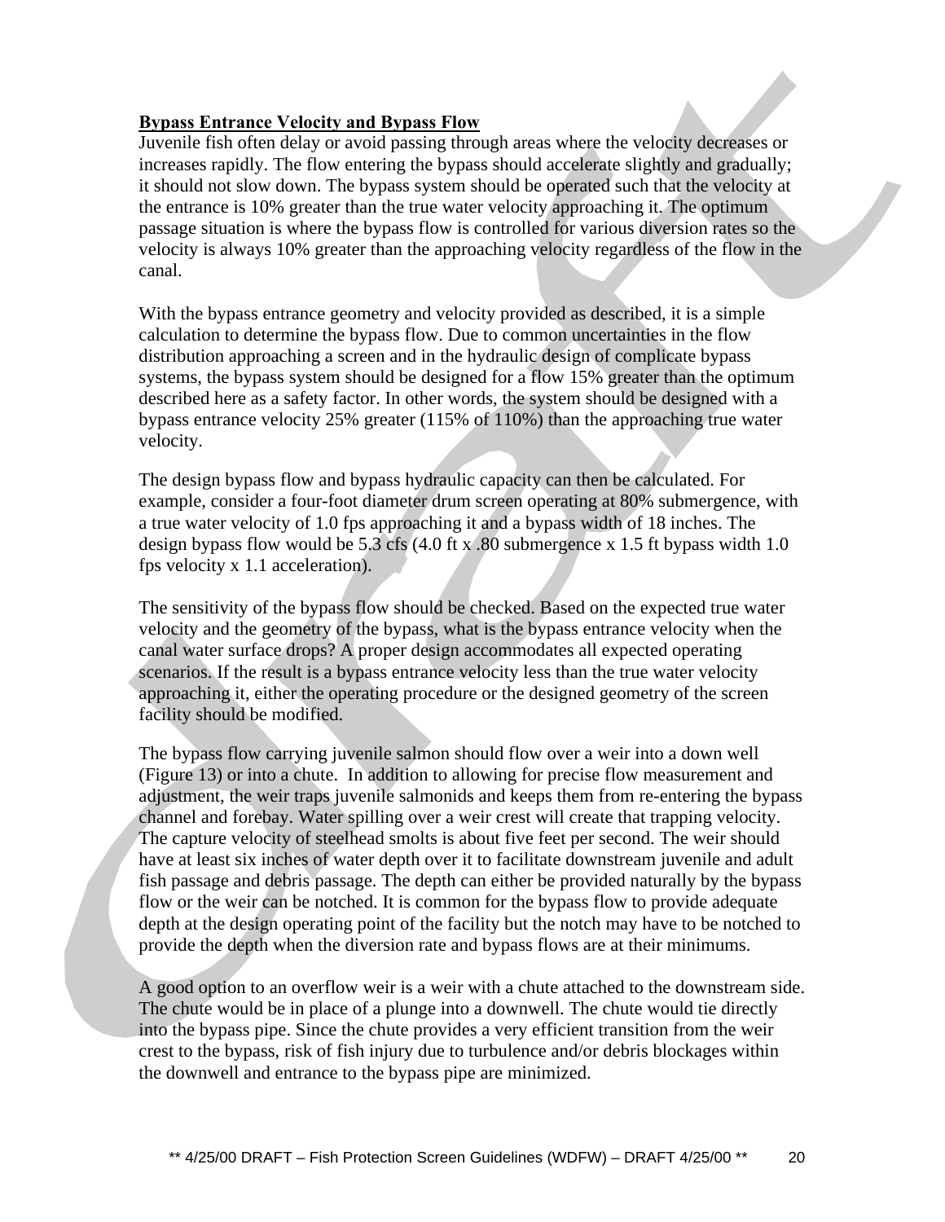**Bypass Entrance Velocity and Bypass Flow**

Juvenile fish often delay or avoid passing through areas where the velocity decreases or increases rapidly. The flow entering the bypass should accelerate slightly and gradually; it should not slow down. The bypass system should be operated such that the velocity at the entrance is 10% greater than the true water velocity approaching it. The optimum passage situation is where the bypass flow is controlled for various diversion rates so the velocity is always 10% greater than the approaching velocity regardless of the flow in the canal.

With the bypass entrance geometry and velocity provided as described, it is a simple calculation to determine the bypass flow. Due to common uncertainties in the flow distribution approaching a screen and in the hydraulic design of complicate bypass systems, the bypass system should be designed for a flow 15% greater than the optimum described here as a safety factor. In other words, the system should be designed with a bypass entrance velocity 25% greater (115% of 110%) than the approaching true water velocity.

The design bypass flow and bypass hydraulic capacity can then be calculated. For example, consider a four-foot diameter drum screen operating at 80% submergence, with a true water velocity of 1.0 fps approaching it and a bypass width of 18 inches. The design bypass flow would be 5.3 cfs (4.0 ft x .80 submergence x 1.5 ft bypass width 1.0 fps velocity x 1.1 acceleration).

The sensitivity of the bypass flow should be checked. Based on the expected true water velocity and the geometry of the bypass, what is the bypass entrance velocity when the canal water surface drops? A proper design accommodates all expected operating scenarios. If the result is a bypass entrance velocity less than the true water velocity approaching it, either the operating procedure or the designed geometry of the screen facility should be modified.

The bypass flow carrying juvenile salmon should flow over a weir into a down well (Figure 13) or into a chute. In addition to allowing for precise flow measurement and adjustment, the weir traps juvenile salmonids and keeps them from re-entering the bypass channel and forebay. Water spilling over a weir crest will create that trapping velocity. The capture velocity of steelhead smolts is about five feet per second. The weir should have at least six inches of water depth over it to facilitate downstream juvenile and adult fish passage and debris passage. The depth can either be provided naturally by the bypass flow or the weir can be notched. It is common for the bypass flow to provide adequate depth at the design operating point of the facility but the notch may have to be notched to provide the depth when the diversion rate and bypass flows are at their minimums.

A good option to an overflow weir is a weir with a chute attached to the downstream side. The chute would be in place of a plunge into a downwell. The chute would tie directly into the bypass pipe. Since the chute provides a very efficient transition from the weir crest to the bypass, risk of fish injury due to turbulence and/or debris blockages within the downwell and entrance to the bypass pipe are minimized.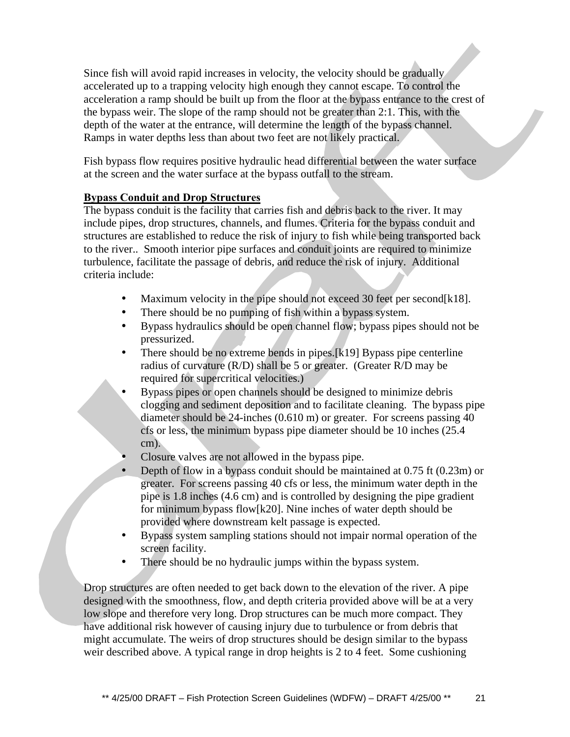Since fish will avoid rapid increases in velocity, the velocity should be gradually accelerated up to a trapping velocity high enough they cannot escape. To control the acceleration a ramp should be built up from the floor at the bypass entrance to the crest of the bypass weir. The slope of the ramp should not be greater than 2:1. This, with the depth of the water at the entrance, will determine the length of the bypass channel. Ramps in water depths less than about two feet are not likely practical.

Fish bypass flow requires positive hydraulic head differential between the water surface at the screen and the water surface at the bypass outfall to the stream.

**Bypass Conduit and Drop Structures**

The bypass conduit is the facility that carries fish and debris back to the river. It may include pipes, drop structures, channels, and flumes. Criteria for the bypass conduit and structures are established to reduce the risk of injury to fish while being transported back to the river.. Smooth interior pipe surfaces and conduit joints are required to minimize turbulence, facilitate the passage of debris, and reduce the risk of injury. Additional criteria include:

- Maximum velocity in the pipe should not exceed 30 feet per second[k18].
- There should be no pumping of fish within a bypass system.
- Bypass hydraulics should be open channel flow; bypass pipes should not be pressurized.
- There should be no extreme bends in pipes.[k19] Bypass pipe centerline radius of curvature (R/D) shall be 5 or greater. (Greater R/D may be required for supercritical velocities.)
- Bypass pipes or open channels should be designed to minimize debris clogging and sediment deposition and to facilitate cleaning. The bypass pipe diameter should be 24-inches (0.610 m) or greater. For screens passing 40 cfs or less, the minimum bypass pipe diameter should be 10 inches (25.4 cm).
- Closure valves are not allowed in the bypass pipe.
- Depth of flow in a bypass conduit should be maintained at 0.75 ft (0.23m) or greater. For screens passing 40 cfs or less, the minimum water depth in the pipe is 1.8 inches (4.6 cm) and is controlled by designing the pipe gradient for minimum bypass flow[k20]. Nine inches of water depth should be provided where downstream kelt passage is expected.
- Bypass system sampling stations should not impair normal operation of the screen facility.
- There should be no hydraulic jumps within the bypass system.

Drop structures are often needed to get back down to the elevation of the river. A pipe designed with the smoothness, flow, and depth criteria provided above will be at a very low slope and therefore very long. Drop structures can be much more compact. They have additional risk however of causing injury due to turbulence or from debris that might accumulate. The weirs of drop structures should be design similar to the bypass weir described above. A typical range in drop heights is 2 to 4 feet. Some cushioning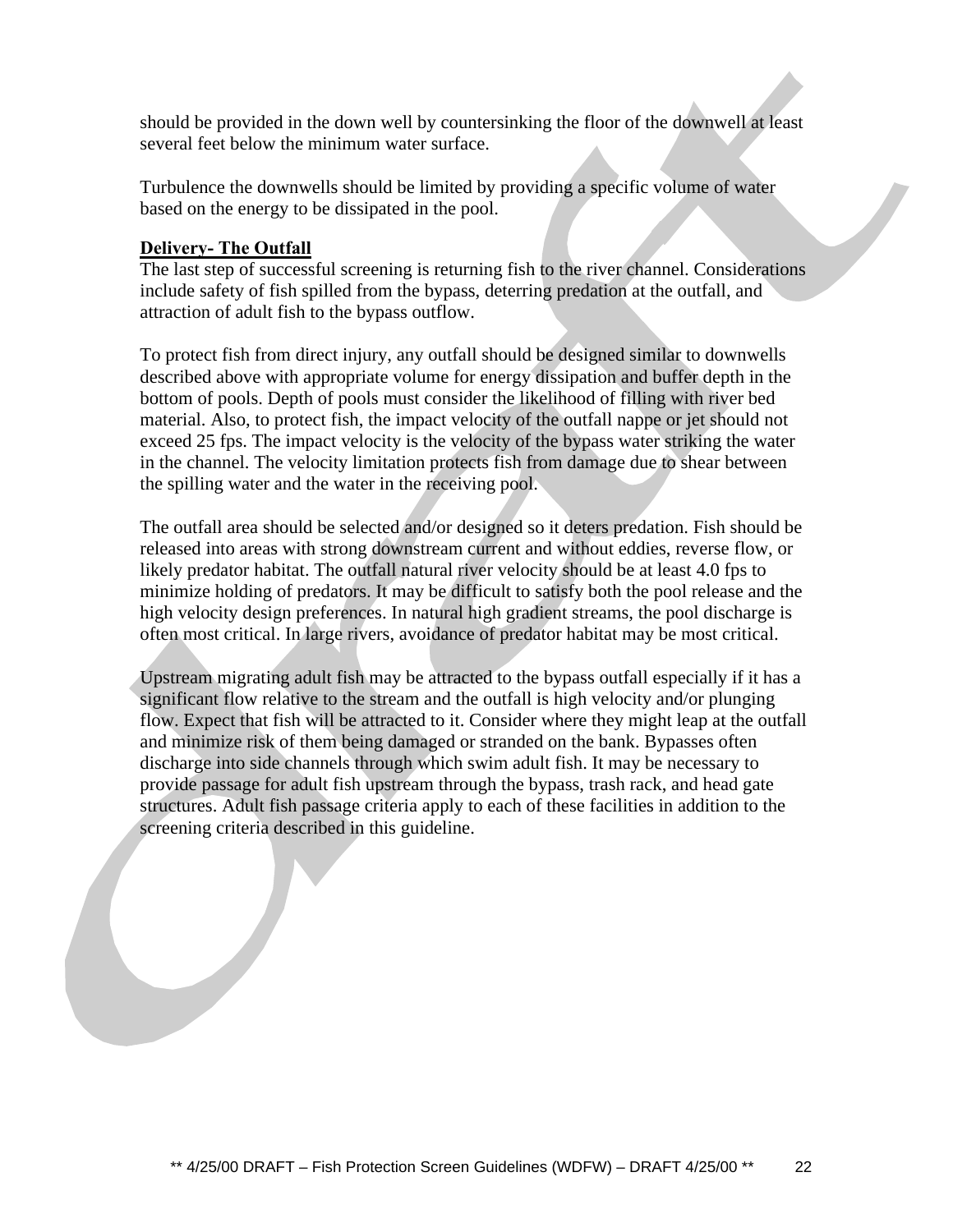should be provided in the down well by countersinking the floor of the downwell at least several feet below the minimum water surface.

Turbulence the downwells should be limited by providing a specific volume of water based on the energy to be dissipated in the pool.

**Delivery- The Outfall**

The last step of successful screening is returning fish to the river channel. Considerations include safety of fish spilled from the bypass, deterring predation at the outfall, and attraction of adult fish to the bypass outflow.

To protect fish from direct injury, any outfall should be designed similar to downwells described above with appropriate volume for energy dissipation and buffer depth in the bottom of pools. Depth of pools must consider the likelihood of filling with river bed material. Also, to protect fish, the impact velocity of the outfall nappe or jet should not exceed 25 fps. The impact velocity is the velocity of the bypass water striking the water in the channel. The velocity limitation protects fish from damage due to shear between the spilling water and the water in the receiving pool.

The outfall area should be selected and/or designed so it deters predation. Fish should be released into areas with strong downstream current and without eddies, reverse flow, or likely predator habitat. The outfall natural river velocity should be at least 4.0 fps to minimize holding of predators. It may be difficult to satisfy both the pool release and the high velocity design preferences. In natural high gradient streams, the pool discharge is often most critical. In large rivers, avoidance of predator habitat may be most critical.

Upstream migrating adult fish may be attracted to the bypass outfall especially if it has a significant flow relative to the stream and the outfall is high velocity and/or plunging flow. Expect that fish will be attracted to it. Consider where they might leap at the outfall and minimize risk of them being damaged or stranded on the bank. Bypasses often discharge into side channels through which swim adult fish. It may be necessary to provide passage for adult fish upstream through the bypass, trash rack, and head gate structures. Adult fish passage criteria apply to each of these facilities in addition to the screening criteria described in this guideline.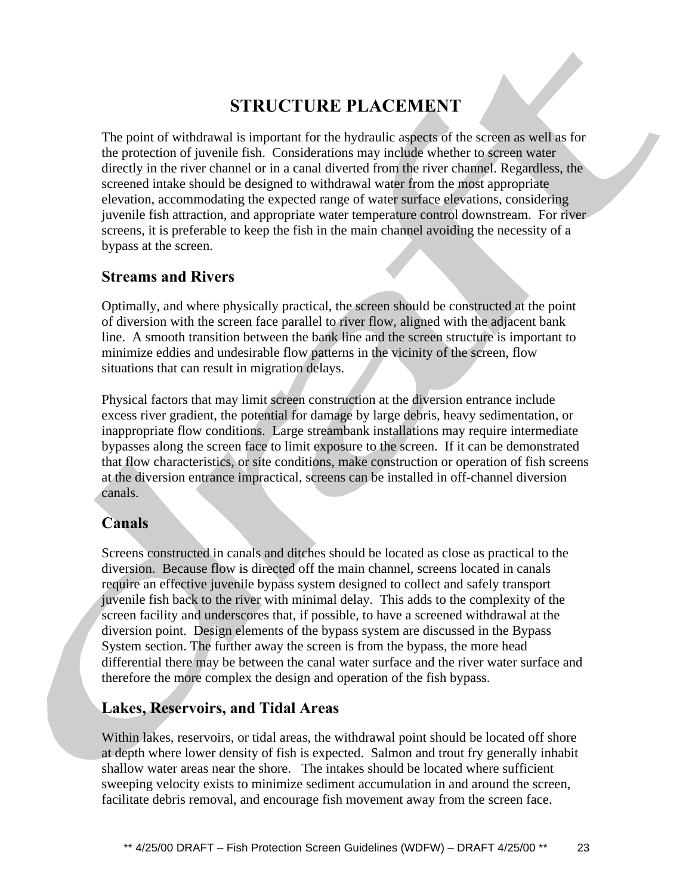# STRUCTURE PLACEMENT

The point of withdrawal is important for the hydraulic aspects of the screen as well as for the protection of juvenile fish. Considerations may include whether to screen water directly in the river channel or in a canal diverted from the river channel. Regardless, the screened intake should be designed to withdrawal water from the most appropriate elevation, accommodating the expected range of water surface elevations, considering juvenile fish attraction, and appropriate water temperature control downstream. For river screens, it is preferable to keep the fish in the main channel avoiding the necessity of a bypass at the screen.

## Streams and Rivers

Optimally, and where physically practical, the screen should be constructed at the point of diversion with the screen face parallel to river flow, aligned with the adjacent bank line. A smooth transition between the bank line and the screen structure is important to minimize eddies and undesirable flow patterns in the vicinity of the screen, flow situations that can result in migration delays.

Physical factors that may limit screen construction at the diversion entrance include excess river gradient, the potential for damage by large debris, heavy sedimentation, or inappropriate flow conditions. Large streambank installations may require intermediate bypasses along the screen face to limit exposure to the screen. If it can be demonstrated that flow characteristics, or site conditions, make construction or operation of fish screens at the diversion entrance impractical, screens can be installed in off-channel diversion canals.

## Canals

Screens constructed in canals and ditches should be located as close as practical to the diversion. Because flow is directed off the main channel, screens located in canals require an effective juvenile bypass system designed to collect and safely transport juvenile fish back to the river with minimal delay. This adds to the complexity of the screen facility and underscores that, if possible, to have a screened withdrawal at the diversion point. Design elements of the bypass system are discussed in the Bypass System section. The further away the screen is from the bypass, the more head differential there may be between the canal water surface and the river water surface and therefore the more complex the design and operation of the fish bypass.

## Lakes, Reservoirs, and Tidal Areas

Within lakes, reservoirs, or tidal areas, the withdrawal point should be located off shore at depth where lower density of fish is expected. Salmon and trout fry generally inhabit shallow water areas near the shore. The intakes should be located where sufficient sweeping velocity exists to minimize sediment accumulation in and around the screen, facilitate debris removal, and encourage fish movement away from the screen face.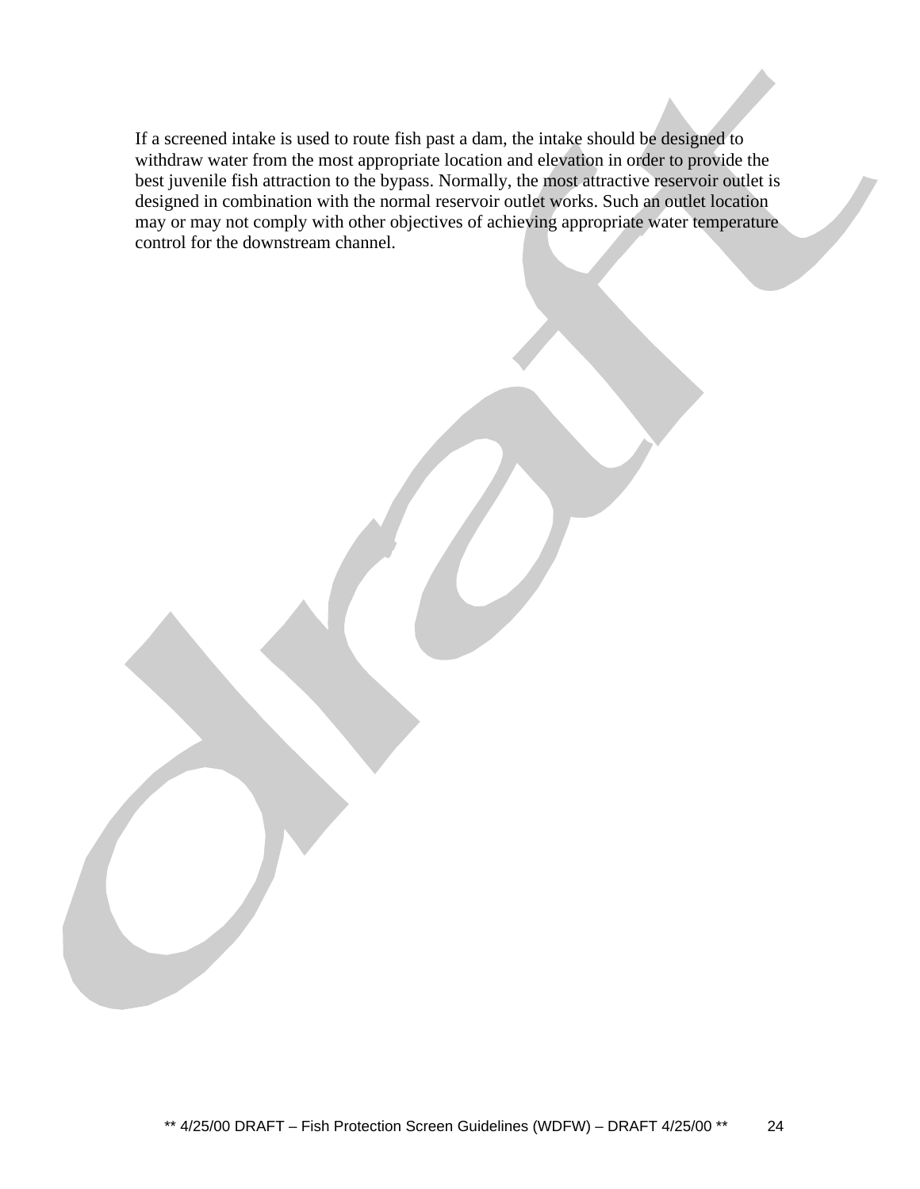If a screened intake is used to route fish past a dam, the intake should be designed to withdraw water from the most appropriate location and elevation in order to provide the best juvenile fish attraction to the bypass. Normally, the most attractive reservoir outlet is designed in combination with the normal reservoir outlet works. Such an outlet location may or may not comply with other objectives of achieving appropriate water temperature control for the downstream channel.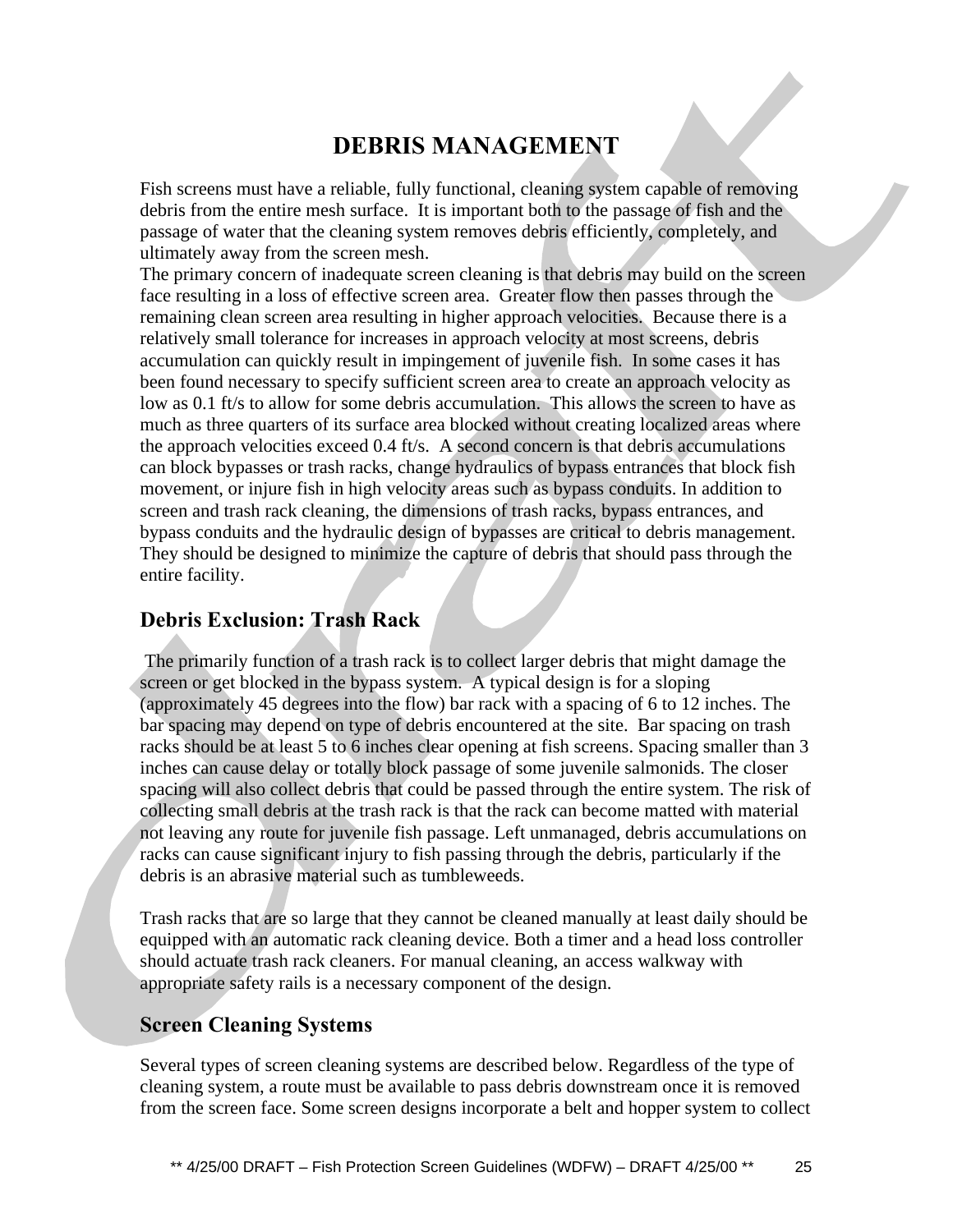# DEBRIS MANAGEMENT

Fish screens must have a reliable, fully functional, cleaning system capable of removing debris from the entire mesh surface. It is important both to the passage of fish and the passage of water that the cleaning system removes debris efficiently, completely, and ultimately away from the screen mesh.

The primary concern of inadequate screen cleaning is that debris may build on the screen face resulting in a loss of effective screen area. Greater flow then passes through the remaining clean screen area resulting in higher approach velocities. Because there is a relatively small tolerance for increases in approach velocity at most screens, debris accumulation can quickly result in impingement of juvenile fish. In some cases it has been found necessary to specify sufficient screen area to create an approach velocity as low as 0.1 ft/s to allow for some debris accumulation. This allows the screen to have as much as three quarters of its surface area blocked without creating localized areas where the approach velocities exceed 0.4 ft/s. A second concern is that debris accumulations can block bypasses or trash racks, change hydraulics of bypass entrances that block fish movement, or injure fish in high velocity areas such as bypass conduits. In addition to screen and trash rack cleaning, the dimensions of trash racks, bypass entrances, and bypass conduits and the hydraulic design of bypasses are critical to debris management. They should be designed to minimize the capture of debris that should pass through the entire facility.

## Debris Exclusion: Trash Rack

The primarily function of a trash rack is to collect larger debris that might damage the screen or get blocked in the bypass system. A typical design is for a sloping (approximately 45 degrees into the flow) bar rack with a spacing of 6 to 12 inches. The bar spacing may depend on type of debris encountered at the site. Bar spacing on trash racks should be at least 5 to 6 inches clear opening at fish screens. Spacing smaller than 3 inches can cause delay or totally block passage of some juvenile salmonids. The closer spacing will also collect debris that could be passed through the entire system. The risk of collecting small debris at the trash rack is that the rack can become matted with material not leaving any route for juvenile fish passage. Left unmanaged, debris accumulations on racks can cause significant injury to fish passing through the debris, particularly if the debris is an abrasive material such as tumbleweeds.

Trash racks that are so large that they cannot be cleaned manually at least daily should be equipped with an automatic rack cleaning device. Both a timer and a head loss controller should actuate trash rack cleaners. For manual cleaning, an access walkway with appropriate safety rails is a necessary component of the design.

## Screen Cleaning Systems

Several types of screen cleaning systems are described below. Regardless of the type of cleaning system, a route must be available to pass debris downstream once it is removed from the screen face. Some screen designs incorporate a belt and hopper system to collect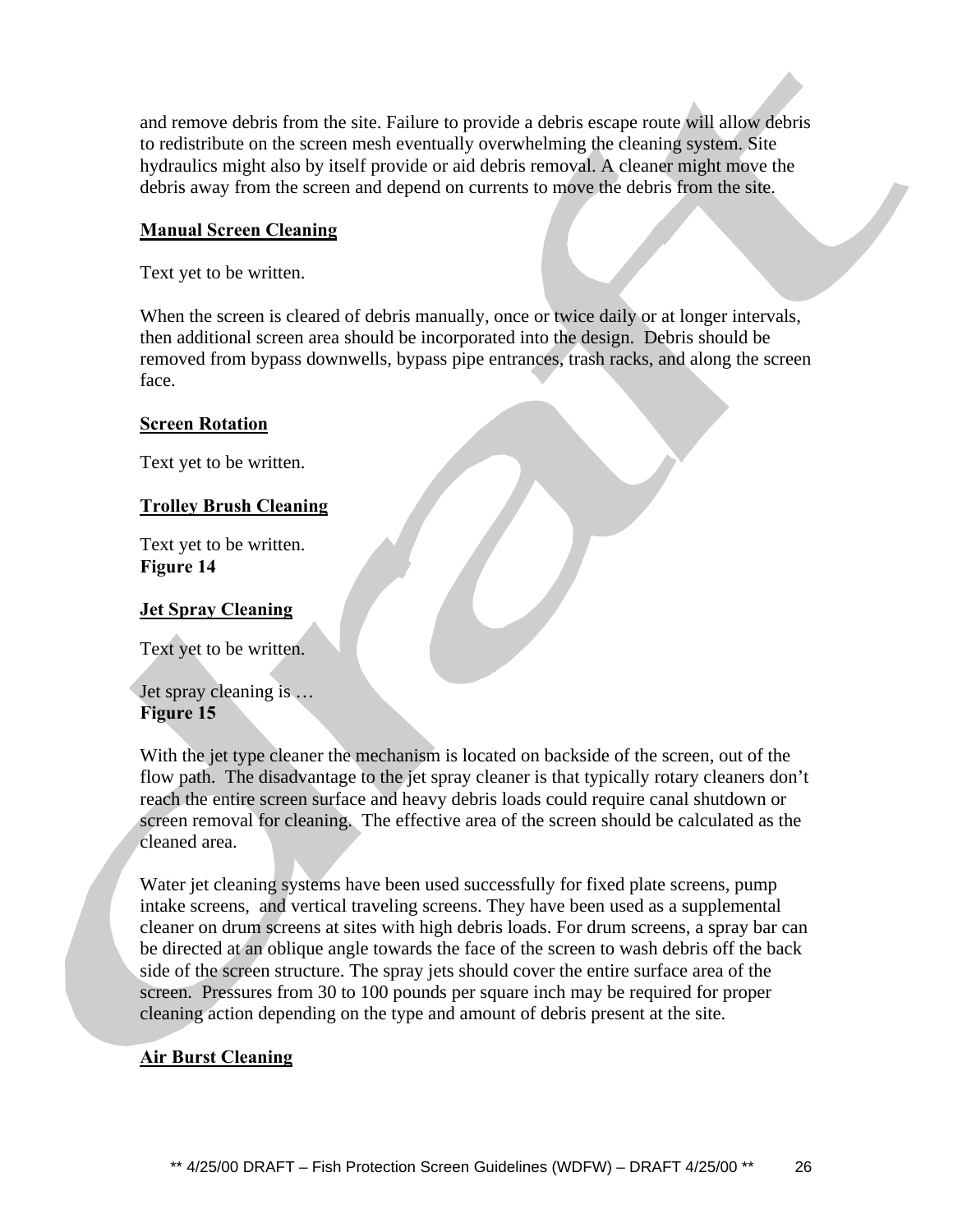and remove debris from the site. Failure to provide a debris escape route will allow debris to redistribute on the screen mesh eventually overwhelming the cleaning system. Site hydraulics might also by itself provide or aid debris removal. A cleaner might move the debris away from the screen and depend on currents to move the debris from the site.

**Manual Screen Cleaning**

Text yet to be written.

When the screen is cleared of debris manually, once or twice daily or at longer intervals, then additional screen area should be incorporated into the design. Debris should be removed from bypass downwells, bypass pipe entrances, trash racks, and along the screen face.

**Screen Rotation**

Text yet to be written.

**Trolley Brush Cleaning**

Text yet to be written.
**Figure 14**

**Jet Spray Cleaning**

Text yet to be written.

Jet spray cleaning is …
**Figure 15**

With the jet type cleaner the mechanism is located on backside of the screen, out of the flow path. The disadvantage to the jet spray cleaner is that typically rotary cleaners don't reach the entire screen surface and heavy debris loads could require canal shutdown or screen removal for cleaning. The effective area of the screen should be calculated as the cleaned area.

Water jet cleaning systems have been used successfully for fixed plate screens, pump intake screens, and vertical traveling screens. They have been used as a supplemental cleaner on drum screens at sites with high debris loads. For drum screens, a spray bar can be directed at an oblique angle towards the face of the screen to wash debris off the back side of the screen structure. The spray jets should cover the entire surface area of the screen. Pressures from 30 to 100 pounds per square inch may be required for proper cleaning action depending on the type and amount of debris present at the site.

**Air Burst Cleaning**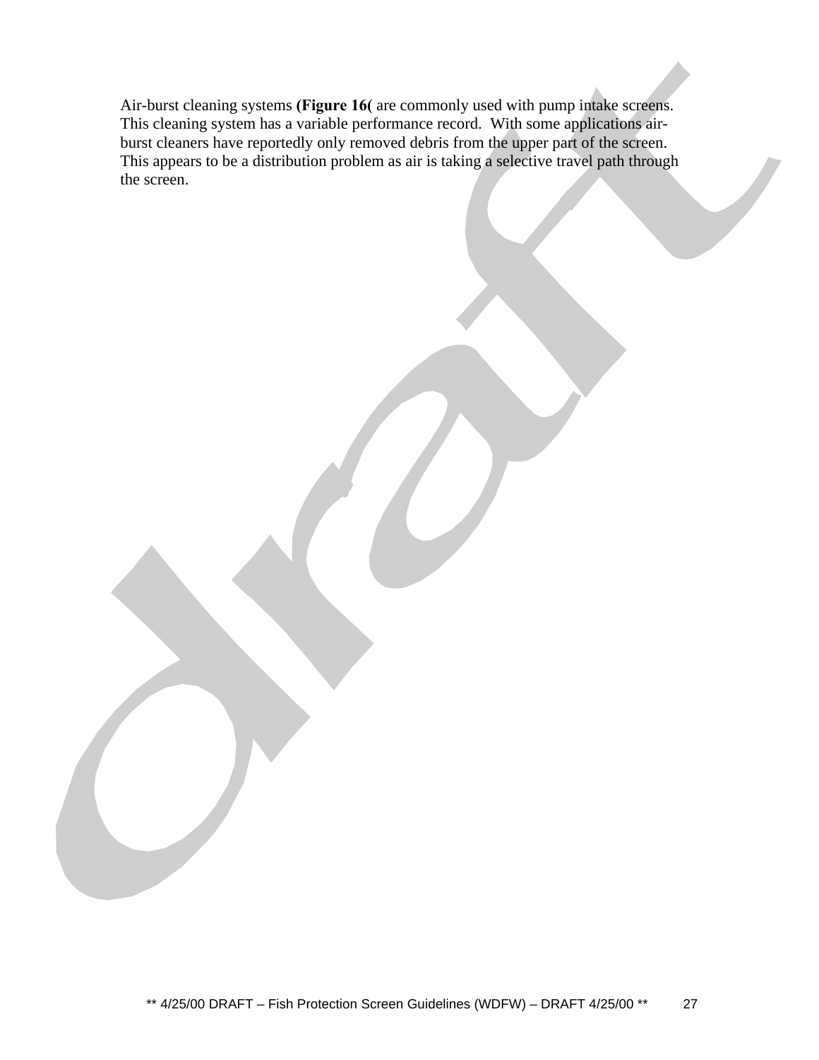Air-burst cleaning systems **(Figure 16(** are commonly used with pump intake screens. This cleaning system has a variable performance record. With some applications air-burst cleaners have reportedly only removed debris from the upper part of the screen. This appears to be a distribution problem as air is taking a selective travel path through the screen.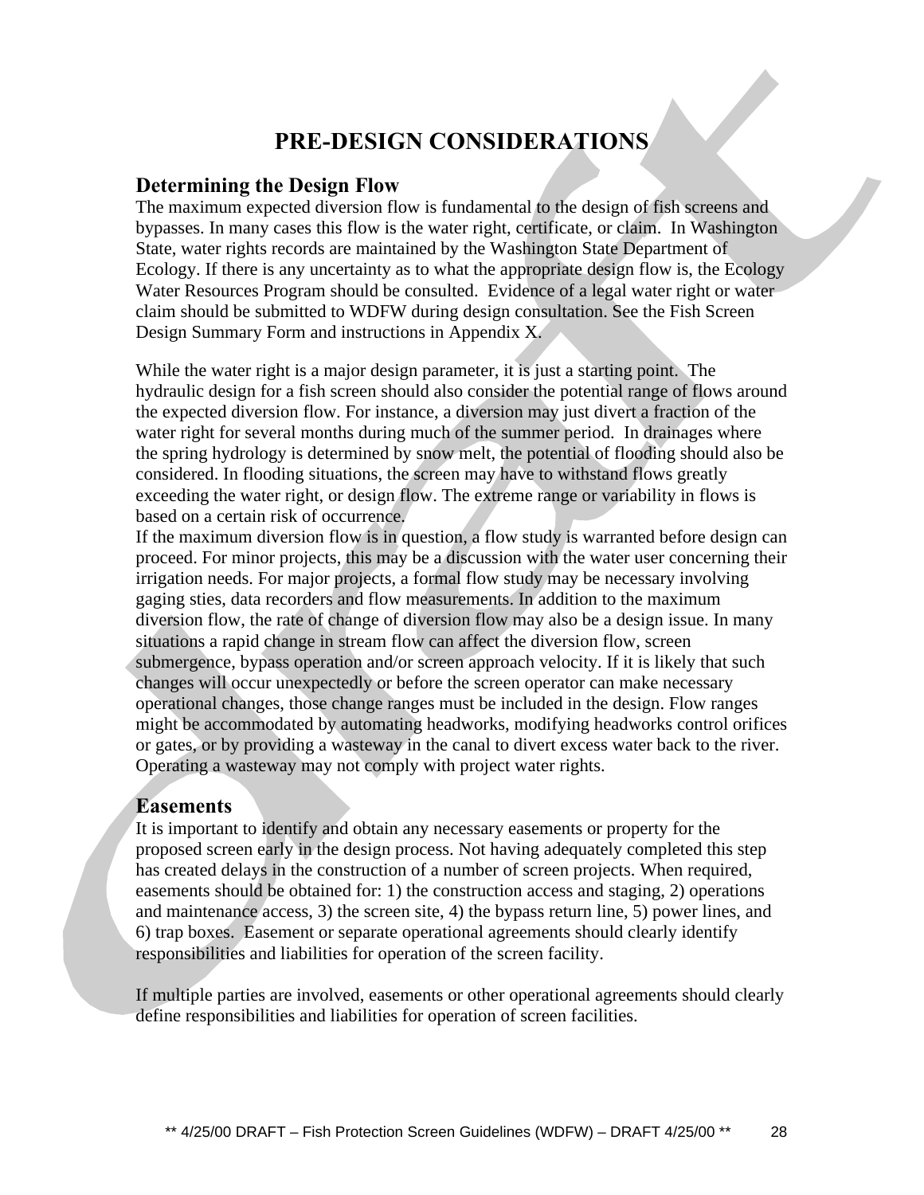# PRE-DESIGN CONSIDERATIONS

## Determining the Design Flow

The maximum expected diversion flow is fundamental to the design of fish screens and bypasses. In many cases this flow is the water right, certificate, or claim. In Washington State, water rights records are maintained by the Washington State Department of Ecology. If there is any uncertainty as to what the appropriate design flow is, the Ecology Water Resources Program should be consulted. Evidence of a legal water right or water claim should be submitted to WDFW during design consultation. See the Fish Screen Design Summary Form and instructions in Appendix X.

While the water right is a major design parameter, it is just a starting point. The hydraulic design for a fish screen should also consider the potential range of flows around the expected diversion flow. For instance, a diversion may just divert a fraction of the water right for several months during much of the summer period. In drainages where the spring hydrology is determined by snow melt, the potential of flooding should also be considered. In flooding situations, the screen may have to withstand flows greatly exceeding the water right, or design flow. The extreme range or variability in flows is based on a certain risk of occurrence.

If the maximum diversion flow is in question, a flow study is warranted before design can proceed. For minor projects, this may be a discussion with the water user concerning their irrigation needs. For major projects, a formal flow study may be necessary involving gaging sties, data recorders and flow measurements. In addition to the maximum diversion flow, the rate of change of diversion flow may also be a design issue. In many situations a rapid change in stream flow can affect the diversion flow, screen submergence, bypass operation and/or screen approach velocity. If it is likely that such changes will occur unexpectedly or before the screen operator can make necessary operational changes, those change ranges must be included in the design. Flow ranges might be accommodated by automating headworks, modifying headworks control orifices or gates, or by providing a wasteway in the canal to divert excess water back to the river. Operating a wasteway may not comply with project water rights.

## Easements

It is important to identify and obtain any necessary easements or property for the proposed screen early in the design process. Not having adequately completed this step has created delays in the construction of a number of screen projects. When required, easements should be obtained for: 1) the construction access and staging, 2) operations and maintenance access, 3) the screen site, 4) the bypass return line, 5) power lines, and 6) trap boxes. Easement or separate operational agreements should clearly identify responsibilities and liabilities for operation of the screen facility.

If multiple parties are involved, easements or other operational agreements should clearly define responsibilities and liabilities for operation of screen facilities.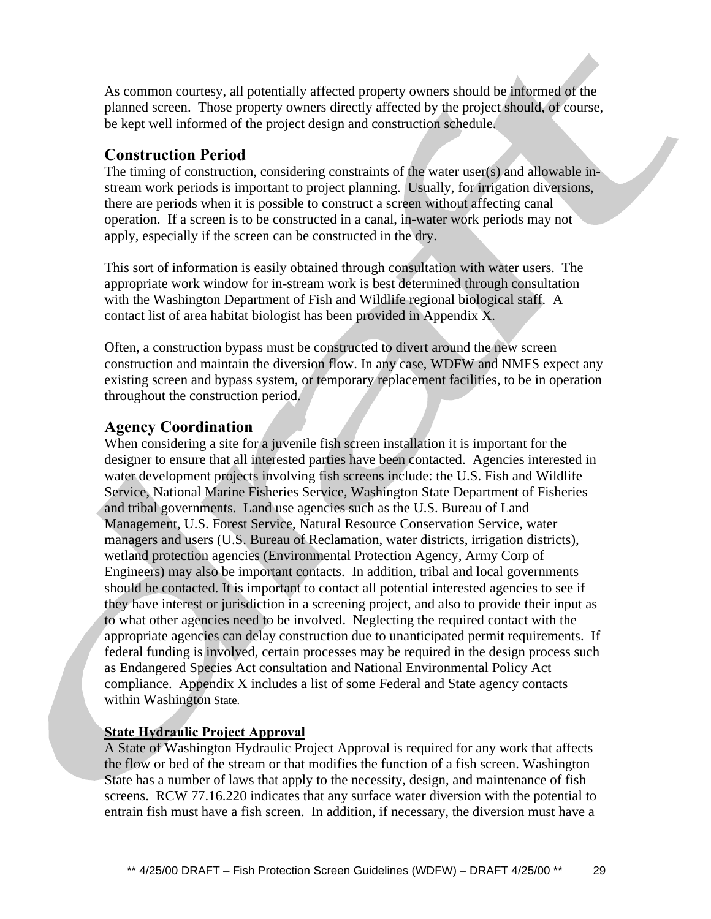As common courtesy, all potentially affected property owners should be informed of the planned screen. Those property owners directly affected by the project should, of course, be kept well informed of the project design and construction schedule.

## Construction Period

The timing of construction, considering constraints of the water user(s) and allowable in-stream work periods is important to project planning. Usually, for irrigation diversions, there are periods when it is possible to construct a screen without affecting canal operation. If a screen is to be constructed in a canal, in-water work periods may not apply, especially if the screen can be constructed in the dry.

This sort of information is easily obtained through consultation with water users. The appropriate work window for in-stream work is best determined through consultation with the Washington Department of Fish and Wildlife regional biological staff. A contact list of area habitat biologist has been provided in Appendix X.

Often, a construction bypass must be constructed to divert around the new screen construction and maintain the diversion flow. In any case, WDFW and NMFS expect any existing screen and bypass system, or temporary replacement facilities, to be in operation throughout the construction period.

## Agency Coordination

When considering a site for a juvenile fish screen installation it is important for the designer to ensure that all interested parties have been contacted. Agencies interested in water development projects involving fish screens include: the U.S. Fish and Wildlife Service, National Marine Fisheries Service, Washington State Department of Fisheries and tribal governments. Land use agencies such as the U.S. Bureau of Land Management, U.S. Forest Service, Natural Resource Conservation Service, water managers and users (U.S. Bureau of Reclamation, water districts, irrigation districts), wetland protection agencies (Environmental Protection Agency, Army Corp of Engineers) may also be important contacts. In addition, tribal and local governments should be contacted. It is important to contact all potential interested agencies to see if they have interest or jurisdiction in a screening project, and also to provide their input as to what other agencies need to be involved. Neglecting the required contact with the appropriate agencies can delay construction due to unanticipated permit requirements. If federal funding is involved, certain processes may be required in the design process such as Endangered Species Act consultation and National Environmental Policy Act compliance. Appendix X includes a list of some Federal and State agency contacts within Washington State.

### State Hydraulic Project Approval

A State of Washington Hydraulic Project Approval is required for any work that affects the flow or bed of the stream or that modifies the function of a fish screen. Washington State has a number of laws that apply to the necessity, design, and maintenance of fish screens. RCW 77.16.220 indicates that any surface water diversion with the potential to entrain fish must have a fish screen. In addition, if necessary, the diversion must have a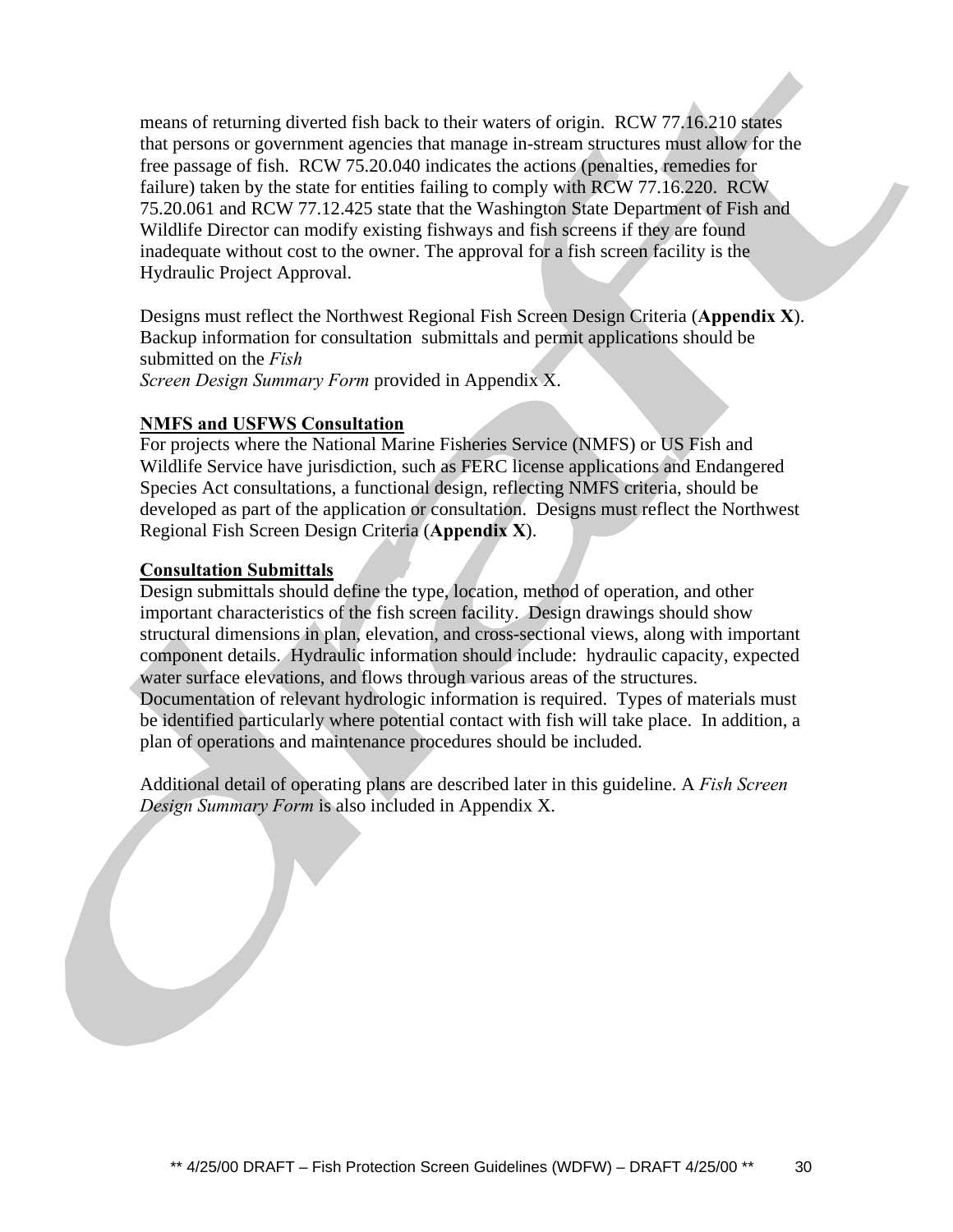means of returning diverted fish back to their waters of origin. RCW 77.16.210 states that persons or government agencies that manage in-stream structures must allow for the free passage of fish. RCW 75.20.040 indicates the actions (penalties, remedies for failure) taken by the state for entities failing to comply with RCW 77.16.220. RCW 75.20.061 and RCW 77.12.425 state that the Washington State Department of Fish and Wildlife Director can modify existing fishways and fish screens if they are found inadequate without cost to the owner. The approval for a fish screen facility is the Hydraulic Project Approval.

Designs must reflect the Northwest Regional Fish Screen Design Criteria (**Appendix X**). Backup information for consultation submittals and permit applications should be submitted on the *Fish Screen Design Summary Form* provided in Appendix X.

**NMFS and USFWS Consultation**

For projects where the National Marine Fisheries Service (NMFS) or US Fish and Wildlife Service have jurisdiction, such as FERC license applications and Endangered Species Act consultations, a functional design, reflecting NMFS criteria, should be developed as part of the application or consultation. Designs must reflect the Northwest Regional Fish Screen Design Criteria (**Appendix X**).

**Consultation Submittals**

Design submittals should define the type, location, method of operation, and other important characteristics of the fish screen facility. Design drawings should show structural dimensions in plan, elevation, and cross-sectional views, along with important component details. Hydraulic information should include: hydraulic capacity, expected water surface elevations, and flows through various areas of the structures. Documentation of relevant hydrologic information is required. Types of materials must be identified particularly where potential contact with fish will take place. In addition, a plan of operations and maintenance procedures should be included.

Additional detail of operating plans are described later in this guideline. A *Fish Screen Design Summary Form* is also included in Appendix X.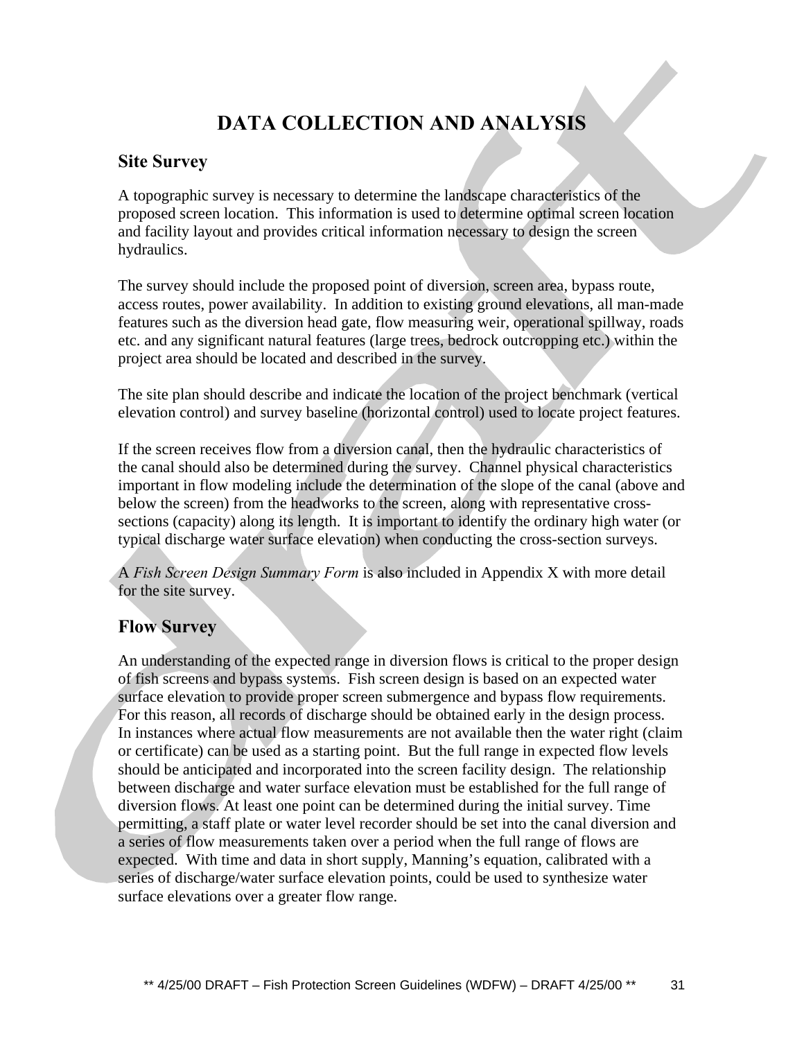# DATA COLLECTION AND ANALYSIS

## Site Survey

A topographic survey is necessary to determine the landscape characteristics of the proposed screen location. This information is used to determine optimal screen location and facility layout and provides critical information necessary to design the screen hydraulics.

The survey should include the proposed point of diversion, screen area, bypass route, access routes, power availability. In addition to existing ground elevations, all man-made features such as the diversion head gate, flow measuring weir, operational spillway, roads etc. and any significant natural features (large trees, bedrock outcropping etc.) within the project area should be located and described in the survey.

The site plan should describe and indicate the location of the project benchmark (vertical elevation control) and survey baseline (horizontal control) used to locate project features.

If the screen receives flow from a diversion canal, then the hydraulic characteristics of the canal should also be determined during the survey. Channel physical characteristics important in flow modeling include the determination of the slope of the canal (above and below the screen) from the headworks to the screen, along with representative cross-sections (capacity) along its length. It is important to identify the ordinary high water (or typical discharge water surface elevation) when conducting the cross-section surveys.

A *Fish Screen Design Summary Form* is also included in Appendix X with more detail for the site survey.

## Flow Survey

An understanding of the expected range in diversion flows is critical to the proper design of fish screens and bypass systems. Fish screen design is based on an expected water surface elevation to provide proper screen submergence and bypass flow requirements. For this reason, all records of discharge should be obtained early in the design process. In instances where actual flow measurements are not available then the water right (claim or certificate) can be used as a starting point. But the full range in expected flow levels should be anticipated and incorporated into the screen facility design. The relationship between discharge and water surface elevation must be established for the full range of diversion flows. At least one point can be determined during the initial survey. Time permitting, a staff plate or water level recorder should be set into the canal diversion and a series of flow measurements taken over a period when the full range of flows are expected. With time and data in short supply, Manning's equation, calibrated with a series of discharge/water surface elevation points, could be used to synthesize water surface elevations over a greater flow range.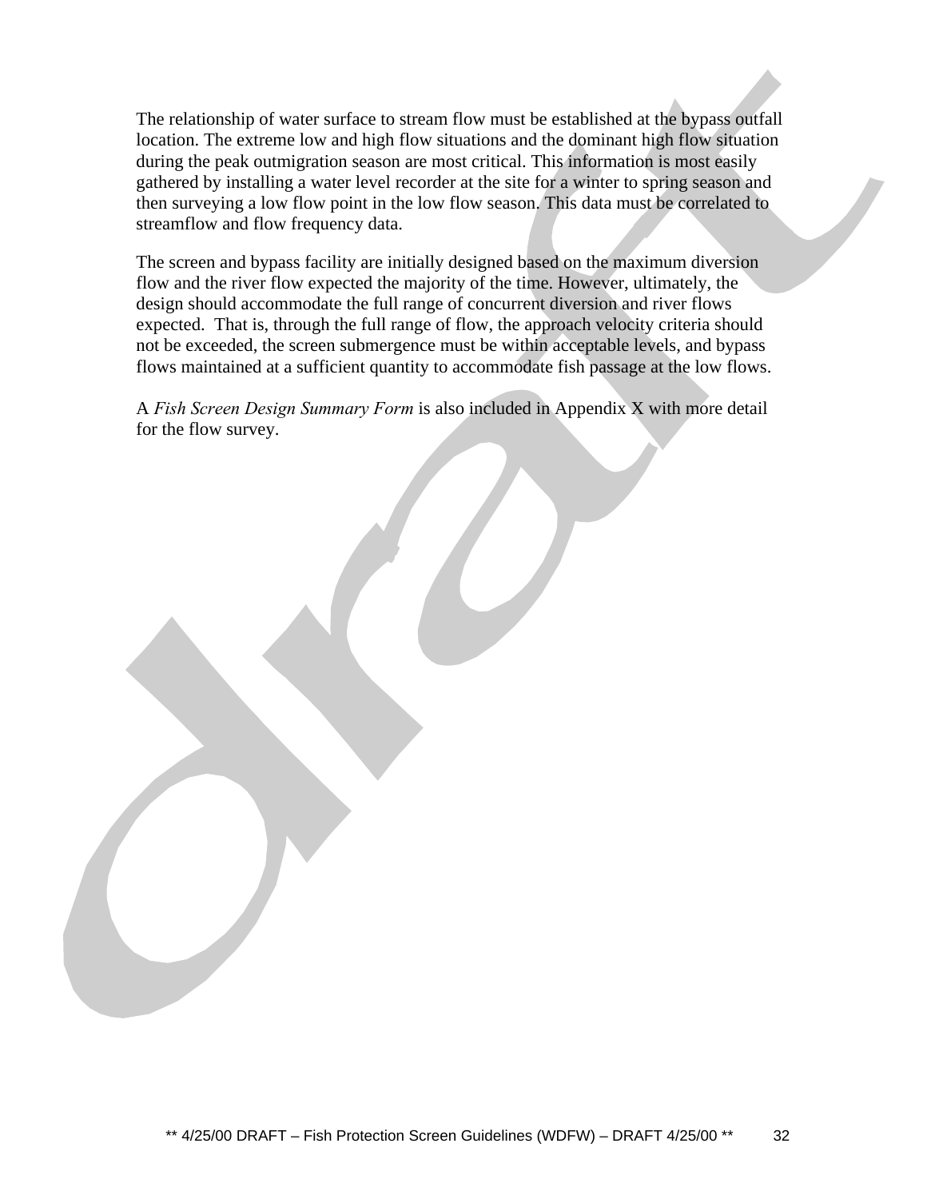The relationship of water surface to stream flow must be established at the bypass outfall location. The extreme low and high flow situations and the dominant high flow situation during the peak outmigration season are most critical. This information is most easily gathered by installing a water level recorder at the site for a winter to spring season and then surveying a low flow point in the low flow season. This data must be correlated to streamflow and flow frequency data.

The screen and bypass facility are initially designed based on the maximum diversion flow and the river flow expected the majority of the time. However, ultimately, the design should accommodate the full range of concurrent diversion and river flows expected. That is, through the full range of flow, the approach velocity criteria should not be exceeded, the screen submergence must be within acceptable levels, and bypass flows maintained at a sufficient quantity to accommodate fish passage at the low flows.

A *Fish Screen Design Summary Form* is also included in Appendix X with more detail for the flow survey.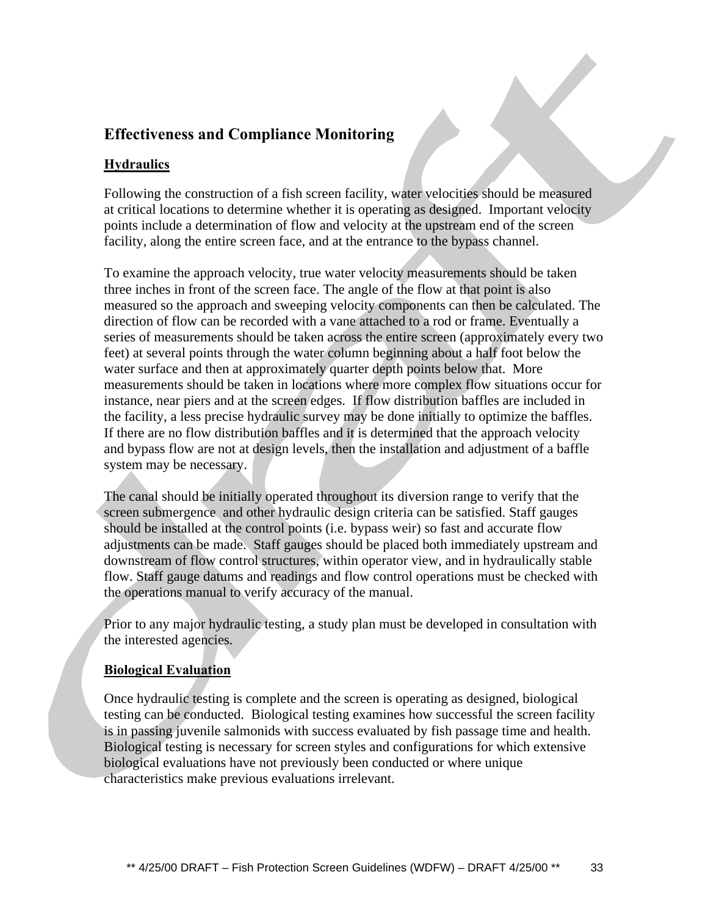## Effectiveness and Compliance Monitoring

### Hydraulics

Following the construction of a fish screen facility, water velocities should be measured at critical locations to determine whether it is operating as designed. Important velocity points include a determination of flow and velocity at the upstream end of the screen facility, along the entire screen face, and at the entrance to the bypass channel.

To examine the approach velocity, true water velocity measurements should be taken three inches in front of the screen face. The angle of the flow at that point is also measured so the approach and sweeping velocity components can then be calculated. The direction of flow can be recorded with a vane attached to a rod or frame. Eventually a series of measurements should be taken across the entire screen (approximately every two feet) at several points through the water column beginning about a half foot below the water surface and then at approximately quarter depth points below that. More measurements should be taken in locations where more complex flow situations occur for instance, near piers and at the screen edges. If flow distribution baffles are included in the facility, a less precise hydraulic survey may be done initially to optimize the baffles. If there are no flow distribution baffles and it is determined that the approach velocity and bypass flow are not at design levels, then the installation and adjustment of a baffle system may be necessary.

The canal should be initially operated throughout its diversion range to verify that the screen submergence and other hydraulic design criteria can be satisfied. Staff gauges should be installed at the control points (i.e. bypass weir) so fast and accurate flow adjustments can be made. Staff gauges should be placed both immediately upstream and downstream of flow control structures, within operator view, and in hydraulically stable flow. Staff gauge datums and readings and flow control operations must be checked with the operations manual to verify accuracy of the manual.

Prior to any major hydraulic testing, a study plan must be developed in consultation with the interested agencies.

### Biological Evaluation

Once hydraulic testing is complete and the screen is operating as designed, biological testing can be conducted. Biological testing examines how successful the screen facility is in passing juvenile salmonids with success evaluated by fish passage time and health. Biological testing is necessary for screen styles and configurations for which extensive biological evaluations have not previously been conducted or where unique characteristics make previous evaluations irrelevant.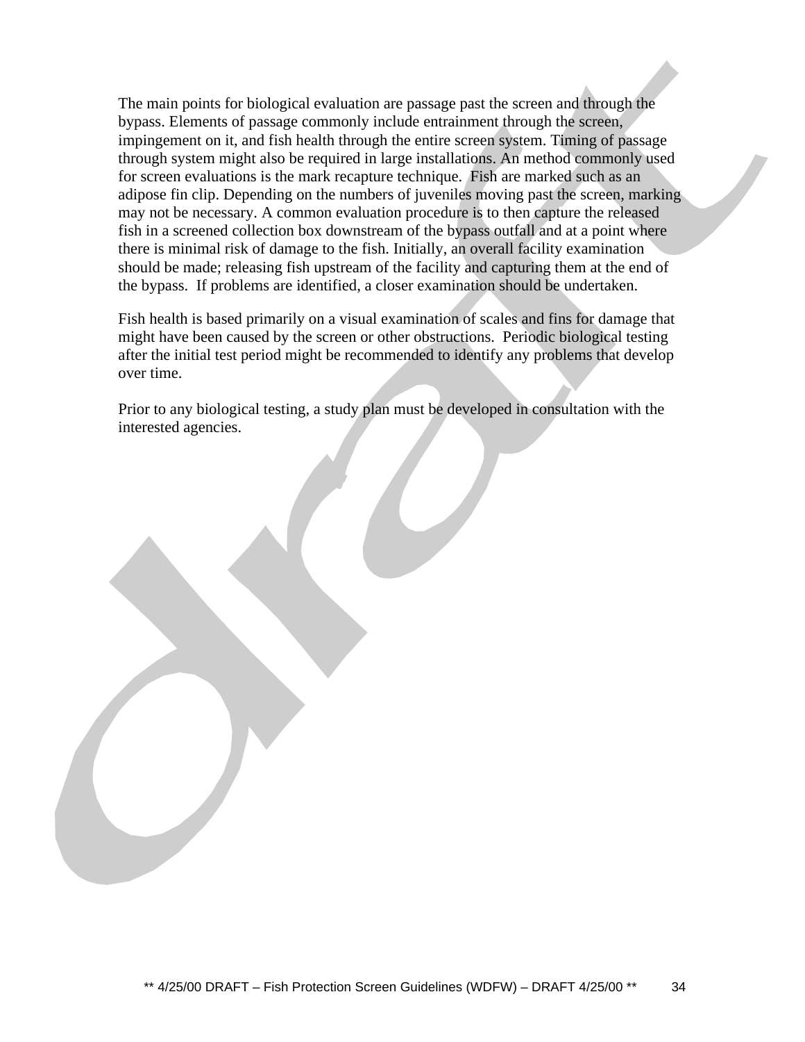The main points for biological evaluation are passage past the screen and through the bypass. Elements of passage commonly include entrainment through the screen, impingement on it, and fish health through the entire screen system. Timing of passage through system might also be required in large installations. An method commonly used for screen evaluations is the mark recapture technique. Fish are marked such as an adipose fin clip. Depending on the numbers of juveniles moving past the screen, marking may not be necessary. A common evaluation procedure is to then capture the released fish in a screened collection box downstream of the bypass outfall and at a point where there is minimal risk of damage to the fish. Initially, an overall facility examination should be made; releasing fish upstream of the facility and capturing them at the end of the bypass. If problems are identified, a closer examination should be undertaken.

Fish health is based primarily on a visual examination of scales and fins for damage that might have been caused by the screen or other obstructions. Periodic biological testing after the initial test period might be recommended to identify any problems that develop over time.

Prior to any biological testing, a study plan must be developed in consultation with the interested agencies.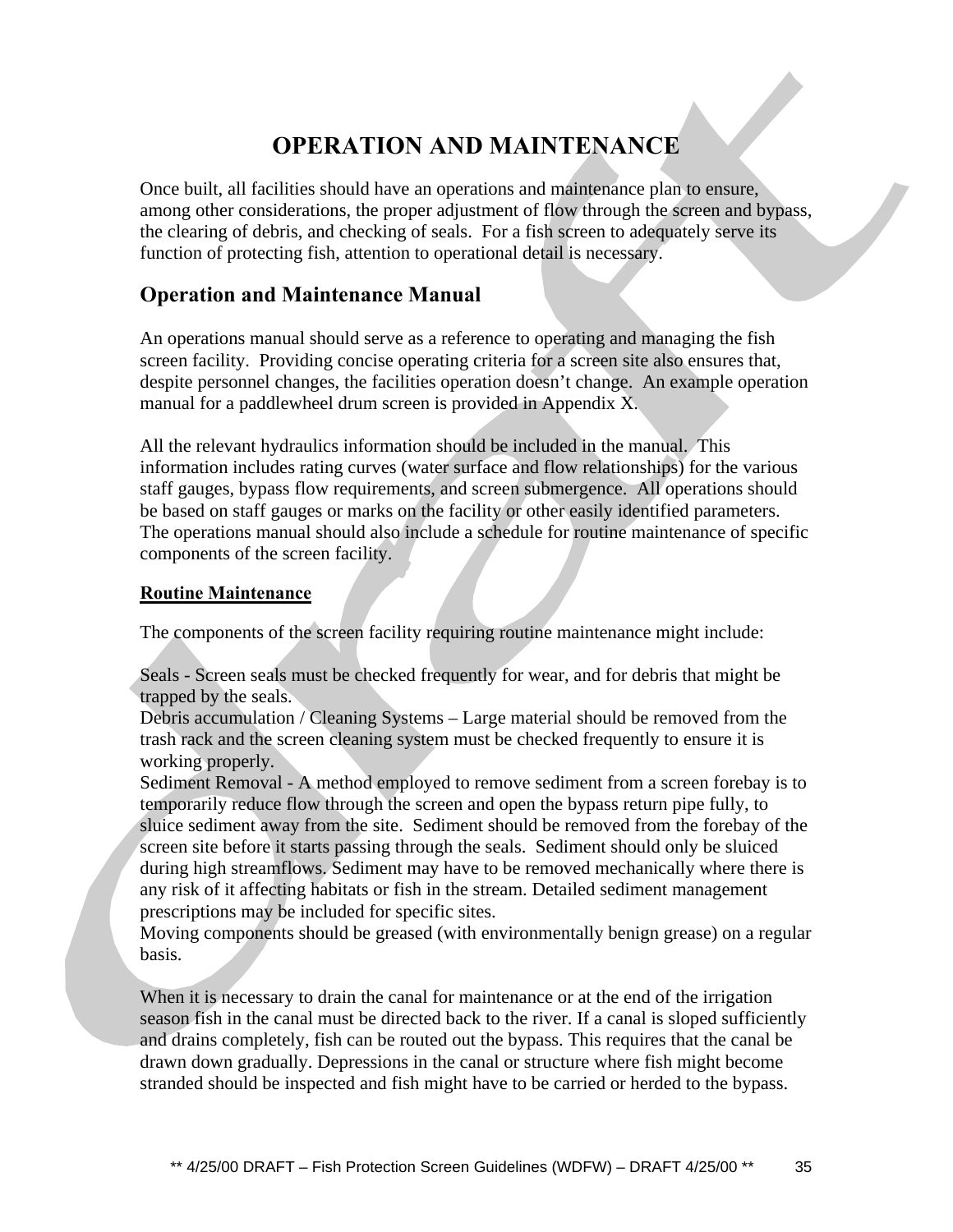# OPERATION AND MAINTENANCE

Once built, all facilities should have an operations and maintenance plan to ensure, among other considerations, the proper adjustment of flow through the screen and bypass, the clearing of debris, and checking of seals. For a fish screen to adequately serve its function of protecting fish, attention to operational detail is necessary.

## Operation and Maintenance Manual

An operations manual should serve as a reference to operating and managing the fish screen facility. Providing concise operating criteria for a screen site also ensures that, despite personnel changes, the facilities operation doesn't change. An example operation manual for a paddlewheel drum screen is provided in Appendix X.

All the relevant hydraulics information should be included in the manual. This information includes rating curves (water surface and flow relationships) for the various staff gauges, bypass flow requirements, and screen submergence. All operations should be based on staff gauges or marks on the facility or other easily identified parameters. The operations manual should also include a schedule for routine maintenance of specific components of the screen facility.

### Routine Maintenance

The components of the screen facility requiring routine maintenance might include:

Seals - Screen seals must be checked frequently for wear, and for debris that might be trapped by the seals.
Debris accumulation / Cleaning Systems – Large material should be removed from the trash rack and the screen cleaning system must be checked frequently to ensure it is working properly.
Sediment Removal - A method employed to remove sediment from a screen forebay is to temporarily reduce flow through the screen and open the bypass return pipe fully, to sluice sediment away from the site. Sediment should be removed from the forebay of the screen site before it starts passing through the seals. Sediment should only be sluiced during high streamflows. Sediment may have to be removed mechanically where there is any risk of it affecting habitats or fish in the stream. Detailed sediment management prescriptions may be included for specific sites.
Moving components should be greased (with environmentally benign grease) on a regular basis.

When it is necessary to drain the canal for maintenance or at the end of the irrigation season fish in the canal must be directed back to the river. If a canal is sloped sufficiently and drains completely, fish can be routed out the bypass. This requires that the canal be drawn down gradually. Depressions in the canal or structure where fish might become stranded should be inspected and fish might have to be carried or herded to the bypass.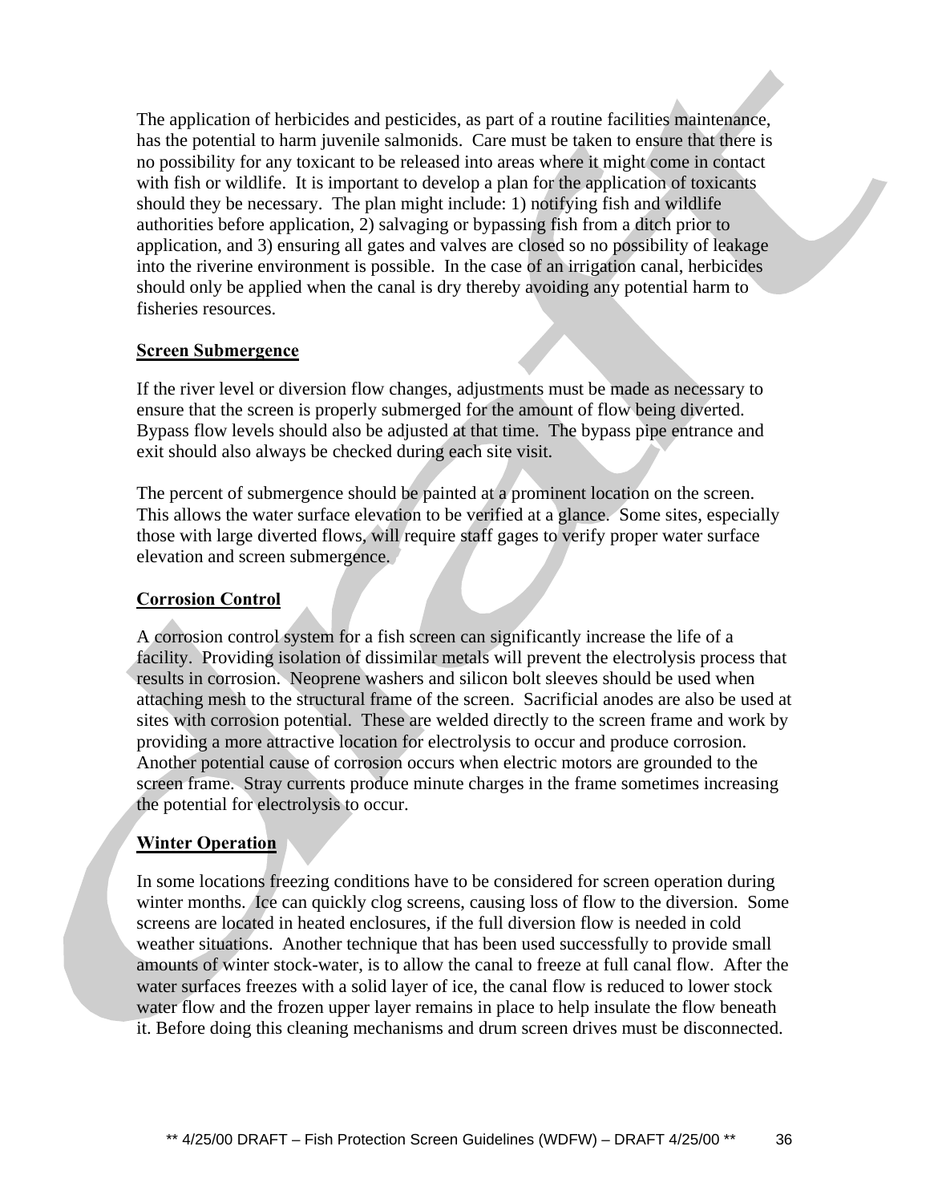The application of herbicides and pesticides, as part of a routine facilities maintenance, has the potential to harm juvenile salmonids. Care must be taken to ensure that there is no possibility for any toxicant to be released into areas where it might come in contact with fish or wildlife. It is important to develop a plan for the application of toxicants should they be necessary. The plan might include: 1) notifying fish and wildlife authorities before application, 2) salvaging or bypassing fish from a ditch prior to application, and 3) ensuring all gates and valves are closed so no possibility of leakage into the riverine environment is possible. In the case of an irrigation canal, herbicides should only be applied when the canal is dry thereby avoiding any potential harm to fisheries resources.

**Screen Submergence**

If the river level or diversion flow changes, adjustments must be made as necessary to ensure that the screen is properly submerged for the amount of flow being diverted. Bypass flow levels should also be adjusted at that time. The bypass pipe entrance and exit should also always be checked during each site visit.

The percent of submergence should be painted at a prominent location on the screen. This allows the water surface elevation to be verified at a glance. Some sites, especially those with large diverted flows, will require staff gages to verify proper water surface elevation and screen submergence.

**Corrosion Control**

A corrosion control system for a fish screen can significantly increase the life of a facility. Providing isolation of dissimilar metals will prevent the electrolysis process that results in corrosion. Neoprene washers and silicon bolt sleeves should be used when attaching mesh to the structural frame of the screen. Sacrificial anodes are also be used at sites with corrosion potential. These are welded directly to the screen frame and work by providing a more attractive location for electrolysis to occur and produce corrosion. Another potential cause of corrosion occurs when electric motors are grounded to the screen frame. Stray currents produce minute charges in the frame sometimes increasing the potential for electrolysis to occur.

**Winter Operation**

In some locations freezing conditions have to be considered for screen operation during winter months. Ice can quickly clog screens, causing loss of flow to the diversion. Some screens are located in heated enclosures, if the full diversion flow is needed in cold weather situations. Another technique that has been used successfully to provide small amounts of winter stock-water, is to allow the canal to freeze at full canal flow. After the water surfaces freezes with a solid layer of ice, the canal flow is reduced to lower stock water flow and the frozen upper layer remains in place to help insulate the flow beneath it. Before doing this cleaning mechanisms and drum screen drives must be disconnected.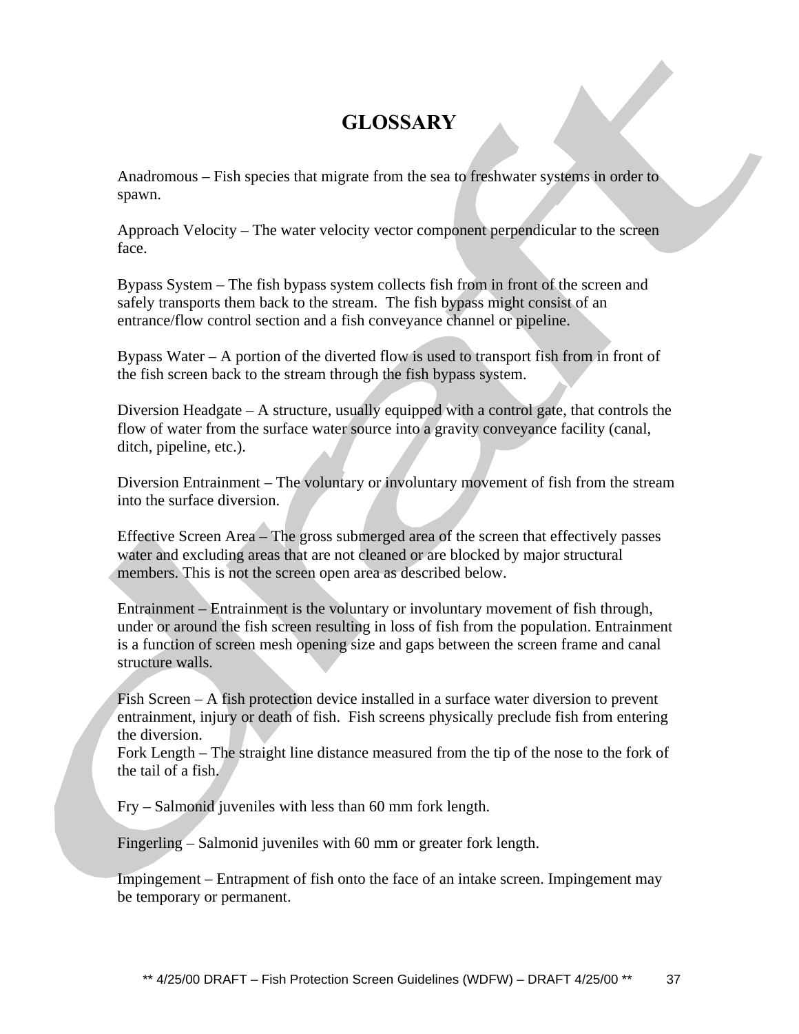# GLOSSARY

Anadromous – Fish species that migrate from the sea to freshwater systems in order to spawn.

Approach Velocity – The water velocity vector component perpendicular to the screen face.

Bypass System – The fish bypass system collects fish from in front of the screen and safely transports them back to the stream. The fish bypass might consist of an entrance/flow control section and a fish conveyance channel or pipeline.

Bypass Water – A portion of the diverted flow is used to transport fish from in front of the fish screen back to the stream through the fish bypass system.

Diversion Headgate – A structure, usually equipped with a control gate, that controls the flow of water from the surface water source into a gravity conveyance facility (canal, ditch, pipeline, etc.).

Diversion Entrainment – The voluntary or involuntary movement of fish from the stream into the surface diversion.

Effective Screen Area – The gross submerged area of the screen that effectively passes water and excluding areas that are not cleaned or are blocked by major structural members. This is not the screen open area as described below.

Entrainment – Entrainment is the voluntary or involuntary movement of fish through, under or around the fish screen resulting in loss of fish from the population. Entrainment is a function of screen mesh opening size and gaps between the screen frame and canal structure walls.

Fish Screen – A fish protection device installed in a surface water diversion to prevent entrainment, injury or death of fish. Fish screens physically preclude fish from entering the diversion.

Fork Length – The straight line distance measured from the tip of the nose to the fork of the tail of a fish.

Fry – Salmonid juveniles with less than 60 mm fork length.

Fingerling – Salmonid juveniles with 60 mm or greater fork length.

Impingement – Entrapment of fish onto the face of an intake screen. Impingement may be temporary or permanent.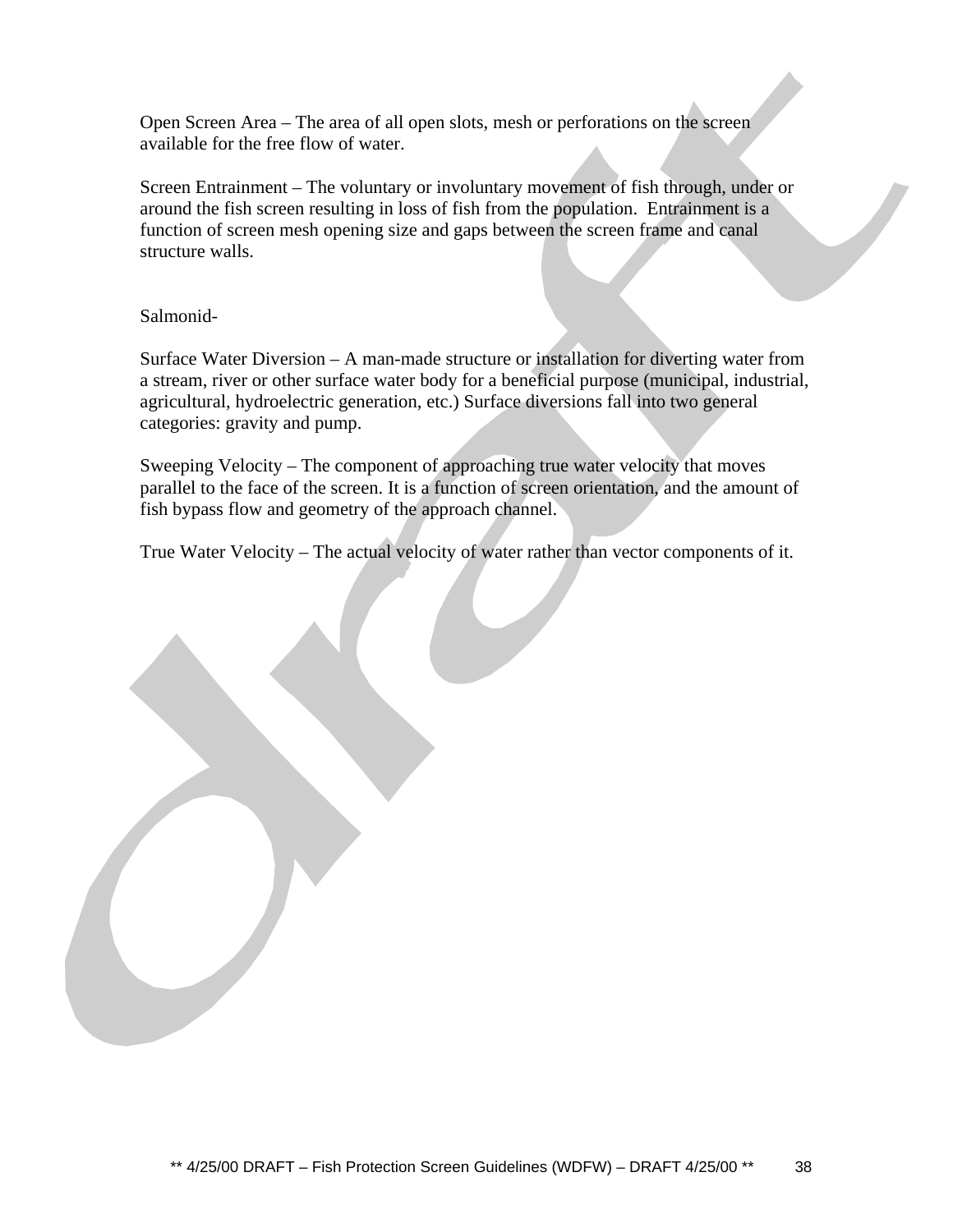Open Screen Area – The area of all open slots, mesh or perforations on the screen available for the free flow of water.

Screen Entrainment – The voluntary or involuntary movement of fish through, under or around the fish screen resulting in loss of fish from the population. Entrainment is a function of screen mesh opening size and gaps between the screen frame and canal structure walls.

Salmonid-

Surface Water Diversion – A man-made structure or installation for diverting water from a stream, river or other surface water body for a beneficial purpose (municipal, industrial, agricultural, hydroelectric generation, etc.) Surface diversions fall into two general categories: gravity and pump.

Sweeping Velocity – The component of approaching true water velocity that moves parallel to the face of the screen. It is a function of screen orientation, and the amount of fish bypass flow and geometry of the approach channel.

True Water Velocity – The actual velocity of water rather than vector components of it.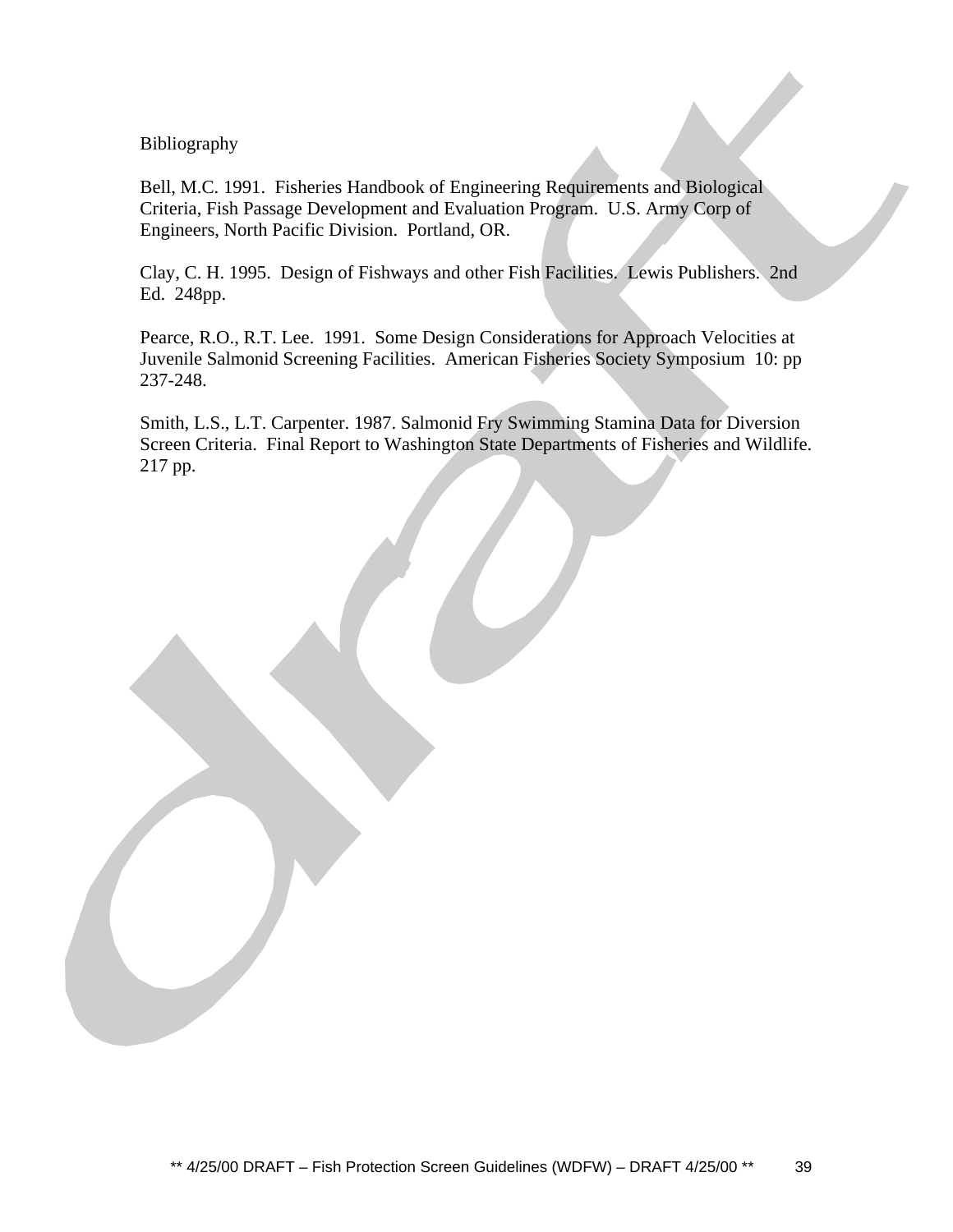## Bibliography

Bell, M.C. 1991. Fisheries Handbook of Engineering Requirements and Biological Criteria, Fish Passage Development and Evaluation Program. U.S. Army Corp of Engineers, North Pacific Division. Portland, OR.

Clay, C. H. 1995. Design of Fishways and other Fish Facilities. Lewis Publishers. 2nd Ed. 248pp.

Pearce, R.O., R.T. Lee. 1991. Some Design Considerations for Approach Velocities at Juvenile Salmonid Screening Facilities. American Fisheries Society Symposium 10: pp 237-248.

Smith, L.S., L.T. Carpenter. 1987. Salmonid Fry Swimming Stamina Data for Diversion Screen Criteria. Final Report to Washington State Departments of Fisheries and Wildlife. 217 pp.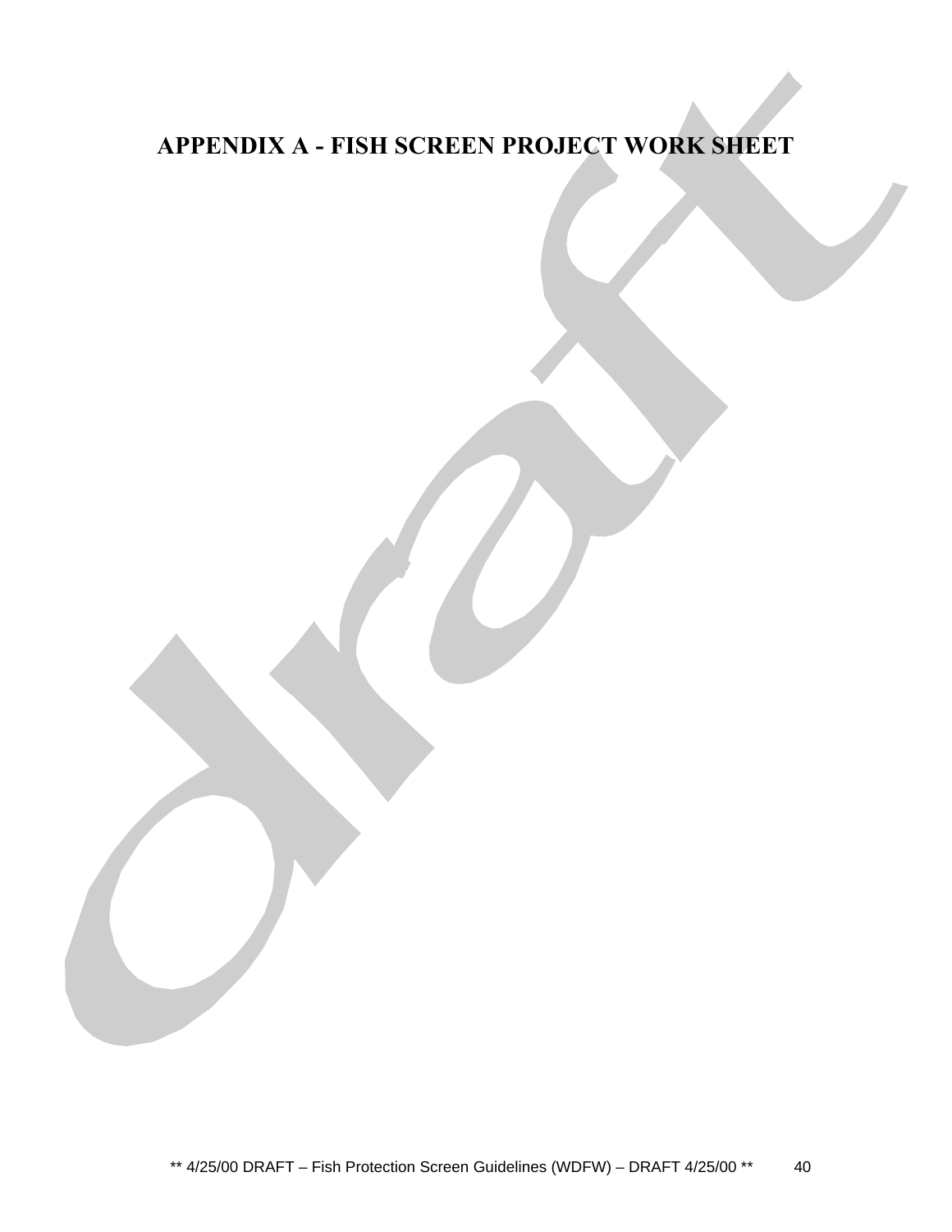# APPENDIX A - FISH SCREEN PROJECT WORK SHEET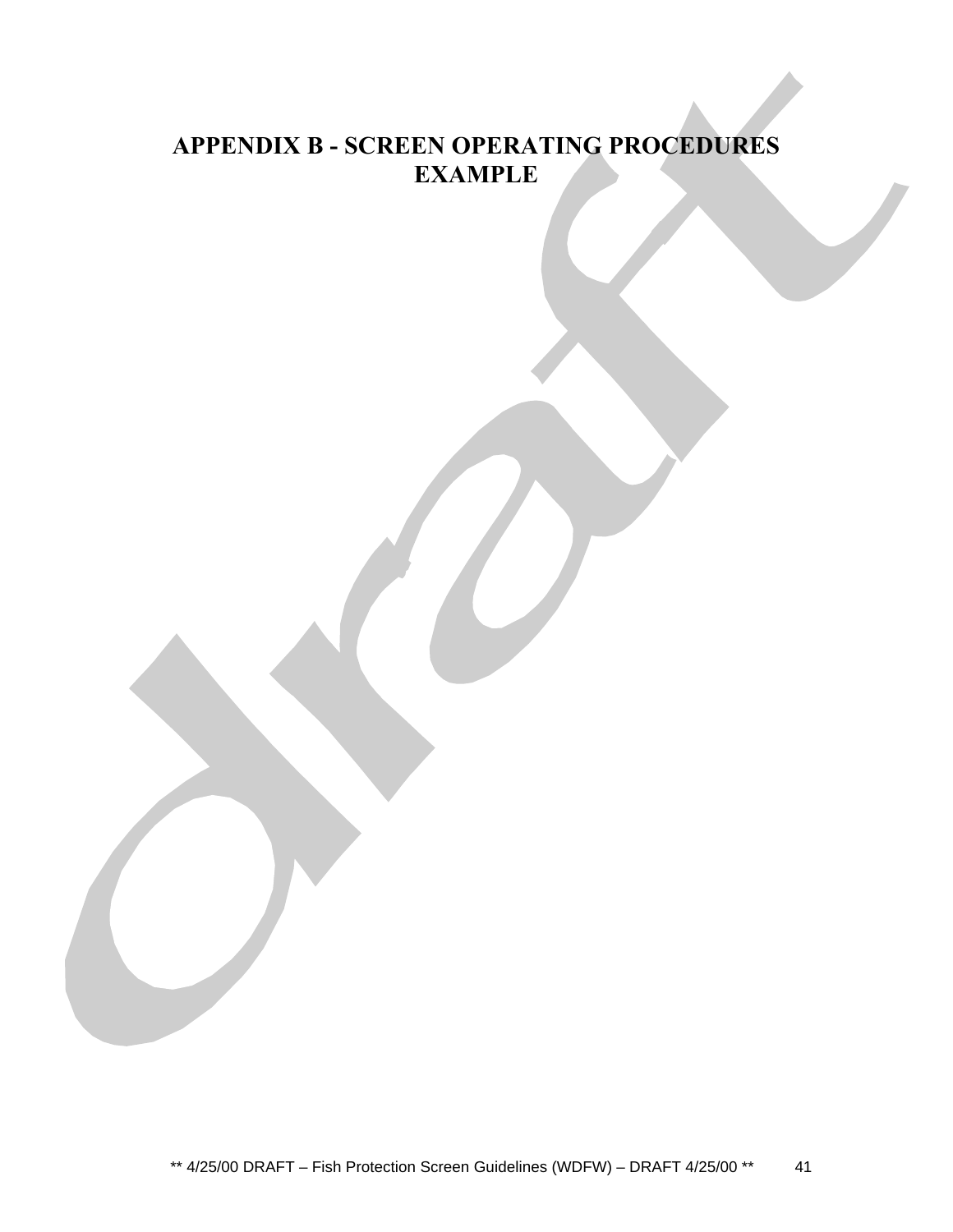# APPENDIX B - SCREEN OPERATING PROCEDURES EXAMPLE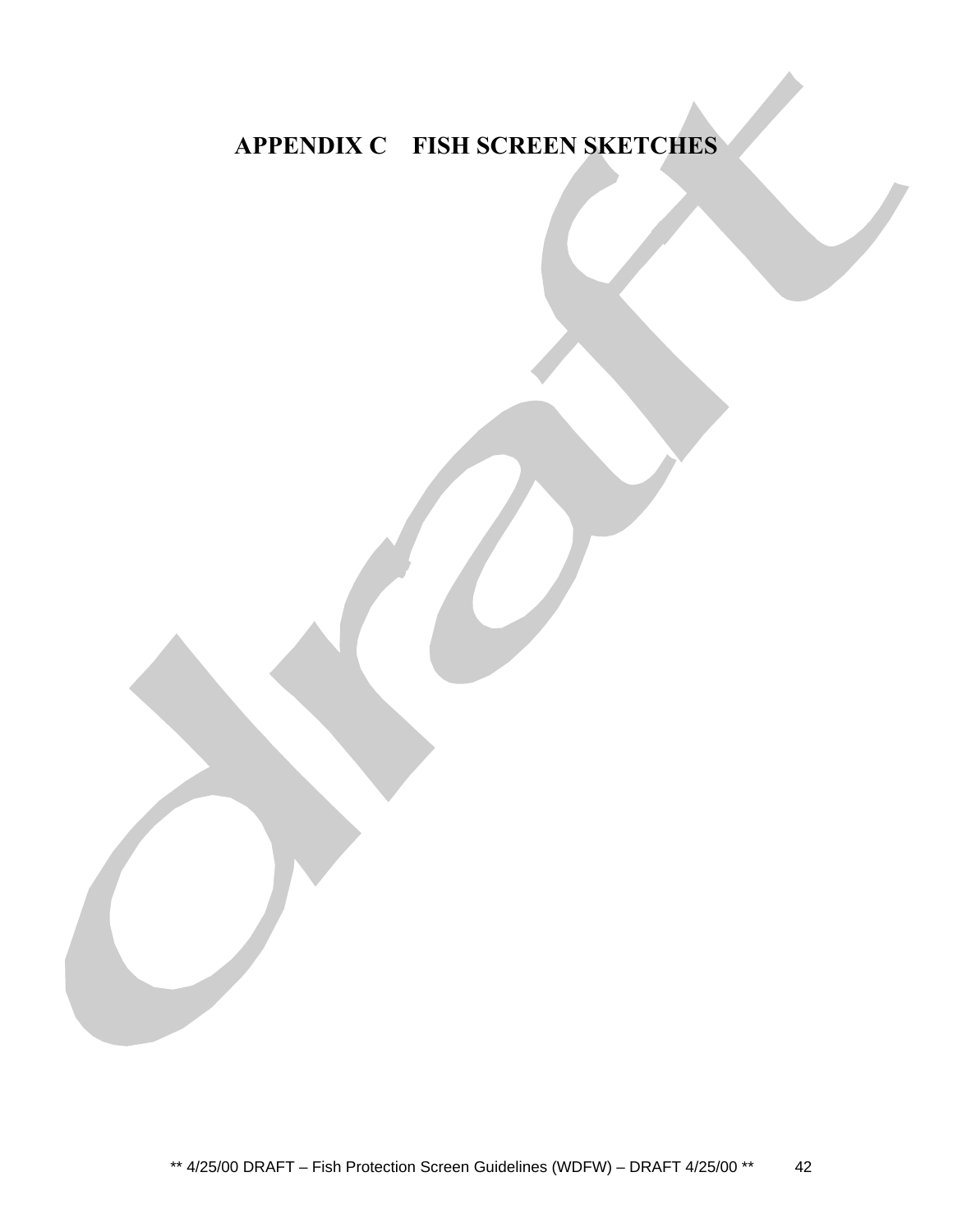# APPENDIX C FISH SCREEN SKETCHES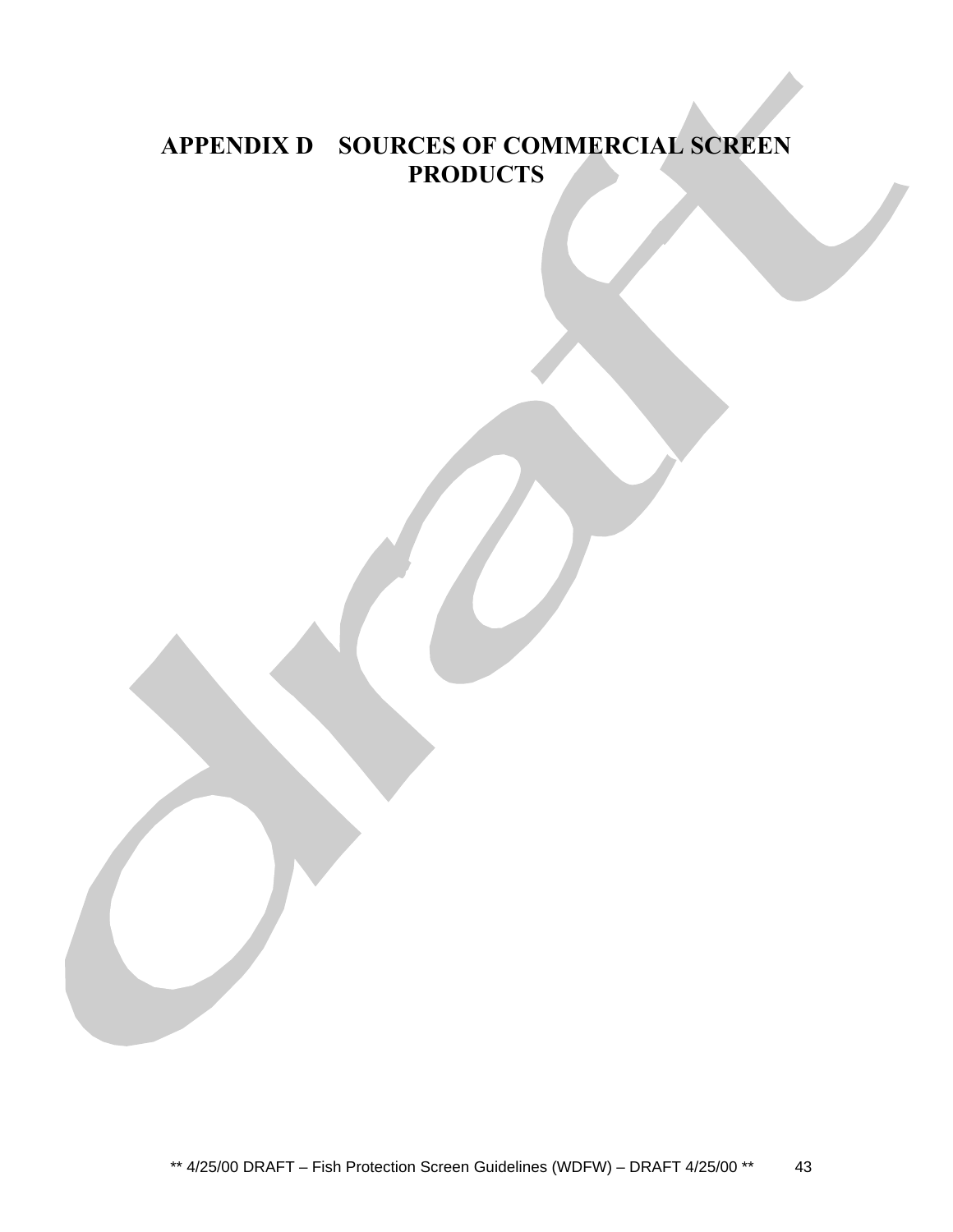# APPENDIX D SOURCES OF COMMERCIAL SCREEN PRODUCTS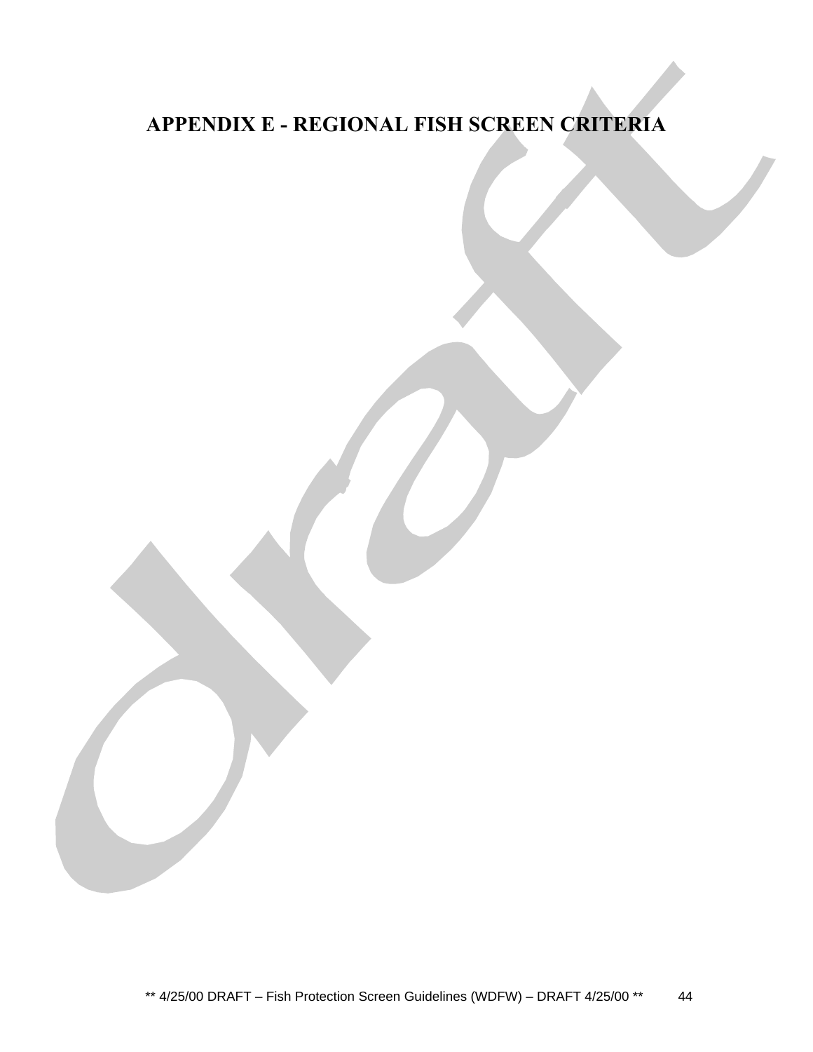# APPENDIX E - REGIONAL FISH SCREEN CRITERIA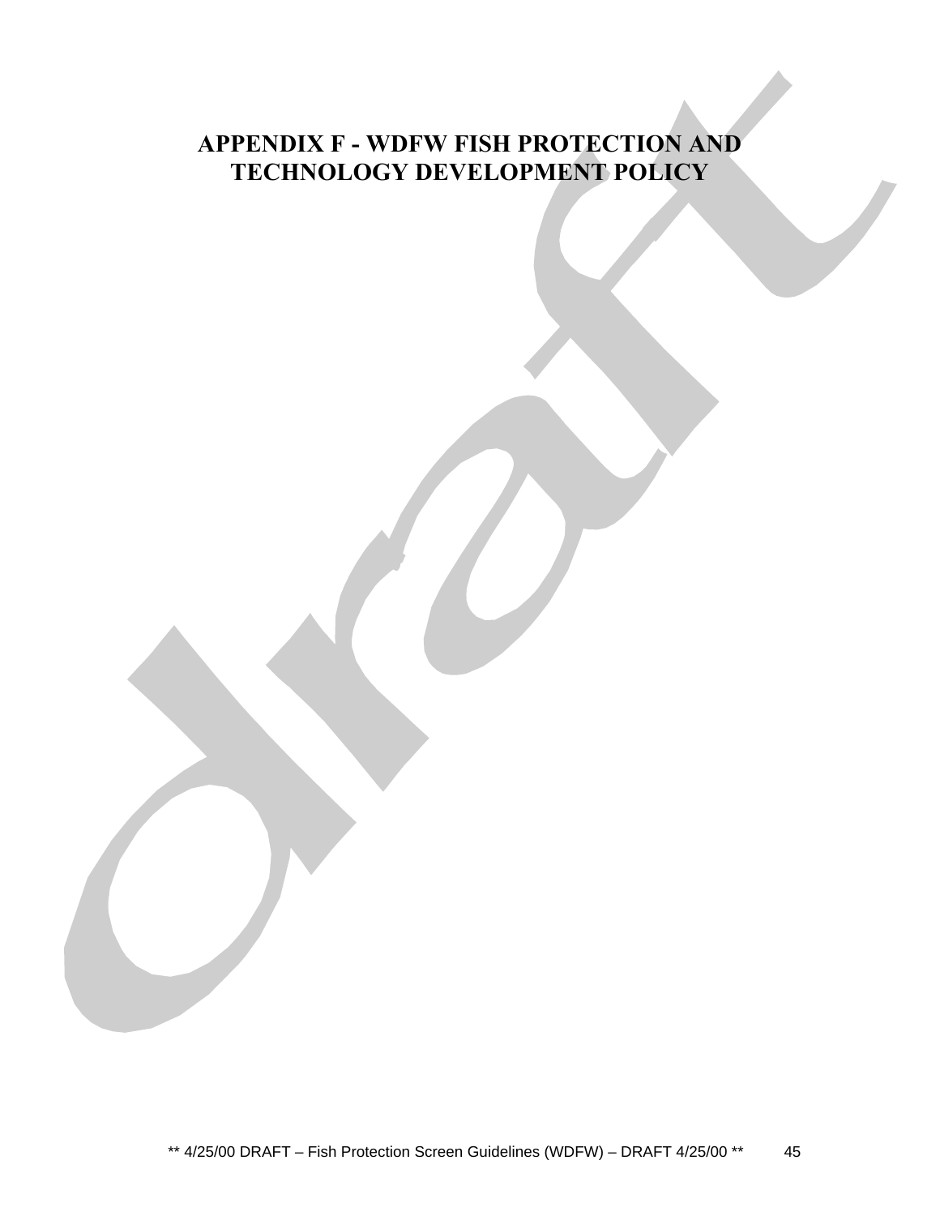# APPENDIX F - WDFW FISH PROTECTION AND TECHNOLOGY DEVELOPMENT POLICY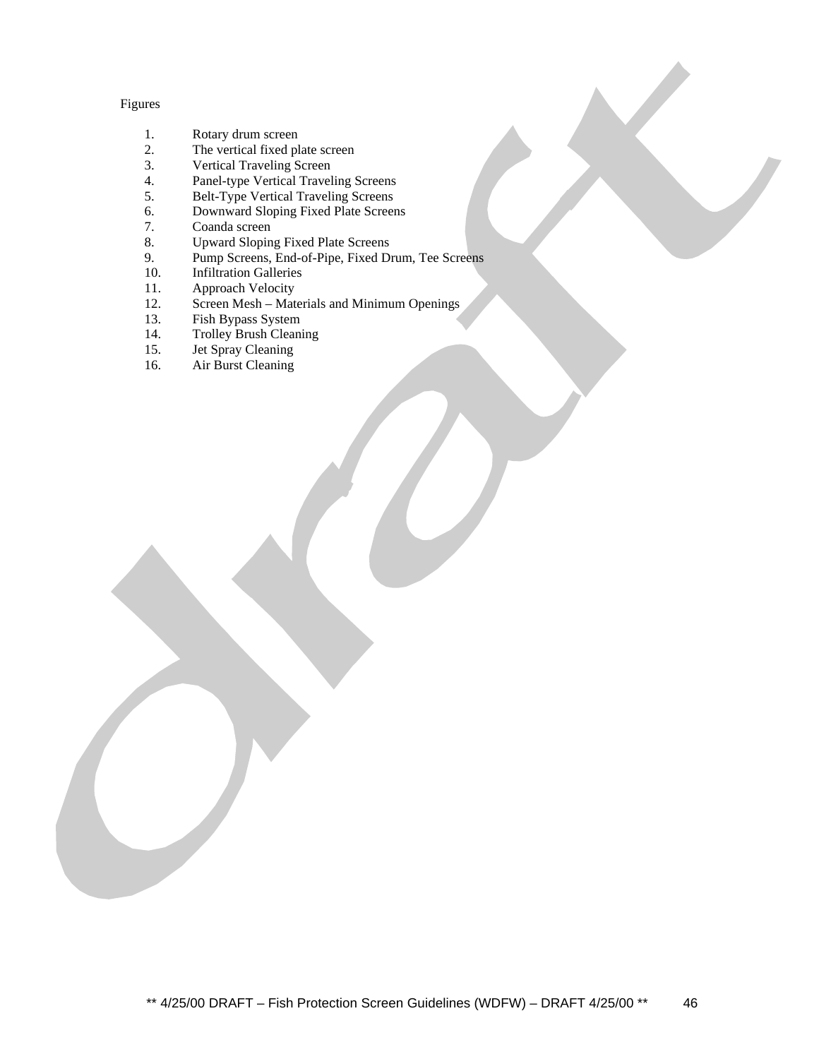Figures

1. Rotary drum screen
2. The vertical fixed plate screen
3. Vertical Traveling Screen
4. Panel-type Vertical Traveling Screens
5. Belt-Type Vertical Traveling Screens
6. Downward Sloping Fixed Plate Screens
7. Coanda screen
8. Upward Sloping Fixed Plate Screens
9. Pump Screens, End-of-Pipe, Fixed Drum, Tee Screens
10. Infiltration Galleries
11. Approach Velocity
12. Screen Mesh – Materials and Minimum Openings
13. Fish Bypass System
14. Trolley Brush Cleaning
15. Jet Spray Cleaning
16. Air Burst Cleaning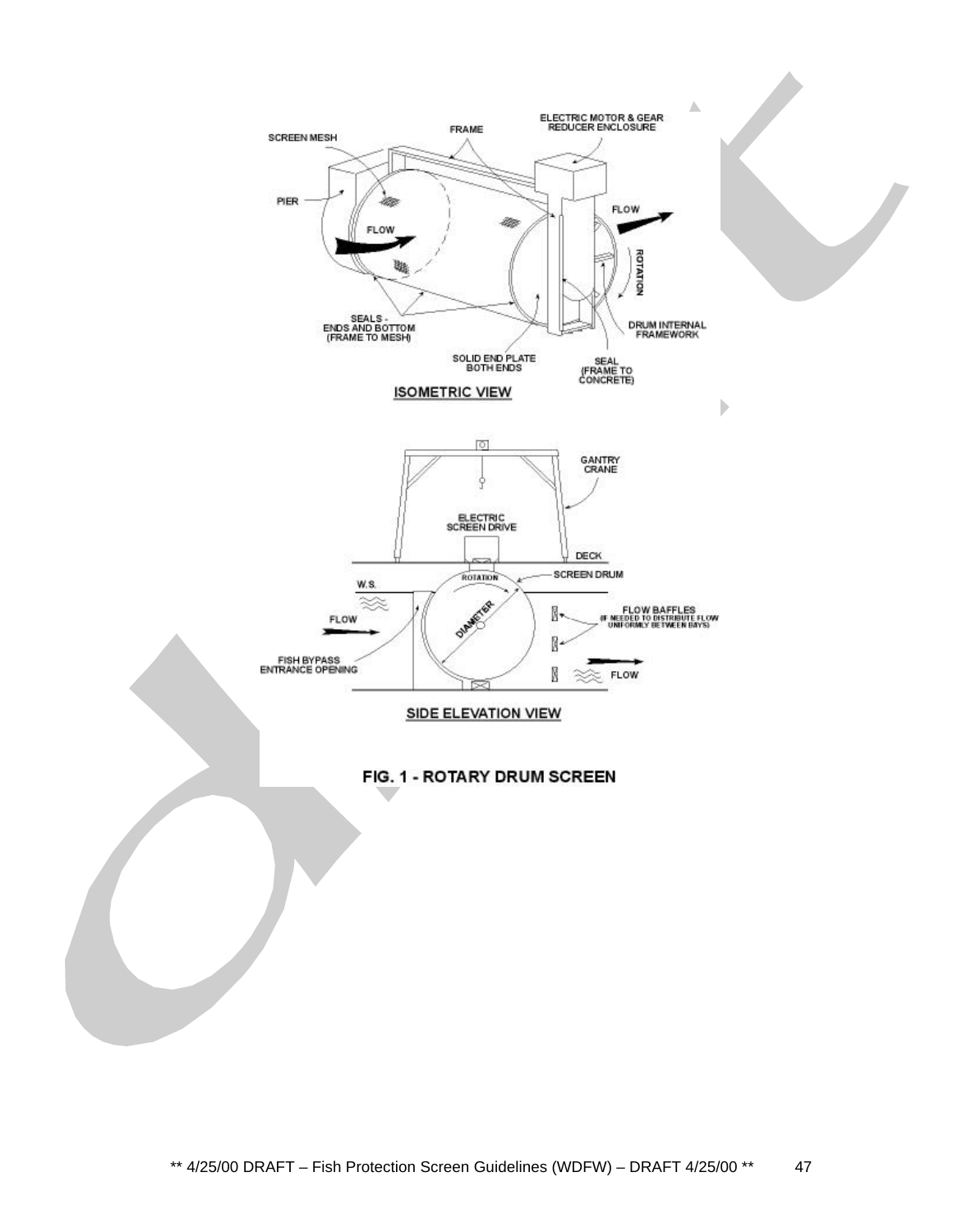FIG. 1 - ROTARY DRUM SCREEN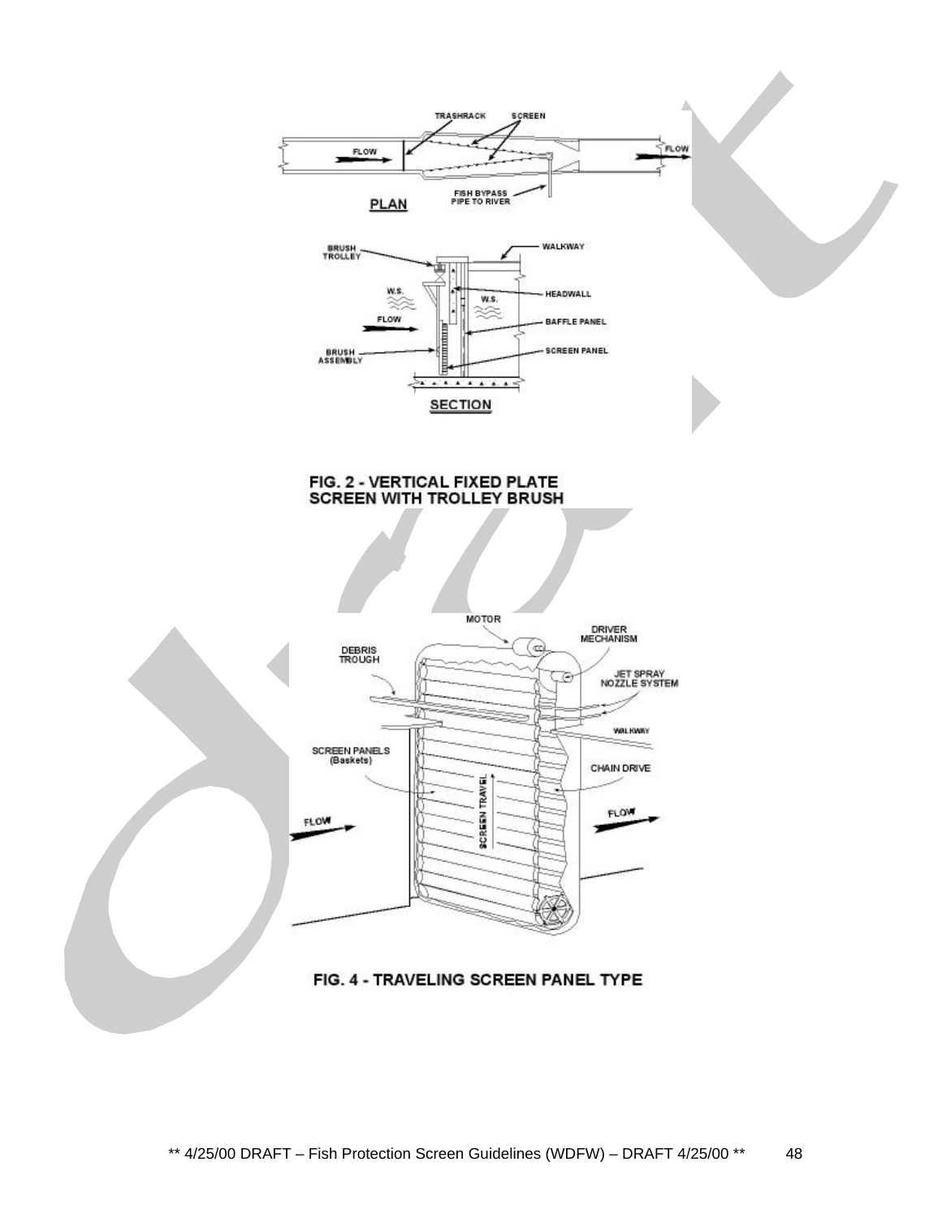FIG. 2 - VERTICAL FIXED PLATE SCREEN WITH TROLLEY BRUSH

FIG. 4 - TRAVELING SCREEN PANEL TYPE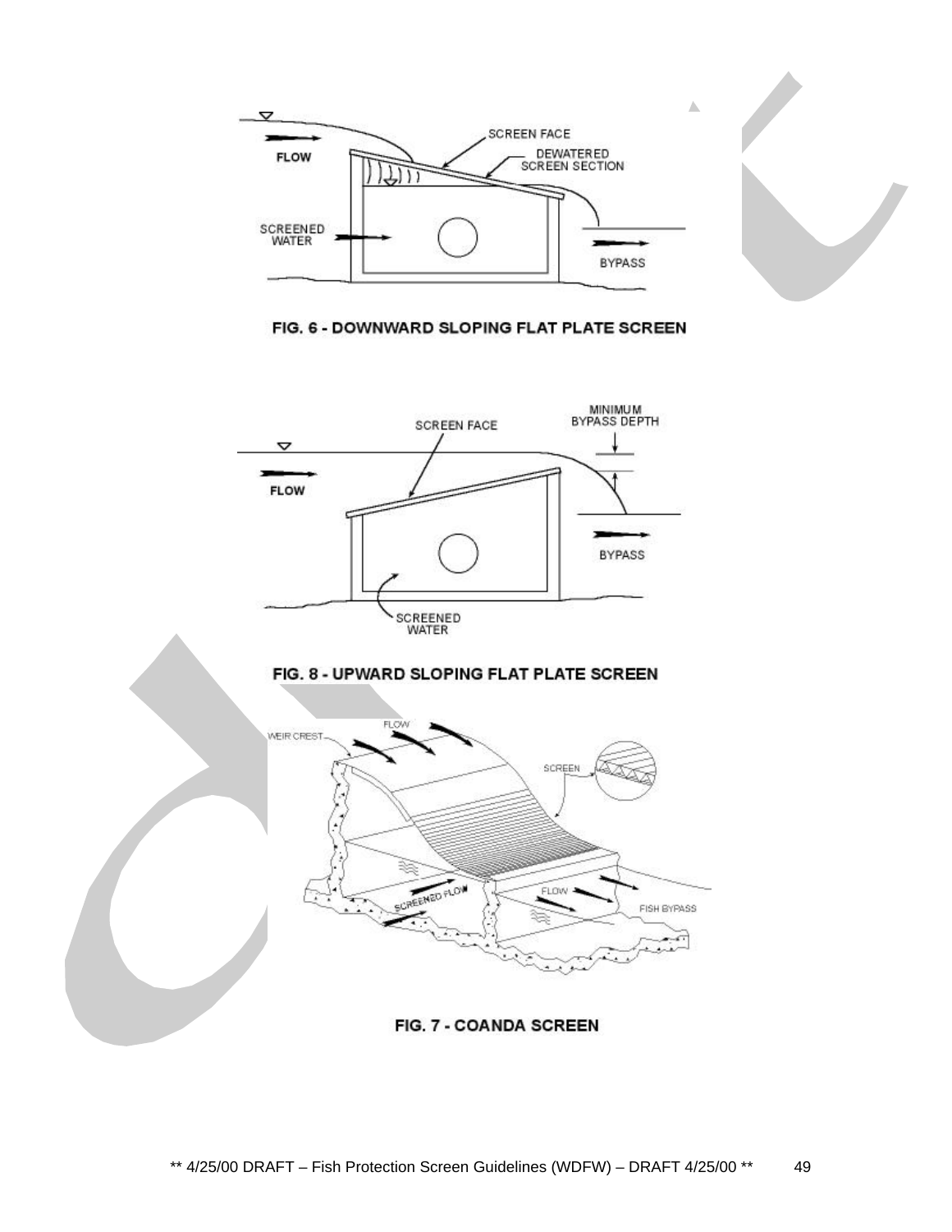FIG. 6 - DOWNWARD SLOPING FLAT PLATE SCREEN

FIG. 8 - UPWARD SLOPING FLAT PLATE SCREEN

FIG. 7 - COANDA SCREEN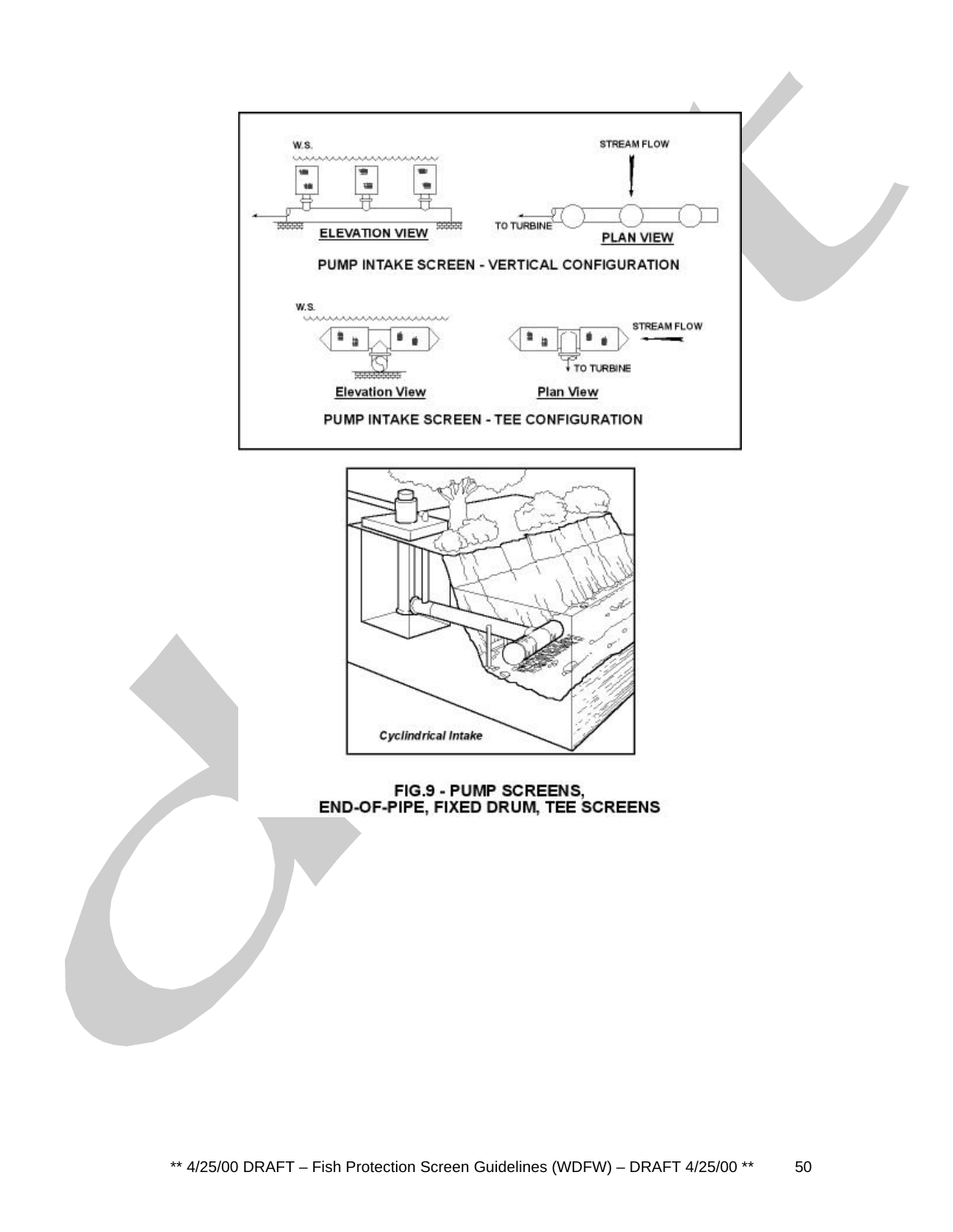W.S.

STREAM FLOW

TO TURBINE

ELEVATION VIEW

PLAN VIEW

PUMP INTAKE SCREEN - VERTICAL CONFIGURATION

W.S.

STREAM FLOW

TO TURBINE

Elevation View

Plan View

PUMP INTAKE SCREEN - TEE CONFIGURATION

Cyclindrical Intake

FIG.9 - PUMP SCREENS, END-OF-PIPE, FIXED DRUM, TEE SCREENS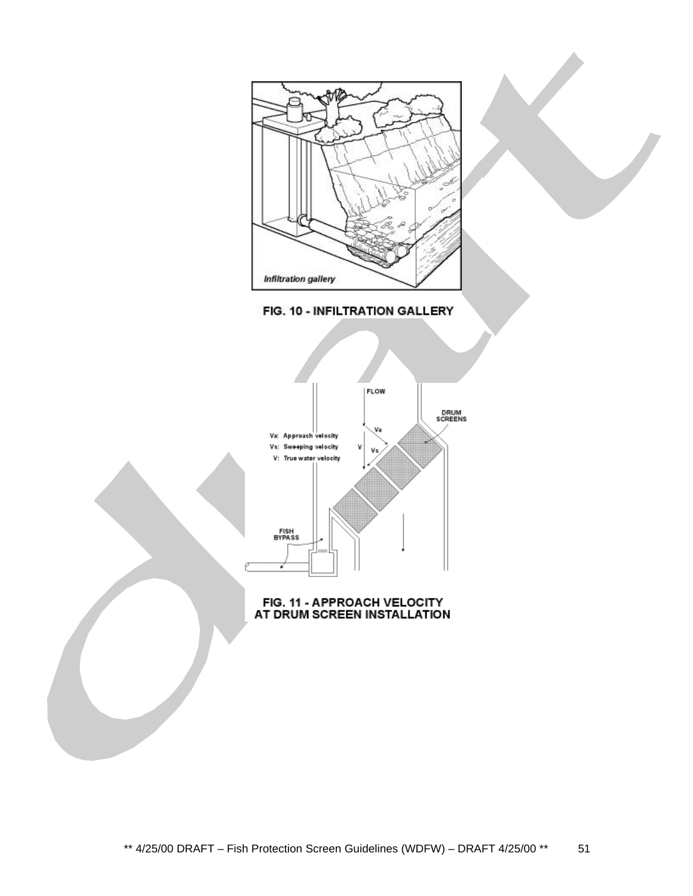Infiltration gallery

FIG. 10 - INFILTRATION GALLERY

FLOW

DRUM SCREENS

Va: Approach velocity

Vs: Sweeping velocity

V: True water velocity

FISH BYPASS

FIG. 11 - APPROACH VELOCITY AT DRUM SCREEN INSTALLATION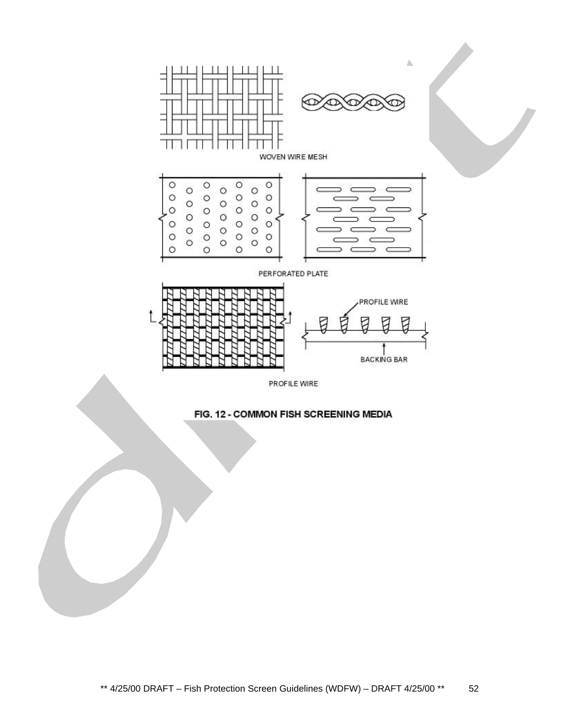WOVEN WIRE MESH

PERFORATED PLATE

PROFILE WIRE

BACKING BAR

PROFILE WIRE

**FIG. 12 - COMMON FISH SCREENING MEDIA**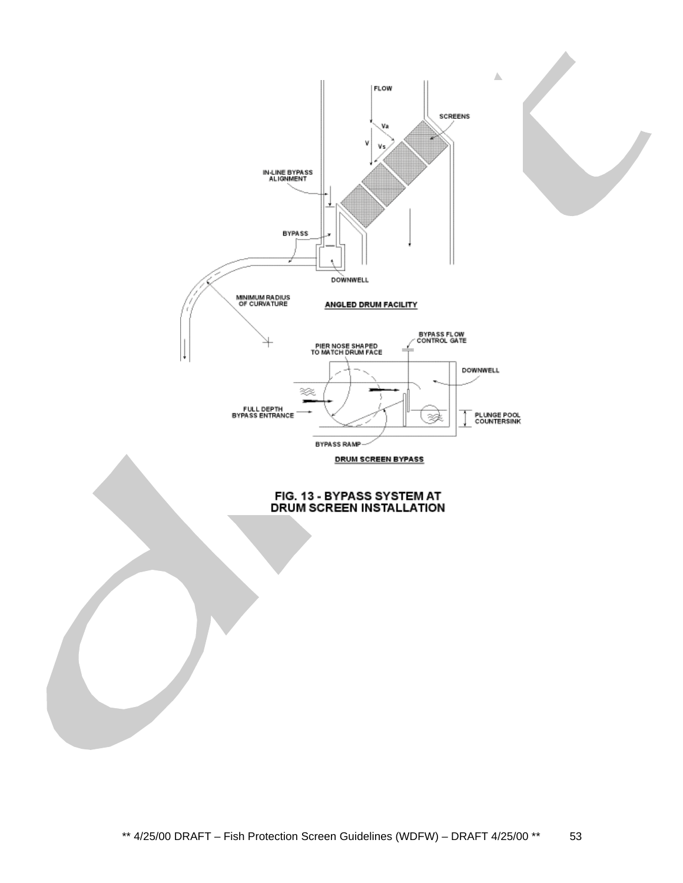FLOW

SCREENS

$V_a$

$V$

$V_s$

IN-LINE BYPASS ALIGNMENT

BYPASS

DOWNWELL

MINIMUM RADIUS OF CURVATURE

ANGLED DRUM FACILITY

BYPASS FLOW CONTROL GATE

PIER NOSE SHAPED TO MATCH DRUM FACE

DOWNWELL

FULL DEPTH BYPASS ENTRANCE

PLUNGE POOL COUNTERSINK

BYPASS RAMP

DRUM SCREEN BYPASS

**FIG. 13 - BYPASS SYSTEM AT DRUM SCREEN INSTALLATION**